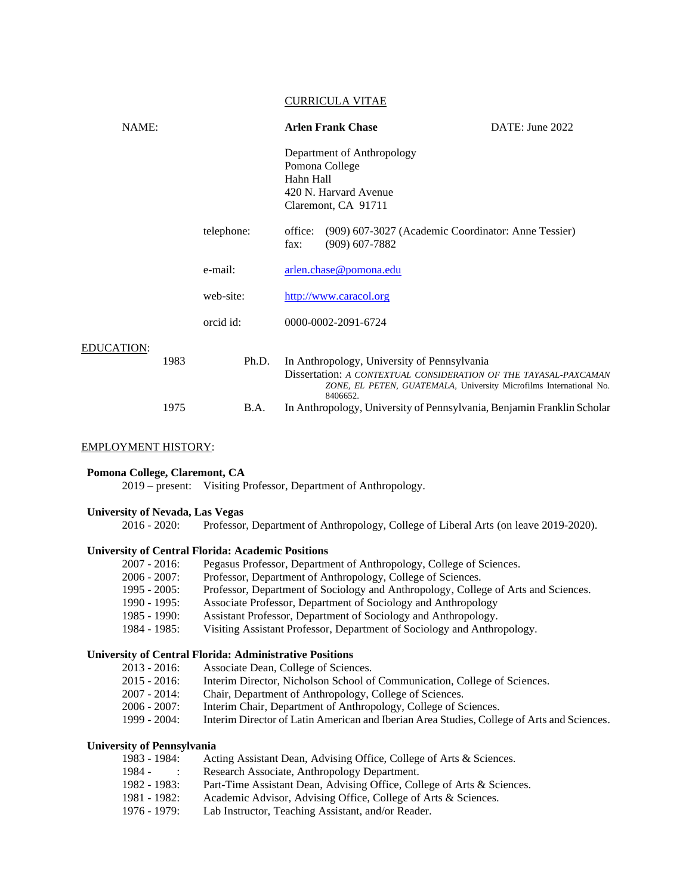# CURRICULA VITAE

NAME: **Arlen Frank Chase** DATE: June 2022

Department of Anthropology
Pomona College
Hahn Hall
420 N. Harvard Avenue
Claremont, CA 91711

telephone: office: (909) 607-3027 (Academic Coordinator: Anne Tessier)
fax: (909) 607-7882

e-mail: arlen.chase@pomona.edu

web-site: http://www.caracol.org

orcid id: 0000-0002-2091-6724

## EDUCATION:

| | | |
|---|---|---|
| 1983 | Ph.D. | In Anthropology, University of Pennsylvania<br>Dissertation: *A CONTEXTUAL CONSIDERATION OF THE TAYASAL-PAXCAMAN ZONE, EL PETEN, GUATEMALA*, University Microfilms International No. 8406652. |
| 1975 | B.A. | In Anthropology, University of Pennsylvania, Benjamin Franklin Scholar |

## EMPLOYMENT HISTORY:

**Pomona College, Claremont, CA**

2019 – present: Visiting Professor, Department of Anthropology.

**University of Nevada, Las Vegas**

2016 - 2020: Professor, Department of Anthropology, College of Liberal Arts (on leave 2019-2020).

**University of Central Florida: Academic Positions**

2007 - 2016: Pegasus Professor, Department of Anthropology, College of Sciences.
2006 - 2007: Professor, Department of Anthropology, College of Sciences.
1995 - 2005: Professor, Department of Sociology and Anthropology, College of Arts and Sciences.
1990 - 1995: Associate Professor, Department of Sociology and Anthropology
1985 - 1990: Assistant Professor, Department of Sociology and Anthropology.
1984 - 1985: Visiting Assistant Professor, Department of Sociology and Anthropology.

**University of Central Florida: Administrative Positions**

2013 - 2016: Associate Dean, College of Sciences.
2015 - 2016: Interim Director, Nicholson School of Communication, College of Sciences.
2007 - 2014: Chair, Department of Anthropology, College of Sciences.
2006 - 2007: Interim Chair, Department of Anthropology, College of Sciences.
1999 - 2004: Interim Director of Latin American and Iberian Area Studies, College of Arts and Sciences.

**University of Pennsylvania**

1983 - 1984: Acting Assistant Dean, Advising Office, College of Arts & Sciences.
1984 - : Research Associate, Anthropology Department.
1982 - 1983: Part-Time Assistant Dean, Advising Office, College of Arts & Sciences.
1981 - 1982: Academic Advisor, Advising Office, College of Arts & Sciences.
1976 - 1979: Lab Instructor, Teaching Assistant, and/or Reader.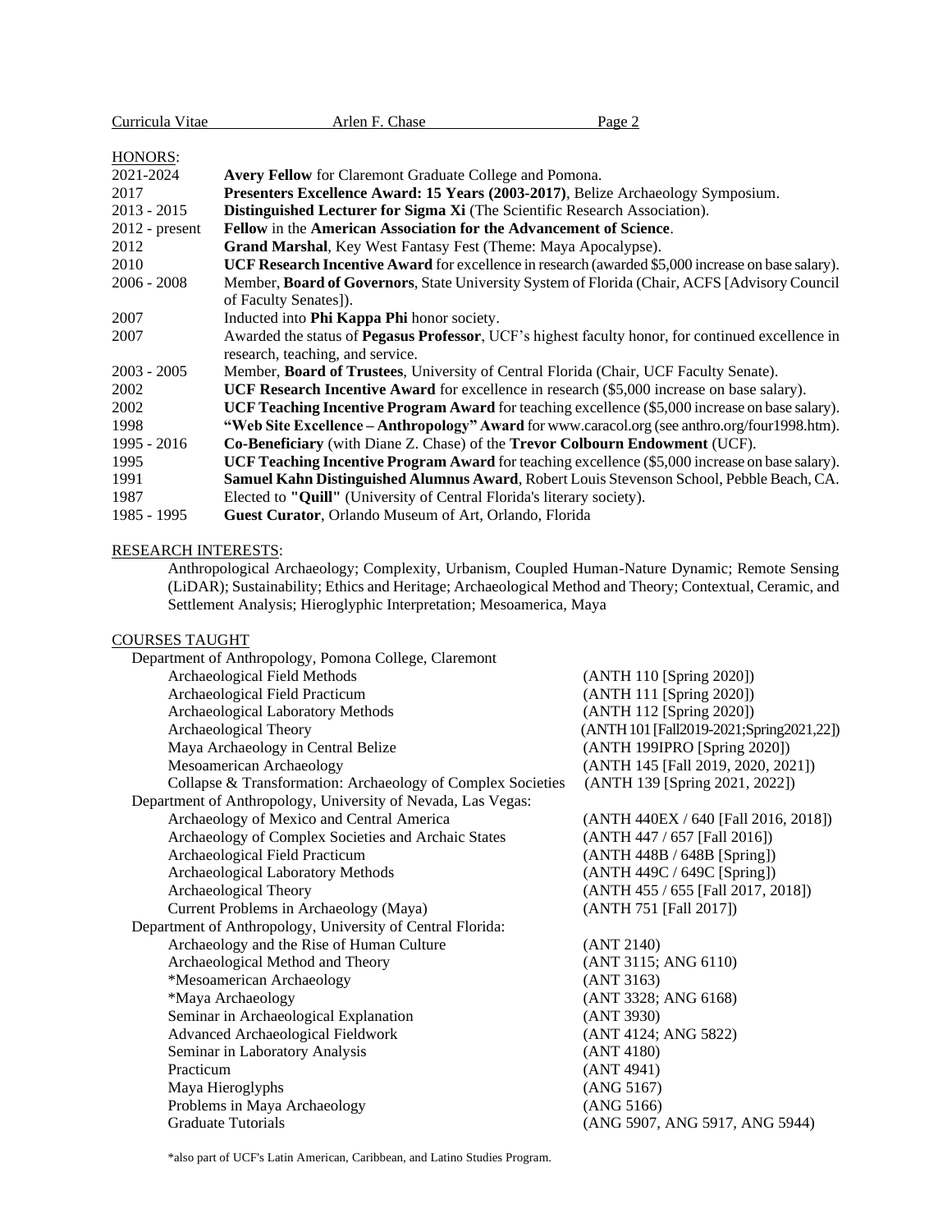## HONORS:

| | |
|---|---|
| 2021-2024 | **Avery Fellow** for Claremont Graduate College and Pomona. |
| 2017 | **Presenters Excellence Award: 15 Years (2003-2017)**, Belize Archaeology Symposium. |
| 2013 - 2015 | **Distinguished Lecturer for Sigma Xi** (The Scientific Research Association). |
| 2012 - present | **Fellow** in the **American Association for the Advancement of Science**. |
| 2012 | **Grand Marshal**, Key West Fantasy Fest (Theme: Maya Apocalypse). |
| 2010 | **UCF Research Incentive Award** for excellence in research (awarded $5,000 increase on base salary). |
| 2006 - 2008 | Member, **Board of Governors**, State University System of Florida (Chair, ACFS [Advisory Council of Faculty Senates]). |
| 2007 | Inducted into **Phi Kappa Phi** honor society. |
| 2007 | Awarded the status of **Pegasus Professor**, UCF's highest faculty honor, for continued excellence in research, teaching, and service. |
| 2003 - 2005 | Member, **Board of Trustees**, University of Central Florida (Chair, UCF Faculty Senate). |
| 2002 | **UCF Research Incentive Award** for excellence in research ($5,000 increase on base salary). |
| 2002 | **UCF Teaching Incentive Program Award** for teaching excellence ($5,000 increase on base salary). |
| 1998 | **"Web Site Excellence – Anthropology" Award** for www.caracol.org (see anthro.org/four1998.htm). |
| 1995 - 2016 | **Co-Beneficiary** (with Diane Z. Chase) of the **Trevor Colbourn Endowment** (UCF). |
| 1995 | **UCF Teaching Incentive Program Award** for teaching excellence ($5,000 increase on base salary). |
| 1991 | **Samuel Kahn Distinguished Alumnus Award**, Robert Louis Stevenson School, Pebble Beach, CA. |
| 1987 | Elected to **"Quill"** (University of Central Florida's literary society). |
| 1985 - 1995 | **Guest Curator**, Orlando Museum of Art, Orlando, Florida |

## RESEARCH INTERESTS:

Anthropological Archaeology; Complexity, Urbanism, Coupled Human-Nature Dynamic; Remote Sensing (LiDAR); Sustainability; Ethics and Heritage; Archaeological Method and Theory; Contextual, Ceramic, and Settlement Analysis; Hieroglyphic Interpretation; Mesoamerica, Maya

## COURSES TAUGHT

Department of Anthropology, Pomona College, Claremont

| | |
|---|---|
| Archaeological Field Methods | (ANTH 110 [Spring 2020]) |
| Archaeological Field Practicum | (ANTH 111 [Spring 2020]) |
| Archaeological Laboratory Methods | (ANTH 112 [Spring 2020]) |
| Archaeological Theory | (ANTH 101 [Fall2019-2021;Spring2021,22]) |
| Maya Archaeology in Central Belize | (ANTH 199IPRO [Spring 2020]) |
| Mesoamerican Archaeology | (ANTH 145 [Fall 2019, 2020, 2021]) |
| Collapse & Transformation: Archaeology of Complex Societies | (ANTH 139 [Spring 2021, 2022]) |

Department of Anthropology, University of Nevada, Las Vegas:

| | |
|---|---|
| Archaeology of Mexico and Central America | (ANTH 440EX / 640 [Fall 2016, 2018]) |
| Archaeology of Complex Societies and Archaic States | (ANTH 447 / 657 [Fall 2016]) |
| Archaeological Field Practicum | (ANTH 448B / 648B [Spring]) |
| Archaeological Laboratory Methods | (ANTH 449C / 649C [Spring]) |
| Archaeological Theory | (ANTH 455 / 655 [Fall 2017, 2018]) |
| Current Problems in Archaeology (Maya) | (ANTH 751 [Fall 2017]) |

Department of Anthropology, University of Central Florida:

| | |
|---|---|
| Archaeology and the Rise of Human Culture | (ANT 2140) |
| Archaeological Method and Theory | (ANT 3115; ANG 6110) |
| *Mesoamerican Archaeology | (ANT 3163) |
| *Maya Archaeology | (ANT 3328; ANG 6168) |
| Seminar in Archaeological Explanation | (ANT 3930) |
| Advanced Archaeological Fieldwork | (ANT 4124; ANG 5822) |
| Seminar in Laboratory Analysis | (ANT 4180) |
| Practicum | (ANT 4941) |
| Maya Hieroglyphs | (ANG 5167) |
| Problems in Maya Archaeology | (ANG 5166) |
| Graduate Tutorials | (ANG 5907, ANG 5917, ANG 5944) |

*also part of UCF's Latin American, Caribbean, and Latino Studies Program.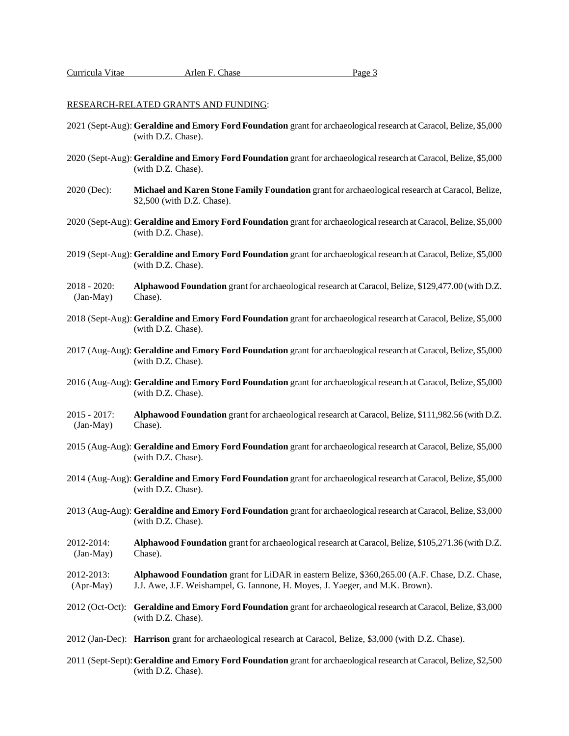RESEARCH-RELATED GRANTS AND FUNDING:

2021 (Sept-Aug): **Geraldine and Emory Ford Foundation** grant for archaeological research at Caracol, Belize, $5,000 (with D.Z. Chase).

2020 (Sept-Aug): **Geraldine and Emory Ford Foundation** grant for archaeological research at Caracol, Belize, $5,000 (with D.Z. Chase).

2020 (Dec): **Michael and Karen Stone Family Foundation** grant for archaeological research at Caracol, Belize, $2,500 (with D.Z. Chase).

2020 (Sept-Aug): **Geraldine and Emory Ford Foundation** grant for archaeological research at Caracol, Belize, $5,000 (with D.Z. Chase).

2019 (Sept-Aug): **Geraldine and Emory Ford Foundation** grant for archaeological research at Caracol, Belize, $5,000 (with D.Z. Chase).

2018 - 2020: (Jan-May) **Alphawood Foundation** grant for archaeological research at Caracol, Belize, $129,477.00 (with D.Z. Chase).

2018 (Sept-Aug): **Geraldine and Emory Ford Foundation** grant for archaeological research at Caracol, Belize, $5,000 (with D.Z. Chase).

2017 (Aug-Aug): **Geraldine and Emory Ford Foundation** grant for archaeological research at Caracol, Belize, $5,000 (with D.Z. Chase).

2016 (Aug-Aug): **Geraldine and Emory Ford Foundation** grant for archaeological research at Caracol, Belize, $5,000 (with D.Z. Chase).

2015 - 2017: (Jan-May) **Alphawood Foundation** grant for archaeological research at Caracol, Belize, $111,982.56 (with D.Z. Chase).

2015 (Aug-Aug): **Geraldine and Emory Ford Foundation** grant for archaeological research at Caracol, Belize, $5,000 (with D.Z. Chase).

2014 (Aug-Aug): **Geraldine and Emory Ford Foundation** grant for archaeological research at Caracol, Belize, $5,000 (with D.Z. Chase).

2013 (Aug-Aug): **Geraldine and Emory Ford Foundation** grant for archaeological research at Caracol, Belize, $3,000 (with D.Z. Chase).

2012-2014: (Jan-May) **Alphawood Foundation** grant for archaeological research at Caracol, Belize, $105,271.36 (with D.Z. Chase).

2012-2013: (Apr-May) **Alphawood Foundation** grant for LiDAR in eastern Belize, $360,265.00 (A.F. Chase, D.Z. Chase, J.J. Awe, J.F. Weishampel, G. Iannone, H. Moyes, J. Yaeger, and M.K. Brown).

2012 (Oct-Oct): **Geraldine and Emory Ford Foundation** grant for archaeological research at Caracol, Belize, $3,000 (with D.Z. Chase).

2012 (Jan-Dec): **Harrison** grant for archaeological research at Caracol, Belize, $3,000 (with D.Z. Chase).

2011 (Sept-Sept): **Geraldine and Emory Ford Foundation** grant for archaeological research at Caracol, Belize, $2,500 (with D.Z. Chase).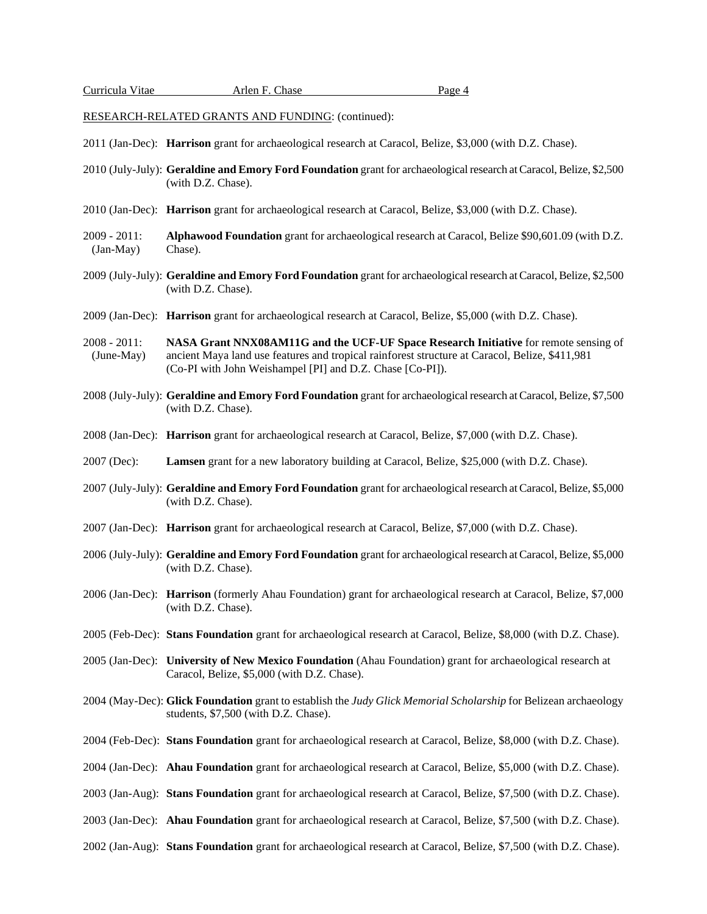RESEARCH-RELATED GRANTS AND FUNDING: (continued):

2011 (Jan-Dec): **Harrison** grant for archaeological research at Caracol, Belize, $3,000 (with D.Z. Chase).

2010 (July-July): **Geraldine and Emory Ford Foundation** grant for archaeological research at Caracol, Belize, $2,500 (with D.Z. Chase).

2010 (Jan-Dec): **Harrison** grant for archaeological research at Caracol, Belize, $3,000 (with D.Z. Chase).

2009 - 2011: (Jan-May) **Alphawood Foundation** grant for archaeological research at Caracol, Belize $90,601.09 (with D.Z. Chase).

2009 (July-July): **Geraldine and Emory Ford Foundation** grant for archaeological research at Caracol, Belize, $2,500 (with D.Z. Chase).

2009 (Jan-Dec): **Harrison** grant for archaeological research at Caracol, Belize, $5,000 (with D.Z. Chase).

2008 - 2011: (June-May) **NASA Grant NNX08AM11G and the UCF-UF Space Research Initiative** for remote sensing of ancient Maya land use features and tropical rainforest structure at Caracol, Belize, $411,981 (Co-PI with John Weishampel [PI] and D.Z. Chase [Co-PI]).

2008 (July-July): **Geraldine and Emory Ford Foundation** grant for archaeological research at Caracol, Belize, $7,500 (with D.Z. Chase).

2008 (Jan-Dec): **Harrison** grant for archaeological research at Caracol, Belize, $7,000 (with D.Z. Chase).

2007 (Dec): **Lamsen** grant for a new laboratory building at Caracol, Belize, $25,000 (with D.Z. Chase).

2007 (July-July): **Geraldine and Emory Ford Foundation** grant for archaeological research at Caracol, Belize, $5,000 (with D.Z. Chase).

2007 (Jan-Dec): **Harrison** grant for archaeological research at Caracol, Belize, $7,000 (with D.Z. Chase).

2006 (July-July): **Geraldine and Emory Ford Foundation** grant for archaeological research at Caracol, Belize, $5,000 (with D.Z. Chase).

2006 (Jan-Dec): **Harrison** (formerly Ahau Foundation) grant for archaeological research at Caracol, Belize, $7,000 (with D.Z. Chase).

2005 (Feb-Dec): **Stans Foundation** grant for archaeological research at Caracol, Belize, $8,000 (with D.Z. Chase).

2005 (Jan-Dec): **University of New Mexico Foundation** (Ahau Foundation) grant for archaeological research at Caracol, Belize, $5,000 (with D.Z. Chase).

2004 (May-Dec): **Glick Foundation** grant to establish the *Judy Glick Memorial Scholarship* for Belizean archaeology students, $7,500 (with D.Z. Chase).

2004 (Feb-Dec): **Stans Foundation** grant for archaeological research at Caracol, Belize, $8,000 (with D.Z. Chase).

2004 (Jan-Dec): **Ahau Foundation** grant for archaeological research at Caracol, Belize, $5,000 (with D.Z. Chase).

2003 (Jan-Aug): **Stans Foundation** grant for archaeological research at Caracol, Belize, $7,500 (with D.Z. Chase).

2003 (Jan-Dec): **Ahau Foundation** grant for archaeological research at Caracol, Belize, $7,500 (with D.Z. Chase).

2002 (Jan-Aug): **Stans Foundation** grant for archaeological research at Caracol, Belize, $7,500 (with D.Z. Chase).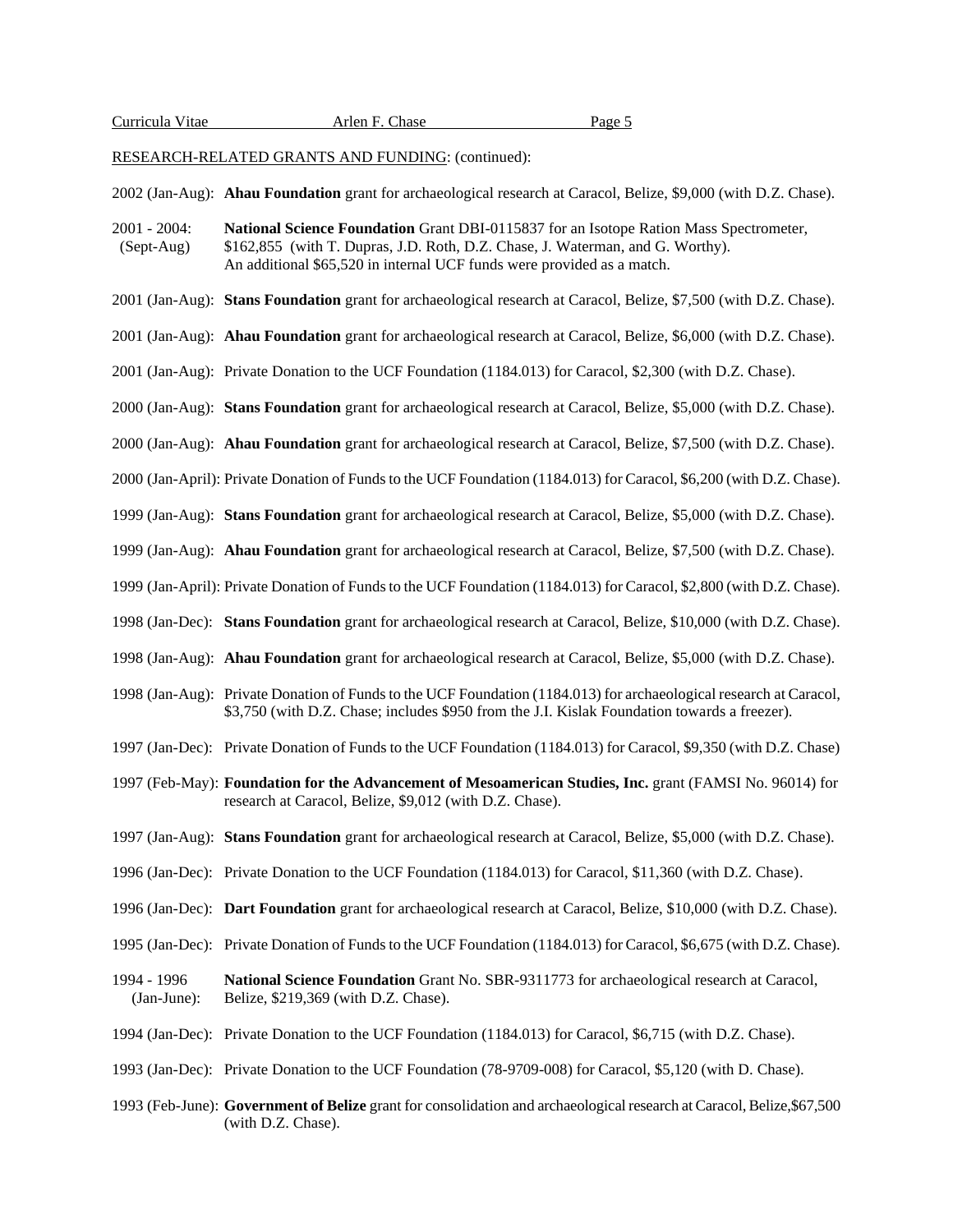RESEARCH-RELATED GRANTS AND FUNDING: (continued):

2002 (Jan-Aug): **Ahau Foundation** grant for archaeological research at Caracol, Belize, $9,000 (with D.Z. Chase).

2001 - 2004: (Sept-Aug) **National Science Foundation** Grant DBI-0115837 for an Isotope Ration Mass Spectrometer, $162,855 (with T. Dupras, J.D. Roth, D.Z. Chase, J. Waterman, and G. Worthy). An additional $65,520 in internal UCF funds were provided as a match.

2001 (Jan-Aug): **Stans Foundation** grant for archaeological research at Caracol, Belize, $7,500 (with D.Z. Chase).

2001 (Jan-Aug): **Ahau Foundation** grant for archaeological research at Caracol, Belize, $6,000 (with D.Z. Chase).

2001 (Jan-Aug): Private Donation to the UCF Foundation (1184.013) for Caracol, $2,300 (with D.Z. Chase).

2000 (Jan-Aug): **Stans Foundation** grant for archaeological research at Caracol, Belize, $5,000 (with D.Z. Chase).

2000 (Jan-Aug): **Ahau Foundation** grant for archaeological research at Caracol, Belize, $7,500 (with D.Z. Chase).

2000 (Jan-April): Private Donation of Funds to the UCF Foundation (1184.013) for Caracol, $6,200 (with D.Z. Chase).

1999 (Jan-Aug): **Stans Foundation** grant for archaeological research at Caracol, Belize, $5,000 (with D.Z. Chase).

1999 (Jan-Aug): **Ahau Foundation** grant for archaeological research at Caracol, Belize, $7,500 (with D.Z. Chase).

1999 (Jan-April): Private Donation of Funds to the UCF Foundation (1184.013) for Caracol, $2,800 (with D.Z. Chase).

1998 (Jan-Dec): **Stans Foundation** grant for archaeological research at Caracol, Belize, $10,000 (with D.Z. Chase).

1998 (Jan-Aug): **Ahau Foundation** grant for archaeological research at Caracol, Belize, $5,000 (with D.Z. Chase).

1998 (Jan-Aug): Private Donation of Funds to the UCF Foundation (1184.013) for archaeological research at Caracol, $3,750 (with D.Z. Chase; includes $950 from the J.I. Kislak Foundation towards a freezer).

1997 (Jan-Dec): Private Donation of Funds to the UCF Foundation (1184.013) for Caracol, $9,350 (with D.Z. Chase)

1997 (Feb-May): **Foundation for the Advancement of Mesoamerican Studies, Inc.** grant (FAMSI No. 96014) for research at Caracol, Belize, $9,012 (with D.Z. Chase).

1997 (Jan-Aug): **Stans Foundation** grant for archaeological research at Caracol, Belize, $5,000 (with D.Z. Chase).

1996 (Jan-Dec): Private Donation to the UCF Foundation (1184.013) for Caracol, $11,360 (with D.Z. Chase).

1996 (Jan-Dec): **Dart Foundation** grant for archaeological research at Caracol, Belize, $10,000 (with D.Z. Chase).

1995 (Jan-Dec): Private Donation of Funds to the UCF Foundation (1184.013) for Caracol, $6,675 (with D.Z. Chase).

1994 - 1996 (Jan-June): **National Science Foundation** Grant No. SBR-9311773 for archaeological research at Caracol, Belize, $219,369 (with D.Z. Chase).

1994 (Jan-Dec): Private Donation to the UCF Foundation (1184.013) for Caracol, $6,715 (with D.Z. Chase).

1993 (Jan-Dec): Private Donation to the UCF Foundation (78-9709-008) for Caracol, $5,120 (with D. Chase).

1993 (Feb-June): **Government of Belize** grant for consolidation and archaeological research at Caracol, Belize,$67,500 (with D.Z. Chase).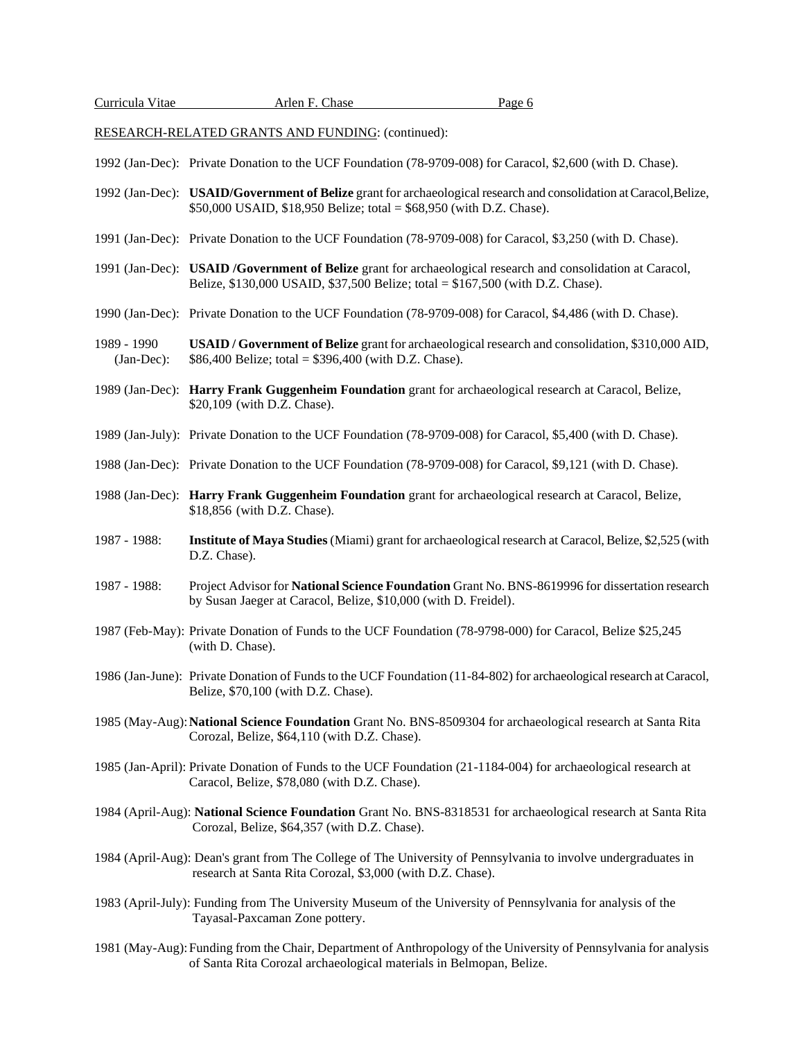RESEARCH-RELATED GRANTS AND FUNDING: (continued):

1992 (Jan-Dec): Private Donation to the UCF Foundation (78-9709-008) for Caracol, $2,600 (with D. Chase).

1992 (Jan-Dec): **USAID/Government of Belize** grant for archaeological research and consolidation at Caracol, Belize, $50,000 USAID, $18,950 Belize; total = $68,950 (with D.Z. Chase).

1991 (Jan-Dec): Private Donation to the UCF Foundation (78-9709-008) for Caracol, $3,250 (with D. Chase).

1991 (Jan-Dec): **USAID /Government of Belize** grant for archaeological research and consolidation at Caracol, Belize, $130,000 USAID, $37,500 Belize; total = $167,500 (with D.Z. Chase).

1990 (Jan-Dec): Private Donation to the UCF Foundation (78-9709-008) for Caracol, $4,486 (with D. Chase).

1989 - 1990 (Jan-Dec): **USAID / Government of Belize** grant for archaeological research and consolidation, $310,000 AID, $86,400 Belize; total = $396,400 (with D.Z. Chase).

1989 (Jan-Dec): **Harry Frank Guggenheim Foundation** grant for archaeological research at Caracol, Belize, $20,109 (with D.Z. Chase).

1989 (Jan-July): Private Donation to the UCF Foundation (78-9709-008) for Caracol, $5,400 (with D. Chase).

1988 (Jan-Dec): Private Donation to the UCF Foundation (78-9709-008) for Caracol, $9,121 (with D. Chase).

1988 (Jan-Dec): **Harry Frank Guggenheim Foundation** grant for archaeological research at Caracol, Belize, $18,856 (with D.Z. Chase).

1987 - 1988: **Institute of Maya Studies** (Miami) grant for archaeological research at Caracol, Belize, $2,525 (with D.Z. Chase).

1987 - 1988: Project Advisor for **National Science Foundation** Grant No. BNS-8619996 for dissertation research by Susan Jaeger at Caracol, Belize, $10,000 (with D. Freidel).

1987 (Feb-May): Private Donation of Funds to the UCF Foundation (78-9798-000) for Caracol, Belize $25,245 (with D. Chase).

1986 (Jan-June): Private Donation of Funds to the UCF Foundation (11-84-802) for archaeological research at Caracol, Belize, $70,100 (with D.Z. Chase).

1985 (May-Aug): **National Science Foundation** Grant No. BNS-8509304 for archaeological research at Santa Rita Corozal, Belize, $64,110 (with D.Z. Chase).

1985 (Jan-April): Private Donation of Funds to the UCF Foundation (21-1184-004) for archaeological research at Caracol, Belize, $78,080 (with D.Z. Chase).

1984 (April-Aug): **National Science Foundation** Grant No. BNS-8318531 for archaeological research at Santa Rita Corozal, Belize, $64,357 (with D.Z. Chase).

1984 (April-Aug): Dean's grant from The College of The University of Pennsylvania to involve undergraduates in research at Santa Rita Corozal, $3,000 (with D.Z. Chase).

1983 (April-July): Funding from The University Museum of the University of Pennsylvania for analysis of the Tayasal-Paxcaman Zone pottery.

1981 (May-Aug): Funding from the Chair, Department of Anthropology of the University of Pennsylvania for analysis of Santa Rita Corozal archaeological materials in Belmopan, Belize.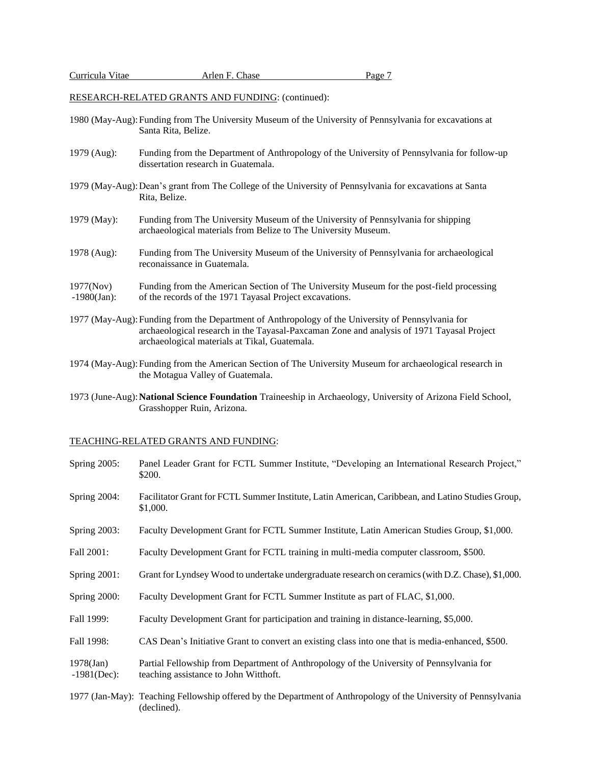RESEARCH-RELATED GRANTS AND FUNDING: (continued):

1980 (May-Aug): Funding from The University Museum of the University of Pennsylvania for excavations at Santa Rita, Belize.

1979 (Aug): Funding from the Department of Anthropology of the University of Pennsylvania for follow-up dissertation research in Guatemala.

1979 (May-Aug): Dean's grant from The College of the University of Pennsylvania for excavations at Santa Rita, Belize.

1979 (May): Funding from The University Museum of the University of Pennsylvania for shipping archaeological materials from Belize to The University Museum.

1978 (Aug): Funding from The University Museum of the University of Pennsylvania for archaeological reconaissance in Guatemala.

1977(Nov) -1980(Jan): Funding from the American Section of The University Museum for the post-field processing of the records of the 1971 Tayasal Project excavations.

1977 (May-Aug): Funding from the Department of Anthropology of the University of Pennsylvania for archaeological research in the Tayasal-Paxcaman Zone and analysis of 1971 Tayasal Project archaeological materials at Tikal, Guatemala.

1974 (May-Aug): Funding from the American Section of The University Museum for archaeological research in the Motagua Valley of Guatemala.

1973 (June-Aug): **National Science Foundation** Traineeship in Archaeology, University of Arizona Field School, Grasshopper Ruin, Arizona.

TEACHING-RELATED GRANTS AND FUNDING:

Spring 2005: Panel Leader Grant for FCTL Summer Institute, "Developing an International Research Project," $200.

Spring 2004: Facilitator Grant for FCTL Summer Institute, Latin American, Caribbean, and Latino Studies Group, $1,000.

Spring 2003: Faculty Development Grant for FCTL Summer Institute, Latin American Studies Group, $1,000.

Fall 2001: Faculty Development Grant for FCTL training in multi-media computer classroom, $500.

Spring 2001: Grant for Lyndsey Wood to undertake undergraduate research on ceramics (with D.Z. Chase), $1,000.

Spring 2000: Faculty Development Grant for FCTL Summer Institute as part of FLAC, $1,000.

Fall 1999: Faculty Development Grant for participation and training in distance-learning, $5,000.

Fall 1998: CAS Dean's Initiative Grant to convert an existing class into one that is media-enhanced, $500.

1978(Jan) -1981(Dec): Partial Fellowship from Department of Anthropology of the University of Pennsylvania for teaching assistance to John Witthoft.

1977 (Jan-May): Teaching Fellowship offered by the Department of Anthropology of the University of Pennsylvania (declined).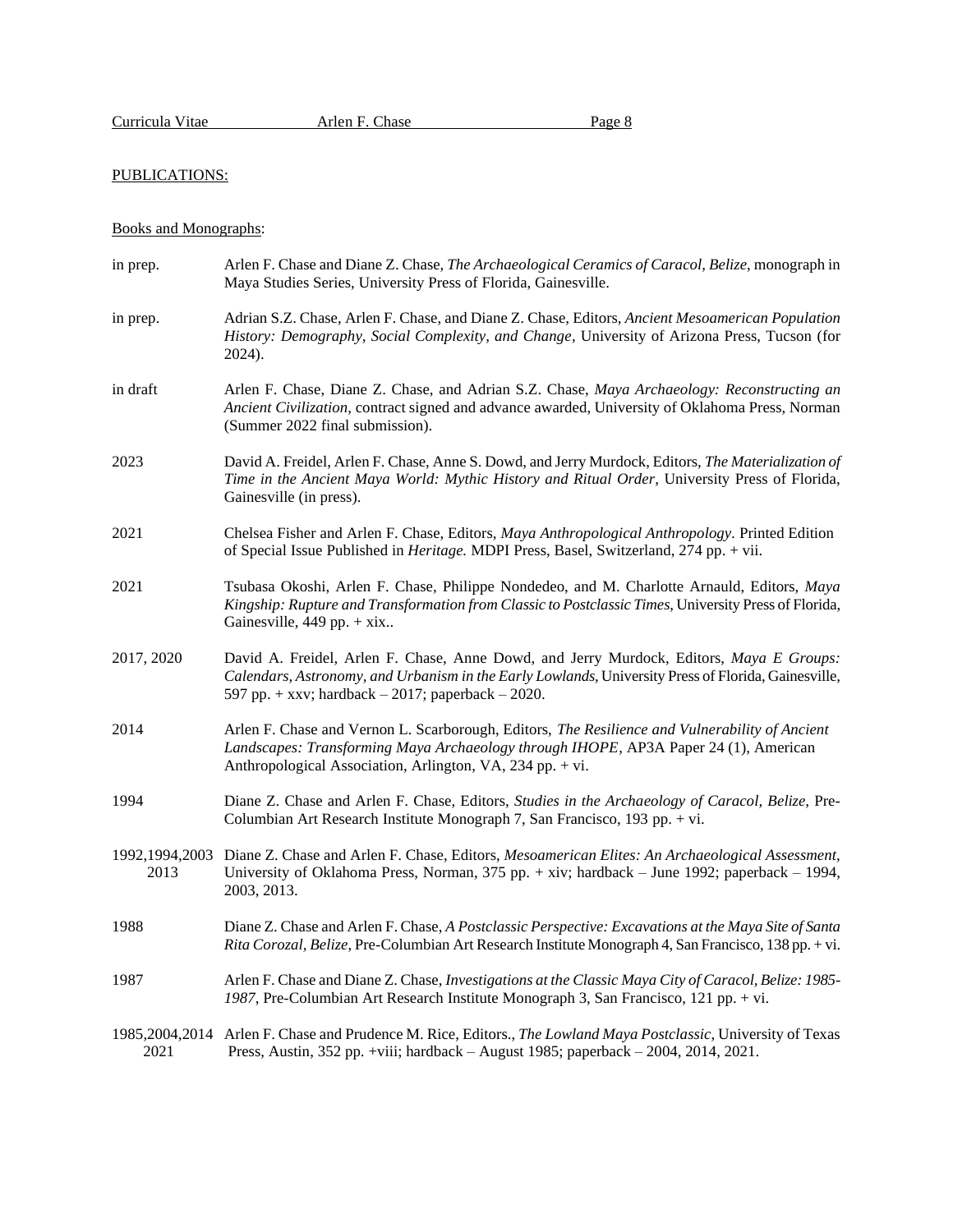## PUBLICATIONS:

### Books and Monographs:

in prep. Arlen F. Chase and Diane Z. Chase, *The Archaeological Ceramics of Caracol, Belize*, monograph in Maya Studies Series, University Press of Florida, Gainesville.

in prep. Adrian S.Z. Chase, Arlen F. Chase, and Diane Z. Chase, Editors, *Ancient Mesoamerican Population History: Demography, Social Complexity, and Change*, University of Arizona Press, Tucson (for 2024).

in draft Arlen F. Chase, Diane Z. Chase, and Adrian S.Z. Chase, *Maya Archaeology: Reconstructing an Ancient Civilization*, contract signed and advance awarded, University of Oklahoma Press, Norman (Summer 2022 final submission).

2023 David A. Freidel, Arlen F. Chase, Anne S. Dowd, and Jerry Murdock, Editors, *The Materialization of Time in the Ancient Maya World: Mythic History and Ritual Order*, University Press of Florida, Gainesville (in press).

2021 Chelsea Fisher and Arlen F. Chase, Editors, *Maya Anthropological Anthropology*. Printed Edition of Special Issue Published in *Heritage.* MDPI Press, Basel, Switzerland, 274 pp. + vii.

2021 Tsubasa Okoshi, Arlen F. Chase, Philippe Nondedeo, and M. Charlotte Arnauld, Editors, *Maya Kingship: Rupture and Transformation from Classic to Postclassic Times*, University Press of Florida, Gainesville, 449 pp. + xix..

2017, 2020 David A. Freidel, Arlen F. Chase, Anne Dowd, and Jerry Murdock, Editors, *Maya E Groups: Calendars, Astronomy, and Urbanism in the Early Lowlands*, University Press of Florida, Gainesville, 597 pp. + xxv; hardback – 2017; paperback – 2020.

2014 Arlen F. Chase and Vernon L. Scarborough, Editors, *The Resilience and Vulnerability of Ancient Landscapes: Transforming Maya Archaeology through IHOPE*, AP3A Paper 24 (1), American Anthropological Association, Arlington, VA, 234 pp. + vi.

1994 Diane Z. Chase and Arlen F. Chase, Editors, *Studies in the Archaeology of Caracol, Belize*, Pre-Columbian Art Research Institute Monograph 7, San Francisco, 193 pp. + vi.

1992,1994,2003 2013 Diane Z. Chase and Arlen F. Chase, Editors, *Mesoamerican Elites: An Archaeological Assessment*, University of Oklahoma Press, Norman, 375 pp. + xiv; hardback – June 1992; paperback – 1994, 2003, 2013.

1988 Diane Z. Chase and Arlen F. Chase, *A Postclassic Perspective: Excavations at the Maya Site of Santa Rita Corozal, Belize*, Pre-Columbian Art Research Institute Monograph 4, San Francisco, 138 pp. + vi.

1987 Arlen F. Chase and Diane Z. Chase, *Investigations at the Classic Maya City of Caracol, Belize: 1985-1987*, Pre-Columbian Art Research Institute Monograph 3, San Francisco, 121 pp. + vi.

1985,2004,2014 2021 Arlen F. Chase and Prudence M. Rice, Editors., *The Lowland Maya Postclassic*, University of Texas Press, Austin, 352 pp. +viii; hardback – August 1985; paperback – 2004, 2014, 2021.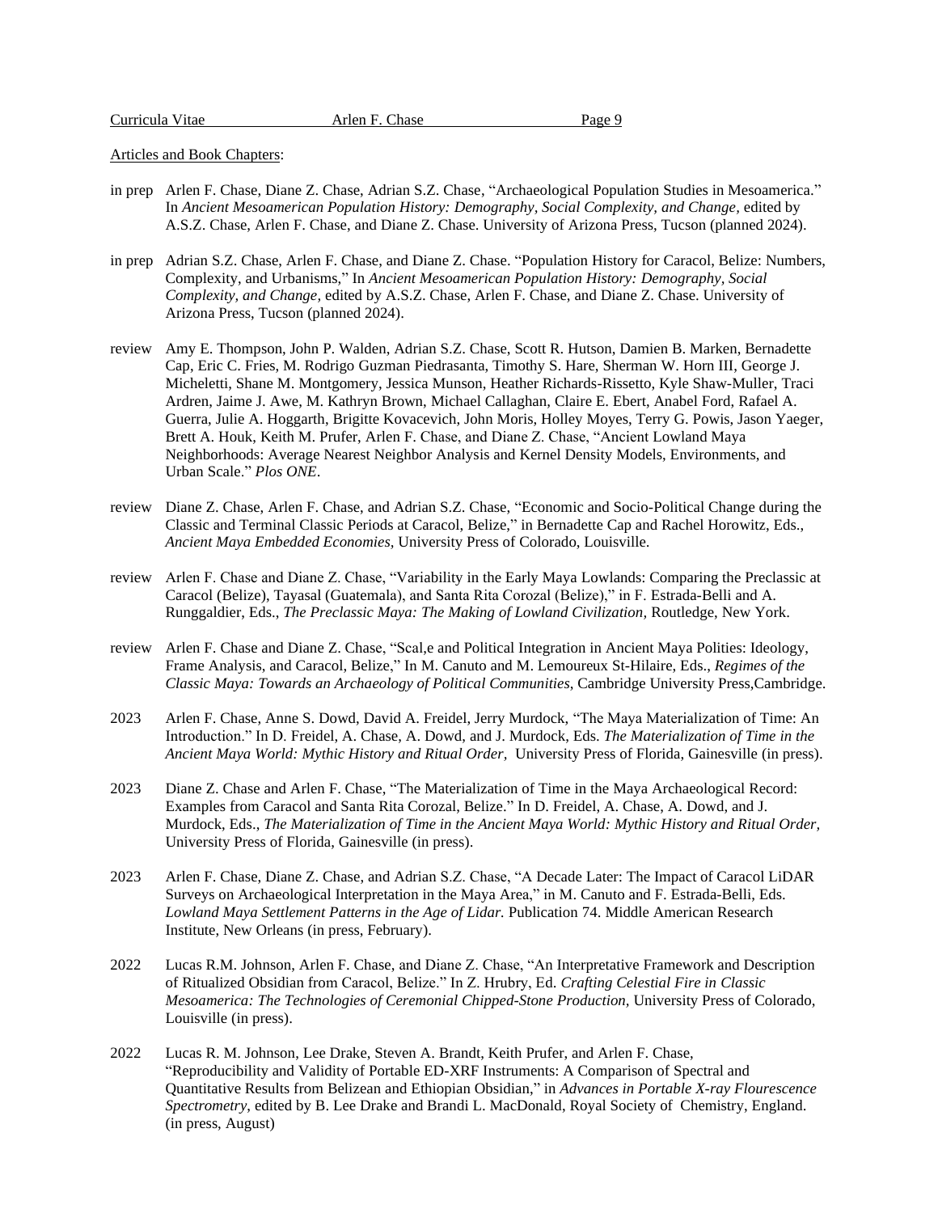Articles and Book Chapters:

in prep Arlen F. Chase, Diane Z. Chase, Adrian S.Z. Chase, "Archaeological Population Studies in Mesoamerica." In *Ancient Mesoamerican Population History: Demography, Social Complexity, and Change*, edited by A.S.Z. Chase, Arlen F. Chase, and Diane Z. Chase. University of Arizona Press, Tucson (planned 2024).

in prep Adrian S.Z. Chase, Arlen F. Chase, and Diane Z. Chase. "Population History for Caracol, Belize: Numbers, Complexity, and Urbanisms," In *Ancient Mesoamerican Population History: Demography, Social Complexity, and Change,* edited by A.S.Z. Chase, Arlen F. Chase, and Diane Z. Chase. University of Arizona Press, Tucson (planned 2024).

review Amy E. Thompson, John P. Walden, Adrian S.Z. Chase, Scott R. Hutson, Damien B. Marken, Bernadette Cap, Eric C. Fries, M. Rodrigo Guzman Piedrasanta, Timothy S. Hare, Sherman W. Horn III, George J. Micheletti, Shane M. Montgomery, Jessica Munson, Heather Richards-Rissetto, Kyle Shaw-Muller, Traci Ardren, Jaime J. Awe, M. Kathryn Brown, Michael Callaghan, Claire E. Ebert, Anabel Ford, Rafael A. Guerra, Julie A. Hoggarth, Brigitte Kovacevich, John Moris, Holley Moyes, Terry G. Powis, Jason Yaeger, Brett A. Houk, Keith M. Prufer, Arlen F. Chase, and Diane Z. Chase, "Ancient Lowland Maya Neighborhoods: Average Nearest Neighbor Analysis and Kernel Density Models, Environments, and Urban Scale." *Plos ONE*.

review Diane Z. Chase, Arlen F. Chase, and Adrian S.Z. Chase, "Economic and Socio-Political Change during the Classic and Terminal Classic Periods at Caracol, Belize," in Bernadette Cap and Rachel Horowitz, Eds., *Ancient Maya Embedded Economies,* University Press of Colorado, Louisville.

review Arlen F. Chase and Diane Z. Chase, "Variability in the Early Maya Lowlands: Comparing the Preclassic at Caracol (Belize), Tayasal (Guatemala), and Santa Rita Corozal (Belize)," in F. Estrada-Belli and A. Runggaldier, Eds., *The Preclassic Maya: The Making of Lowland Civilization,* Routledge, New York.

review Arlen F. Chase and Diane Z. Chase, "Scal,e and Political Integration in Ancient Maya Polities: Ideology, Frame Analysis, and Caracol, Belize," In M. Canuto and M. Lemoureux St-Hilaire, Eds., *Regimes of the Classic Maya: Towards an Archaeology of Political Communities,* Cambridge University Press,Cambridge.

2023 Arlen F. Chase, Anne S. Dowd, David A. Freidel, Jerry Murdock, "The Maya Materialization of Time: An Introduction." In D. Freidel, A. Chase, A. Dowd, and J. Murdock, Eds. *The Materialization of Time in the Ancient Maya World: Mythic History and Ritual Order,* University Press of Florida, Gainesville (in press).

2023 Diane Z. Chase and Arlen F. Chase, "The Materialization of Time in the Maya Archaeological Record: Examples from Caracol and Santa Rita Corozal, Belize." In D. Freidel, A. Chase, A. Dowd, and J. Murdock, Eds., *The Materialization of Time in the Ancient Maya World: Mythic History and Ritual Order,* University Press of Florida, Gainesville (in press).

2023 Arlen F. Chase, Diane Z. Chase, and Adrian S.Z. Chase, "A Decade Later: The Impact of Caracol LiDAR Surveys on Archaeological Interpretation in the Maya Area," in M. Canuto and F. Estrada-Belli, Eds. *Lowland Maya Settlement Patterns in the Age of Lidar.* Publication 74. Middle American Research Institute, New Orleans (in press, February).

2022 Lucas R.M. Johnson, Arlen F. Chase, and Diane Z. Chase, "An Interpretative Framework and Description of Ritualized Obsidian from Caracol, Belize." In Z. Hrubry, Ed. *Crafting Celestial Fire in Classic Mesoamerica: The Technologies of Ceremonial Chipped-Stone Production,* University Press of Colorado, Louisville (in press).

2022 Lucas R. M. Johnson, Lee Drake, Steven A. Brandt, Keith Prufer, and Arlen F. Chase, "Reproducibility and Validity of Portable ED-XRF Instruments: A Comparison of Spectral and Quantitative Results from Belizean and Ethiopian Obsidian," in *Advances in Portable X-ray Flourescence Spectrometry,* edited by B. Lee Drake and Brandi L. MacDonald, Royal Society of Chemistry, England. (in press, August)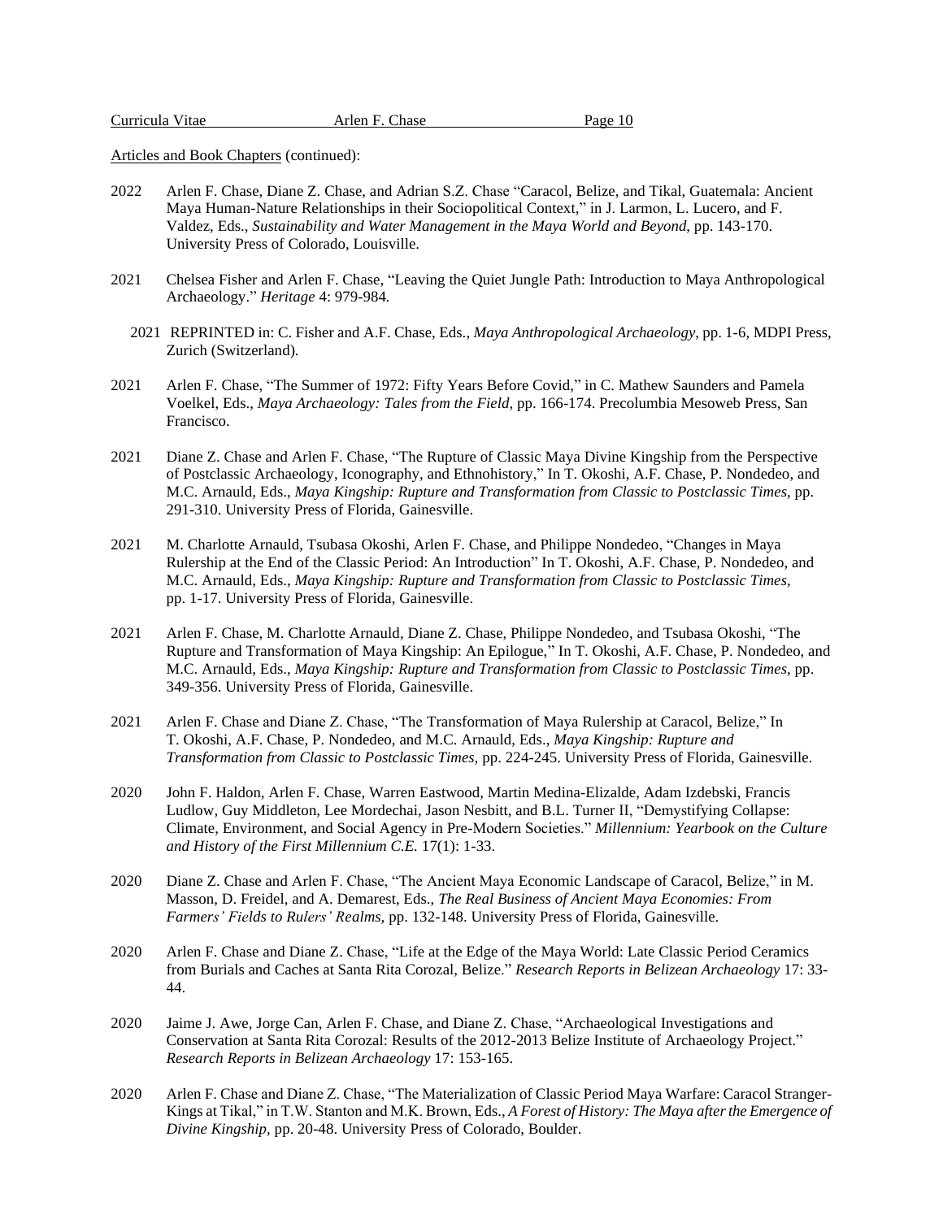Articles and Book Chapters (continued):

2022 Arlen F. Chase, Diane Z. Chase, and Adrian S.Z. Chase "Caracol, Belize, and Tikal, Guatemala: Ancient Maya Human-Nature Relationships in their Sociopolitical Context," in J. Larmon, L. Lucero, and F. Valdez, Eds., *Sustainability and Water Management in the Maya World and Beyond*, pp. 143-170. University Press of Colorado, Louisville.

2021 Chelsea Fisher and Arlen F. Chase, "Leaving the Quiet Jungle Path: Introduction to Maya Anthropological Archaeology." *Heritage* 4: 979-984.

2021 REPRINTED in: C. Fisher and A.F. Chase, Eds., *Maya Anthropological Archaeology*, pp. 1-6, MDPI Press, Zurich (Switzerland).

2021 Arlen F. Chase, "The Summer of 1972: Fifty Years Before Covid," in C. Mathew Saunders and Pamela Voelkel, Eds., *Maya Archaeology: Tales from the Field*, pp. 166-174. Precolumbia Mesoweb Press, San Francisco.

2021 Diane Z. Chase and Arlen F. Chase, "The Rupture of Classic Maya Divine Kingship from the Perspective of Postclassic Archaeology, Iconography, and Ethnohistory," In T. Okoshi, A.F. Chase, P. Nondedeo, and M.C. Arnauld, Eds., *Maya Kingship: Rupture and Transformation from Classic to Postclassic Times*, pp. 291-310. University Press of Florida, Gainesville.

2021 M. Charlotte Arnauld, Tsubasa Okoshi, Arlen F. Chase, and Philippe Nondedeo, "Changes in Maya Rulership at the End of the Classic Period: An Introduction" In T. Okoshi, A.F. Chase, P. Nondedeo, and M.C. Arnauld, Eds., *Maya Kingship: Rupture and Transformation from Classic to Postclassic Times*, pp. 1-17. University Press of Florida, Gainesville.

2021 Arlen F. Chase, M. Charlotte Arnauld, Diane Z. Chase, Philippe Nondedeo, and Tsubasa Okoshi, "The Rupture and Transformation of Maya Kingship: An Epilogue," In T. Okoshi, A.F. Chase, P. Nondedeo, and M.C. Arnauld, Eds., *Maya Kingship: Rupture and Transformation from Classic to Postclassic Times*, pp. 349-356. University Press of Florida, Gainesville.

2021 Arlen F. Chase and Diane Z. Chase, "The Transformation of Maya Rulership at Caracol, Belize," In T. Okoshi, A.F. Chase, P. Nondedeo, and M.C. Arnauld, Eds., *Maya Kingship: Rupture and Transformation from Classic to Postclassic Times*, pp. 224-245. University Press of Florida, Gainesville.

2020 John F. Haldon, Arlen F. Chase, Warren Eastwood, Martin Medina-Elizalde, Adam Izdebski, Francis Ludlow, Guy Middleton, Lee Mordechai, Jason Nesbitt, and B.L. Turner II, "Demystifying Collapse: Climate, Environment, and Social Agency in Pre-Modern Societies." *Millennium: Yearbook on the Culture and History of the First Millennium C.E.* 17(1): 1-33.

2020 Diane Z. Chase and Arlen F. Chase, "The Ancient Maya Economic Landscape of Caracol, Belize," in M. Masson, D. Freidel, and A. Demarest, Eds., *The Real Business of Ancient Maya Economies: From Farmers' Fields to Rulers' Realms*, pp. 132-148. University Press of Florida, Gainesville.

2020 Arlen F. Chase and Diane Z. Chase, "Life at the Edge of the Maya World: Late Classic Period Ceramics from Burials and Caches at Santa Rita Corozal, Belize." *Research Reports in Belizean Archaeology* 17: 33-44.

2020 Jaime J. Awe, Jorge Can, Arlen F. Chase, and Diane Z. Chase, "Archaeological Investigations and Conservation at Santa Rita Corozal: Results of the 2012-2013 Belize Institute of Archaeology Project." *Research Reports in Belizean Archaeology* 17: 153-165.

2020 Arlen F. Chase and Diane Z. Chase, "The Materialization of Classic Period Maya Warfare: Caracol Stranger-Kings at Tikal," in T.W. Stanton and M.K. Brown, Eds., *A Forest of History: The Maya after the Emergence of Divine Kingship*, pp. 20-48. University Press of Colorado, Boulder.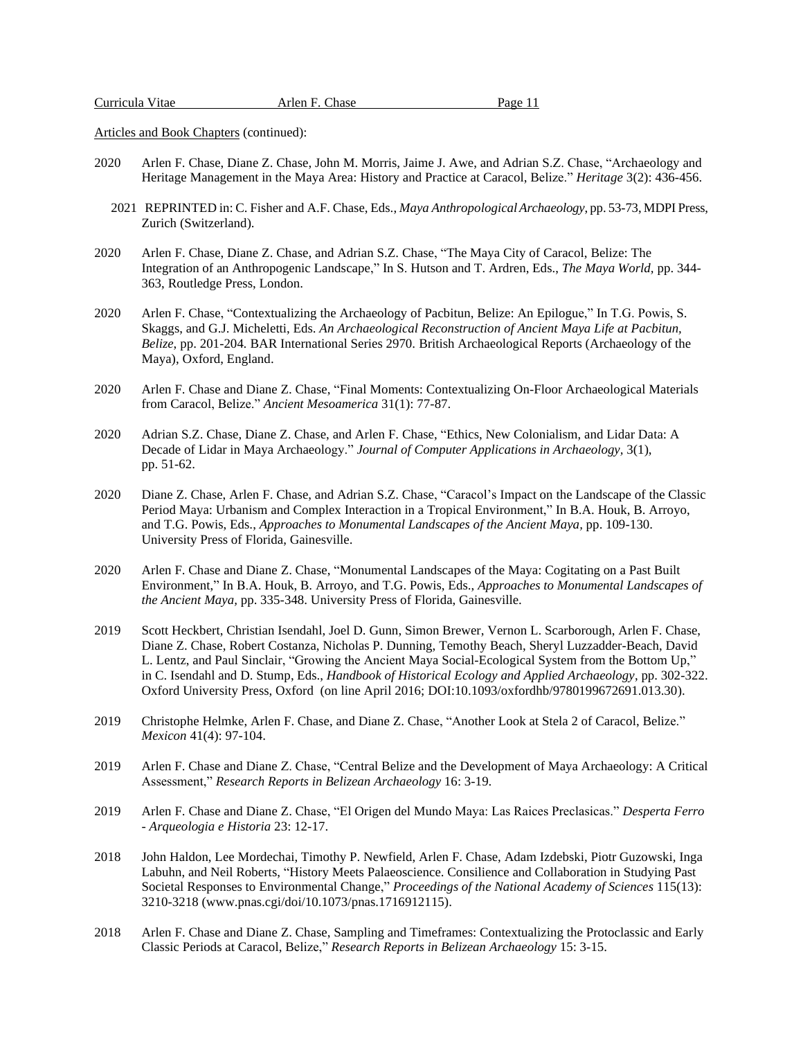Articles and Book Chapters (continued):

2020 Arlen F. Chase, Diane Z. Chase, John M. Morris, Jaime J. Awe, and Adrian S.Z. Chase, "Archaeology and Heritage Management in the Maya Area: History and Practice at Caracol, Belize." *Heritage* 3(2): 436-456.

2021 REPRINTED in: C. Fisher and A.F. Chase, Eds., *Maya Anthropological Archaeology*, pp. 53-73, MDPI Press, Zurich (Switzerland).

2020 Arlen F. Chase, Diane Z. Chase, and Adrian S.Z. Chase, "The Maya City of Caracol, Belize: The Integration of an Anthropogenic Landscape," In S. Hutson and T. Ardren, Eds., *The Maya World*, pp. 344-363, Routledge Press, London.

2020 Arlen F. Chase, "Contextualizing the Archaeology of Pacbitun, Belize: An Epilogue," In T.G. Powis, S. Skaggs, and G.J. Micheletti, Eds. *An Archaeological Reconstruction of Ancient Maya Life at Pacbitun, Belize*, pp. 201-204. BAR International Series 2970. British Archaeological Reports (Archaeology of the Maya), Oxford, England.

2020 Arlen F. Chase and Diane Z. Chase, "Final Moments: Contextualizing On-Floor Archaeological Materials from Caracol, Belize." *Ancient Mesoamerica* 31(1): 77-87.

2020 Adrian S.Z. Chase, Diane Z. Chase, and Arlen F. Chase, "Ethics, New Colonialism, and Lidar Data: A Decade of Lidar in Maya Archaeology." *Journal of Computer Applications in Archaeology*, 3(1), pp. 51-62.

2020 Diane Z. Chase, Arlen F. Chase, and Adrian S.Z. Chase, "Caracol's Impact on the Landscape of the Classic Period Maya: Urbanism and Complex Interaction in a Tropical Environment," In B.A. Houk, B. Arroyo, and T.G. Powis, Eds., *Approaches to Monumental Landscapes of the Ancient Maya*, pp. 109-130. University Press of Florida, Gainesville.

2020 Arlen F. Chase and Diane Z. Chase, "Monumental Landscapes of the Maya: Cogitating on a Past Built Environment," In B.A. Houk, B. Arroyo, and T.G. Powis, Eds., *Approaches to Monumental Landscapes of the Ancient Maya*, pp. 335-348. University Press of Florida, Gainesville.

2019 Scott Heckbert, Christian Isendahl, Joel D. Gunn, Simon Brewer, Vernon L. Scarborough, Arlen F. Chase, Diane Z. Chase, Robert Costanza, Nicholas P. Dunning, Temothy Beach, Sheryl Luzzadder-Beach, David L. Lentz, and Paul Sinclair, "Growing the Ancient Maya Social-Ecological System from the Bottom Up," in C. Isendahl and D. Stump, Eds., *Handbook of Historical Ecology and Applied Archaeology*, pp. 302-322. Oxford University Press, Oxford (on line April 2016; DOI:10.1093/oxfordhb/9780199672691.013.30).

2019 Christophe Helmke, Arlen F. Chase, and Diane Z. Chase, "Another Look at Stela 2 of Caracol, Belize." *Mexicon* 41(4): 97-104.

2019 Arlen F. Chase and Diane Z. Chase, "Central Belize and the Development of Maya Archaeology: A Critical Assessment," *Research Reports in Belizean Archaeology* 16: 3-19.

2019 Arlen F. Chase and Diane Z. Chase, "El Origen del Mundo Maya: Las Raices Preclasicas." *Desperta Ferro - Arqueologia e Historia* 23: 12-17.

2018 John Haldon, Lee Mordechai, Timothy P. Newfield, Arlen F. Chase, Adam Izdebski, Piotr Guzowski, Inga Labuhn, and Neil Roberts, "History Meets Palaeoscience. Consilience and Collaboration in Studying Past Societal Responses to Environmental Change," *Proceedings of the National Academy of Sciences* 115(13): 3210-3218 (www.pnas.cgi/doi/10.1073/pnas.1716912115).

2018 Arlen F. Chase and Diane Z. Chase, Sampling and Timeframes: Contextualizing the Protoclassic and Early Classic Periods at Caracol, Belize," *Research Reports in Belizean Archaeology* 15: 3-15.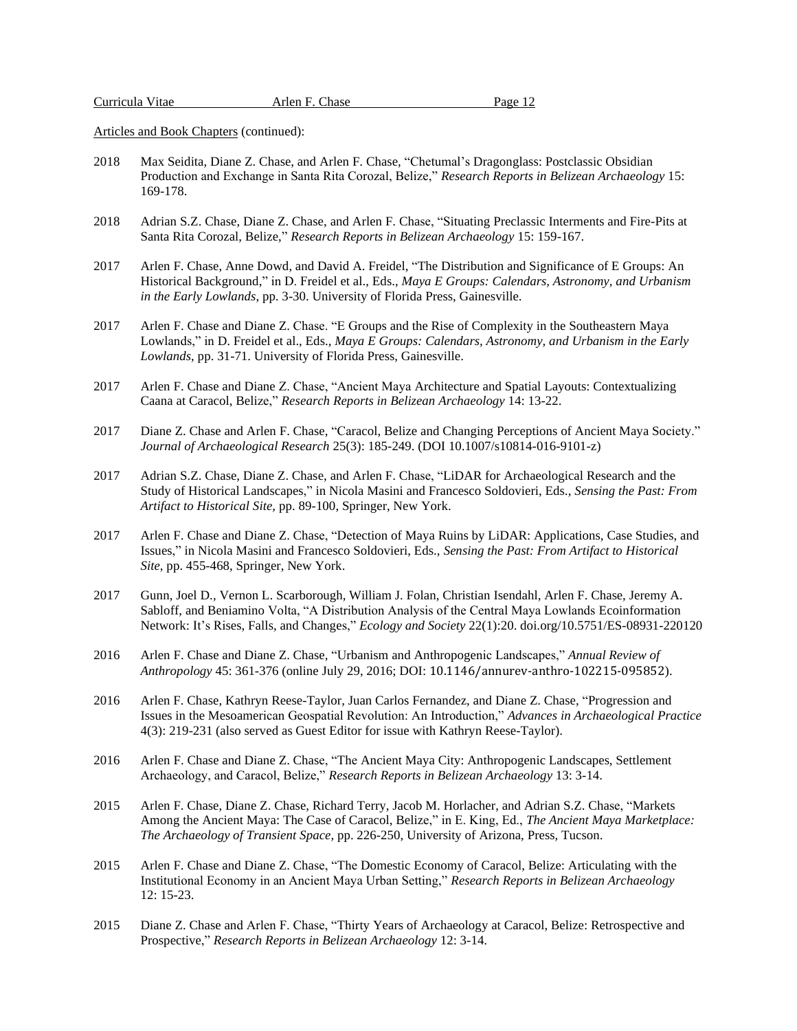Articles and Book Chapters (continued):

2018 Max Seidita, Diane Z. Chase, and Arlen F. Chase, "Chetumal's Dragonglass: Postclassic Obsidian Production and Exchange in Santa Rita Corozal, Belize," *Research Reports in Belizean Archaeology* 15: 169-178.

2018 Adrian S.Z. Chase, Diane Z. Chase, and Arlen F. Chase, "Situating Preclassic Interments and Fire-Pits at Santa Rita Corozal, Belize," *Research Reports in Belizean Archaeology* 15: 159-167.

2017 Arlen F. Chase, Anne Dowd, and David A. Freidel, "The Distribution and Significance of E Groups: An Historical Background," in D. Freidel et al., Eds., *Maya E Groups: Calendars, Astronomy, and Urbanism in the Early Lowlands*, pp. 3-30. University of Florida Press, Gainesville.

2017 Arlen F. Chase and Diane Z. Chase. "E Groups and the Rise of Complexity in the Southeastern Maya Lowlands," in D. Freidel et al., Eds., *Maya E Groups: Calendars, Astronomy, and Urbanism in the Early Lowlands*, pp. 31-71. University of Florida Press, Gainesville.

2017 Arlen F. Chase and Diane Z. Chase, "Ancient Maya Architecture and Spatial Layouts: Contextualizing Caana at Caracol, Belize," *Research Reports in Belizean Archaeology* 14: 13-22.

2017 Diane Z. Chase and Arlen F. Chase, "Caracol, Belize and Changing Perceptions of Ancient Maya Society." *Journal of Archaeological Research* 25(3): 185-249. (DOI 10.1007/s10814-016-9101-z)

2017 Adrian S.Z. Chase, Diane Z. Chase, and Arlen F. Chase, "LiDAR for Archaeological Research and the Study of Historical Landscapes," in Nicola Masini and Francesco Soldovieri, Eds., *Sensing the Past: From Artifact to Historical Site*, pp. 89-100, Springer, New York.

2017 Arlen F. Chase and Diane Z. Chase, "Detection of Maya Ruins by LiDAR: Applications, Case Studies, and Issues," in Nicola Masini and Francesco Soldovieri, Eds., *Sensing the Past: From Artifact to Historical Site*, pp. 455-468, Springer, New York.

2017 Gunn, Joel D., Vernon L. Scarborough, William J. Folan, Christian Isendahl, Arlen F. Chase, Jeremy A. Sabloff, and Beniamino Volta, "A Distribution Analysis of the Central Maya Lowlands Ecoinformation Network: It's Rises, Falls, and Changes," *Ecology and Society* 22(1):20. doi.org/10.5751/ES-08931-220120

2016 Arlen F. Chase and Diane Z. Chase, "Urbanism and Anthropogenic Landscapes," *Annual Review of Anthropology* 45: 361-376 (online July 29, 2016; DOI: 10.1146/annurev-anthro-102215-095852).

2016 Arlen F. Chase, Kathryn Reese-Taylor, Juan Carlos Fernandez, and Diane Z. Chase, "Progression and Issues in the Mesoamerican Geospatial Revolution: An Introduction," *Advances in Archaeological Practice* 4(3): 219-231 (also served as Guest Editor for issue with Kathryn Reese-Taylor).

2016 Arlen F. Chase and Diane Z. Chase, "The Ancient Maya City: Anthropogenic Landscapes, Settlement Archaeology, and Caracol, Belize," *Research Reports in Belizean Archaeology* 13: 3-14.

2015 Arlen F. Chase, Diane Z. Chase, Richard Terry, Jacob M. Horlacher, and Adrian S.Z. Chase, "Markets Among the Ancient Maya: The Case of Caracol, Belize," in E. King, Ed., *The Ancient Maya Marketplace: The Archaeology of Transient Space*, pp. 226-250, University of Arizona, Press, Tucson.

2015 Arlen F. Chase and Diane Z. Chase, "The Domestic Economy of Caracol, Belize: Articulating with the Institutional Economy in an Ancient Maya Urban Setting," *Research Reports in Belizean Archaeology* 12: 15-23.

2015 Diane Z. Chase and Arlen F. Chase, "Thirty Years of Archaeology at Caracol, Belize: Retrospective and Prospective," *Research Reports in Belizean Archaeology* 12: 3-14.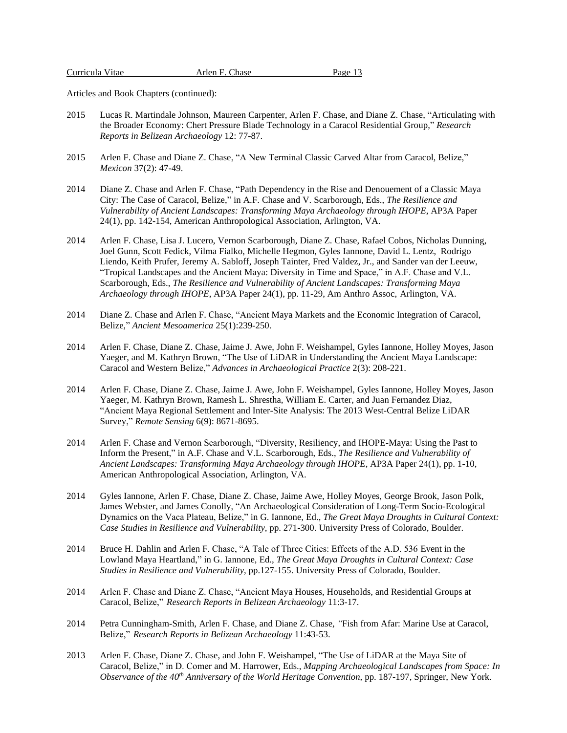Articles and Book Chapters (continued):

2015 Lucas R. Martindale Johnson, Maureen Carpenter, Arlen F. Chase, and Diane Z. Chase, "Articulating with the Broader Economy: Chert Pressure Blade Technology in a Caracol Residential Group," *Research Reports in Belizean Archaeology* 12: 77-87.

2015 Arlen F. Chase and Diane Z. Chase, "A New Terminal Classic Carved Altar from Caracol, Belize," *Mexicon* 37(2): 47-49.

2014 Diane Z. Chase and Arlen F. Chase, "Path Dependency in the Rise and Denouement of a Classic Maya City: The Case of Caracol, Belize," in A.F. Chase and V. Scarborough, Eds., *The Resilience and Vulnerability of Ancient Landscapes: Transforming Maya Archaeology through IHOPE*, AP3A Paper 24(1), pp. 142-154, American Anthropological Association, Arlington, VA.

2014 Arlen F. Chase, Lisa J. Lucero, Vernon Scarborough, Diane Z. Chase, Rafael Cobos, Nicholas Dunning, Joel Gunn, Scott Fedick, Vilma Fialko, Michelle Hegmon, Gyles Iannone, David L. Lentz, Rodrigo Liendo, Keith Prufer, Jeremy A. Sabloff, Joseph Tainter, Fred Valdez, Jr., and Sander van der Leeuw, "Tropical Landscapes and the Ancient Maya: Diversity in Time and Space," in A.F. Chase and V.L. Scarborough, Eds., *The Resilience and Vulnerability of Ancient Landscapes: Transforming Maya Archaeology through IHOPE*, AP3A Paper 24(1), pp. 11-29, Am Anthro Assoc, Arlington, VA.

2014 Diane Z. Chase and Arlen F. Chase, "Ancient Maya Markets and the Economic Integration of Caracol, Belize," *Ancient Mesoamerica* 25(1):239-250.

2014 Arlen F. Chase, Diane Z. Chase, Jaime J. Awe, John F. Weishampel, Gyles Iannone, Holley Moyes, Jason Yaeger, and M. Kathryn Brown, "The Use of LiDAR in Understanding the Ancient Maya Landscape: Caracol and Western Belize," *Advances in Archaeological Practice* 2(3): 208-221.

2014 Arlen F. Chase, Diane Z. Chase, Jaime J. Awe, John F. Weishampel, Gyles Iannone, Holley Moyes, Jason Yaeger, M. Kathryn Brown, Ramesh L. Shrestha, William E. Carter, and Juan Fernandez Diaz, "Ancient Maya Regional Settlement and Inter-Site Analysis: The 2013 West-Central Belize LiDAR Survey," *Remote Sensing* 6(9): 8671-8695.

2014 Arlen F. Chase and Vernon Scarborough, "Diversity, Resiliency, and IHOPE-Maya: Using the Past to Inform the Present," in A.F. Chase and V.L. Scarborough, Eds., *The Resilience and Vulnerability of Ancient Landscapes: Transforming Maya Archaeology through IHOPE*, AP3A Paper 24(1), pp. 1-10, American Anthropological Association, Arlington, VA.

2014 Gyles Iannone, Arlen F. Chase, Diane Z. Chase, Jaime Awe, Holley Moyes, George Brook, Jason Polk, James Webster, and James Conolly, "An Archaeological Consideration of Long-Term Socio-Ecological Dynamics on the Vaca Plateau, Belize," in G. Iannone, Ed., *The Great Maya Droughts in Cultural Context: Case Studies in Resilience and Vulnerability*, pp. 271-300. University Press of Colorado, Boulder.

2014 Bruce H. Dahlin and Arlen F. Chase, "A Tale of Three Cities: Effects of the A.D. 536 Event in the Lowland Maya Heartland," in G. Iannone, Ed., *The Great Maya Droughts in Cultural Context: Case Studies in Resilience and Vulnerability*, pp.127-155. University Press of Colorado, Boulder.

2014 Arlen F. Chase and Diane Z. Chase, "Ancient Maya Houses, Households, and Residential Groups at Caracol, Belize," *Research Reports in Belizean Archaeology* 11:3-17.

2014 Petra Cunningham-Smith, Arlen F. Chase, and Diane Z. Chase, "Fish from Afar: Marine Use at Caracol, Belize," *Research Reports in Belizean Archaeology* 11:43-53.

2013 Arlen F. Chase, Diane Z. Chase, and John F. Weishampel, "The Use of LiDAR at the Maya Site of Caracol, Belize," in D. Comer and M. Harrower, Eds., *Mapping Archaeological Landscapes from Space: In Observance of the 40th Anniversary of the World Heritage Convention,* pp. 187-197, Springer, New York.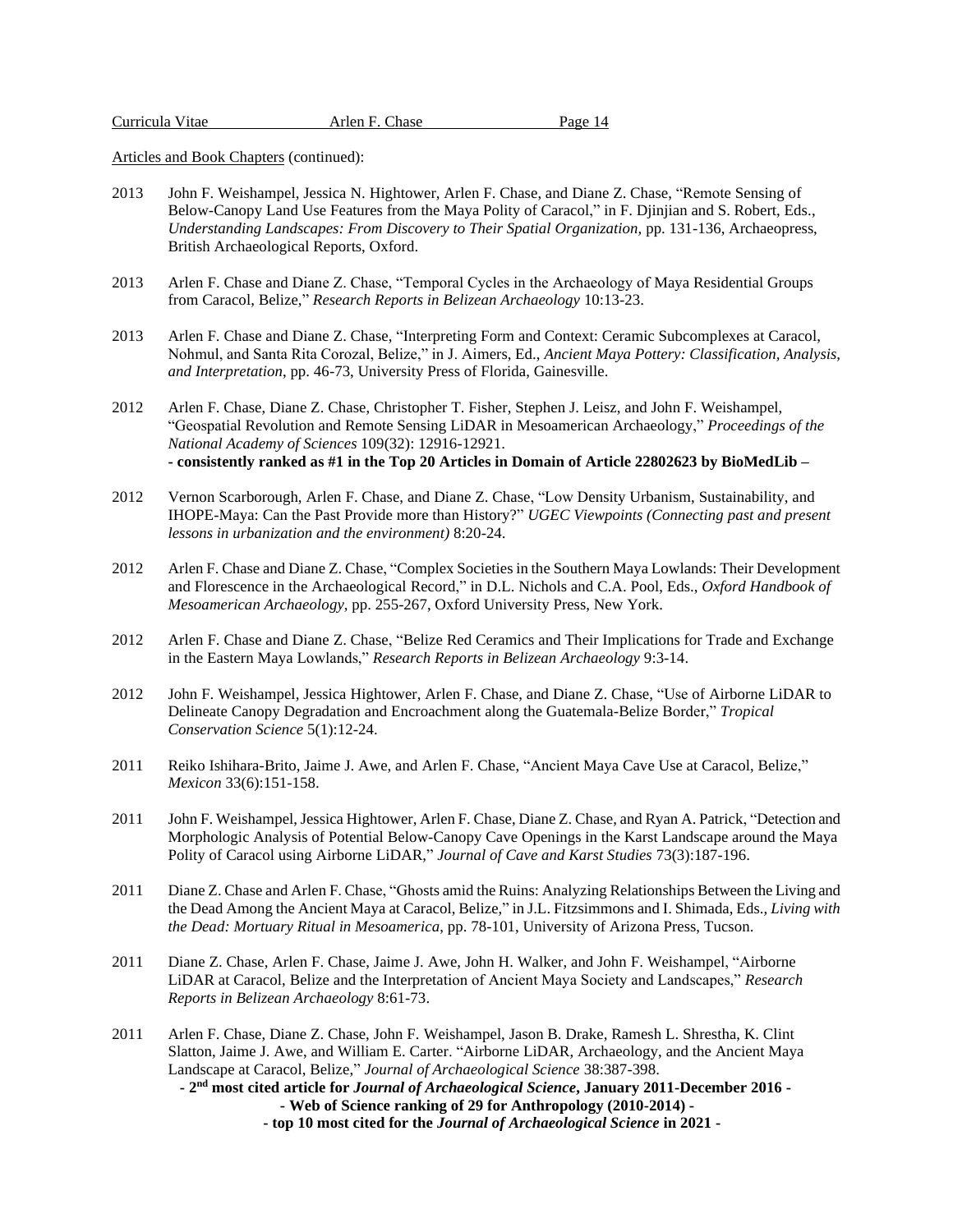Articles and Book Chapters (continued):

2013 John F. Weishampel, Jessica N. Hightower, Arlen F. Chase, and Diane Z. Chase, "Remote Sensing of Below-Canopy Land Use Features from the Maya Polity of Caracol," in F. Djinjian and S. Robert, Eds., *Understanding Landscapes: From Discovery to Their Spatial Organization*, pp. 131-136, Archaeopress, British Archaeological Reports, Oxford.

2013 Arlen F. Chase and Diane Z. Chase, "Temporal Cycles in the Archaeology of Maya Residential Groups from Caracol, Belize," *Research Reports in Belizean Archaeology* 10:13-23.

2013 Arlen F. Chase and Diane Z. Chase, "Interpreting Form and Context: Ceramic Subcomplexes at Caracol, Nohmul, and Santa Rita Corozal, Belize," in J. Aimers, Ed., *Ancient Maya Pottery: Classification, Analysis, and Interpretation*, pp. 46-73, University Press of Florida, Gainesville.

2012 Arlen F. Chase, Diane Z. Chase, Christopher T. Fisher, Stephen J. Leisz, and John F. Weishampel, "Geospatial Revolution and Remote Sensing LiDAR in Mesoamerican Archaeology," *Proceedings of the National Academy of Sciences* 109(32): 12916-12921.
**- consistently ranked as #1 in the Top 20 Articles in Domain of Article 22802623 by BioMedLib –**

2012 Vernon Scarborough, Arlen F. Chase, and Diane Z. Chase, "Low Density Urbanism, Sustainability, and IHOPE-Maya: Can the Past Provide more than History?" *UGEC Viewpoints (Connecting past and present lessons in urbanization and the environment)* 8:20-24.

2012 Arlen F. Chase and Diane Z. Chase, "Complex Societies in the Southern Maya Lowlands: Their Development and Florescence in the Archaeological Record," in D.L. Nichols and C.A. Pool, Eds., *Oxford Handbook of Mesoamerican Archaeology*, pp. 255-267, Oxford University Press, New York.

2012 Arlen F. Chase and Diane Z. Chase, "Belize Red Ceramics and Their Implications for Trade and Exchange in the Eastern Maya Lowlands," *Research Reports in Belizean Archaeology* 9:3-14.

2012 John F. Weishampel, Jessica Hightower, Arlen F. Chase, and Diane Z. Chase, "Use of Airborne LiDAR to Delineate Canopy Degradation and Encroachment along the Guatemala-Belize Border," *Tropical Conservation Science* 5(1):12-24.

2011 Reiko Ishihara-Brito, Jaime J. Awe, and Arlen F. Chase, "Ancient Maya Cave Use at Caracol, Belize," *Mexicon* 33(6):151-158.

2011 John F. Weishampel, Jessica Hightower, Arlen F. Chase, Diane Z. Chase, and Ryan A. Patrick, "Detection and Morphologic Analysis of Potential Below-Canopy Cave Openings in the Karst Landscape around the Maya Polity of Caracol using Airborne LiDAR," *Journal of Cave and Karst Studies* 73(3):187-196.

2011 Diane Z. Chase and Arlen F. Chase, "Ghosts amid the Ruins: Analyzing Relationships Between the Living and the Dead Among the Ancient Maya at Caracol, Belize," in J.L. Fitzsimmons and I. Shimada, Eds., *Living with the Dead: Mortuary Ritual in Mesoamerica*, pp. 78-101, University of Arizona Press, Tucson.

2011 Diane Z. Chase, Arlen F. Chase, Jaime J. Awe, John H. Walker, and John F. Weishampel, "Airborne LiDAR at Caracol, Belize and the Interpretation of Ancient Maya Society and Landscapes," *Research Reports in Belizean Archaeology* 8:61-73.

2011 Arlen F. Chase, Diane Z. Chase, John F. Weishampel, Jason B. Drake, Ramesh L. Shrestha, K. Clint Slatton, Jaime J. Awe, and William E. Carter. "Airborne LiDAR, Archaeology, and the Ancient Maya Landscape at Caracol, Belize," *Journal of Archaeological Science* 38:387-398.
**- 2nd most cited article for *Journal of Archaeological Science*, January 2011-December 2016 -**
**- Web of Science ranking of 29 for Anthropology (2010-2014) -**
**- top 10 most cited for the *Journal of Archaeological Science* in 2021 -**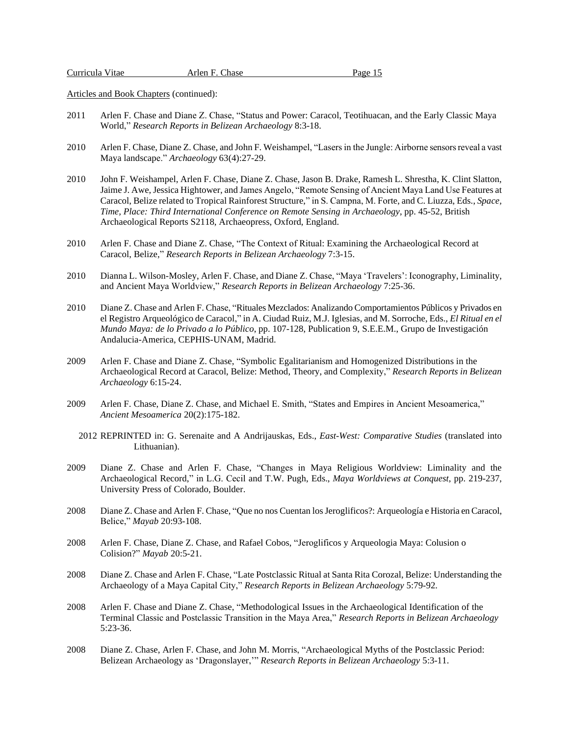Articles and Book Chapters (continued):

2011 Arlen F. Chase and Diane Z. Chase, "Status and Power: Caracol, Teotihuacan, and the Early Classic Maya World," *Research Reports in Belizean Archaeology* 8:3-18.

2010 Arlen F. Chase, Diane Z. Chase, and John F. Weishampel, "Lasers in the Jungle: Airborne sensors reveal a vast Maya landscape." *Archaeology* 63(4):27-29.

2010 John F. Weishampel, Arlen F. Chase, Diane Z. Chase, Jason B. Drake, Ramesh L. Shrestha, K. Clint Slatton, Jaime J. Awe, Jessica Hightower, and James Angelo, "Remote Sensing of Ancient Maya Land Use Features at Caracol, Belize related to Tropical Rainforest Structure," in S. Campna, M. Forte, and C. Liuzza, Eds., *Space, Time, Place: Third International Conference on Remote Sensing in Archaeology*, pp. 45-52, British Archaeological Reports S2118, Archaeopress, Oxford, England.

2010 Arlen F. Chase and Diane Z. Chase, "The Context of Ritual: Examining the Archaeological Record at Caracol, Belize," *Research Reports in Belizean Archaeology* 7:3-15.

2010 Dianna L. Wilson-Mosley, Arlen F. Chase, and Diane Z. Chase, "Maya 'Travelers': Iconography, Liminality, and Ancient Maya Worldview," *Research Reports in Belizean Archaeology* 7:25-36.

2010 Diane Z. Chase and Arlen F. Chase, "Rituales Mezclados: Analizando Comportamientos Públicos y Privados en el Registro Arqueológico de Caracol," in A. Ciudad Ruiz, M.J. Iglesias, and M. Sorroche, Eds., *El Ritual en el Mundo Maya: de lo Privado a lo Público*, pp. 107-128, Publication 9, S.E.E.M., Grupo de Investigación Andalucia-America, CEPHIS-UNAM, Madrid.

2009 Arlen F. Chase and Diane Z. Chase, "Symbolic Egalitarianism and Homogenized Distributions in the Archaeological Record at Caracol, Belize: Method, Theory, and Complexity," *Research Reports in Belizean Archaeology* 6:15-24.

2009 Arlen F. Chase, Diane Z. Chase, and Michael E. Smith, "States and Empires in Ancient Mesoamerica," *Ancient Mesoamerica* 20(2):175-182.

2012 REPRINTED in: G. Serenaite and A Andrijauskas, Eds., *East-West: Comparative Studies* (translated into Lithuanian).

2009 Diane Z. Chase and Arlen F. Chase, "Changes in Maya Religious Worldview: Liminality and the Archaeological Record," in L.G. Cecil and T.W. Pugh, Eds., *Maya Worldviews at Conquest*, pp. 219-237, University Press of Colorado, Boulder.

2008 Diane Z. Chase and Arlen F. Chase, "Que no nos Cuentan los Jeroglificos?: Arqueología e Historia en Caracol, Belice," *Mayab* 20:93-108.

2008 Arlen F. Chase, Diane Z. Chase, and Rafael Cobos, "Jeroglificos y Arqueologia Maya: Colusion o Colision?" *Mayab* 20:5-21.

2008 Diane Z. Chase and Arlen F. Chase, "Late Postclassic Ritual at Santa Rita Corozal, Belize: Understanding the Archaeology of a Maya Capital City," *Research Reports in Belizean Archaeology* 5:79-92.

2008 Arlen F. Chase and Diane Z. Chase, "Methodological Issues in the Archaeological Identification of the Terminal Classic and Postclassic Transition in the Maya Area," *Research Reports in Belizean Archaeology* 5:23-36.

2008 Diane Z. Chase, Arlen F. Chase, and John M. Morris, "Archaeological Myths of the Postclassic Period: Belizean Archaeology as 'Dragonslayer,'" *Research Reports in Belizean Archaeology* 5:3-11.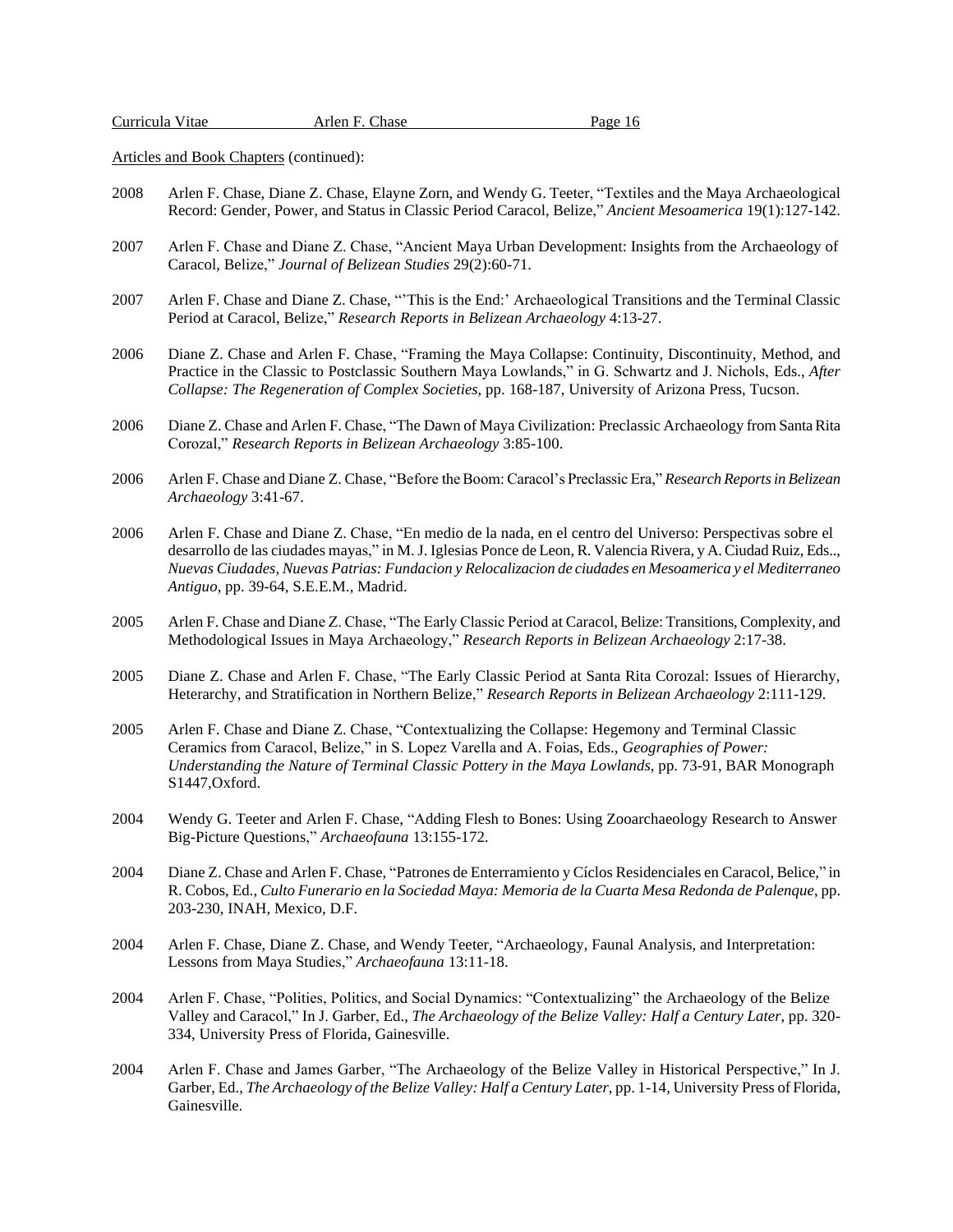Articles and Book Chapters (continued):

2008 Arlen F. Chase, Diane Z. Chase, Elayne Zorn, and Wendy G. Teeter, "Textiles and the Maya Archaeological Record: Gender, Power, and Status in Classic Period Caracol, Belize," *Ancient Mesoamerica* 19(1):127-142.

2007 Arlen F. Chase and Diane Z. Chase, "Ancient Maya Urban Development: Insights from the Archaeology of Caracol, Belize," *Journal of Belizean Studies* 29(2):60-71.

2007 Arlen F. Chase and Diane Z. Chase, "'This is the End:' Archaeological Transitions and the Terminal Classic Period at Caracol, Belize," *Research Reports in Belizean Archaeology* 4:13-27.

2006 Diane Z. Chase and Arlen F. Chase, "Framing the Maya Collapse: Continuity, Discontinuity, Method, and Practice in the Classic to Postclassic Southern Maya Lowlands," in G. Schwartz and J. Nichols, Eds., *After Collapse: The Regeneration of Complex Societies*, pp. 168-187, University of Arizona Press, Tucson.

2006 Diane Z. Chase and Arlen F. Chase, "The Dawn of Maya Civilization: Preclassic Archaeology from Santa Rita Corozal," *Research Reports in Belizean Archaeology* 3:85-100.

2006 Arlen F. Chase and Diane Z. Chase, "Before the Boom: Caracol's Preclassic Era," *Research Reports in Belizean Archaeology* 3:41-67.

2006 Arlen F. Chase and Diane Z. Chase, "En medio de la nada, en el centro del Universo: Perspectivas sobre el desarrollo de las ciudades mayas," in M. J. Iglesias Ponce de Leon, R. Valencia Rivera, y A. Ciudad Ruiz, Eds.., *Nuevas Ciudades, Nuevas Patrias: Fundacion y Relocalizacion de ciudades en Mesoamerica y el Mediterraneo Antiguo*, pp. 39-64, S.E.E.M., Madrid.

2005 Arlen F. Chase and Diane Z. Chase, "The Early Classic Period at Caracol, Belize: Transitions, Complexity, and Methodological Issues in Maya Archaeology," *Research Reports in Belizean Archaeology* 2:17-38.

2005 Diane Z. Chase and Arlen F. Chase, "The Early Classic Period at Santa Rita Corozal: Issues of Hierarchy, Heterarchy, and Stratification in Northern Belize," *Research Reports in Belizean Archaeology* 2:111-129.

2005 Arlen F. Chase and Diane Z. Chase, "Contextualizing the Collapse: Hegemony and Terminal Classic Ceramics from Caracol, Belize," in S. Lopez Varella and A. Foias, Eds., *Geographies of Power: Understanding the Nature of Terminal Classic Pottery in the Maya Lowlands*, pp. 73-91, BAR Monograph S1447,Oxford.

2004 Wendy G. Teeter and Arlen F. Chase, "Adding Flesh to Bones: Using Zooarchaeology Research to Answer Big-Picture Questions," *Archaeofauna* 13:155-172.

2004 Diane Z. Chase and Arlen F. Chase, "Patrones de Enterramiento y Cíclos Residenciales en Caracol, Belice," in R. Cobos, Ed., *Culto Funerario en la Sociedad Maya: Memoria de la Cuarta Mesa Redonda de Palenque*, pp. 203-230, INAH, Mexico, D.F.

2004 Arlen F. Chase, Diane Z. Chase, and Wendy Teeter, "Archaeology, Faunal Analysis, and Interpretation: Lessons from Maya Studies," *Archaeofauna* 13:11-18.

2004 Arlen F. Chase, "Polities, Politics, and Social Dynamics: "Contextualizing" the Archaeology of the Belize Valley and Caracol," In J. Garber, Ed., *The Archaeology of the Belize Valley: Half a Century Later*, pp. 320-334, University Press of Florida, Gainesville.

2004 Arlen F. Chase and James Garber, "The Archaeology of the Belize Valley in Historical Perspective," In J. Garber, Ed., *The Archaeology of the Belize Valley: Half a Century Later*, pp. 1-14, University Press of Florida, Gainesville.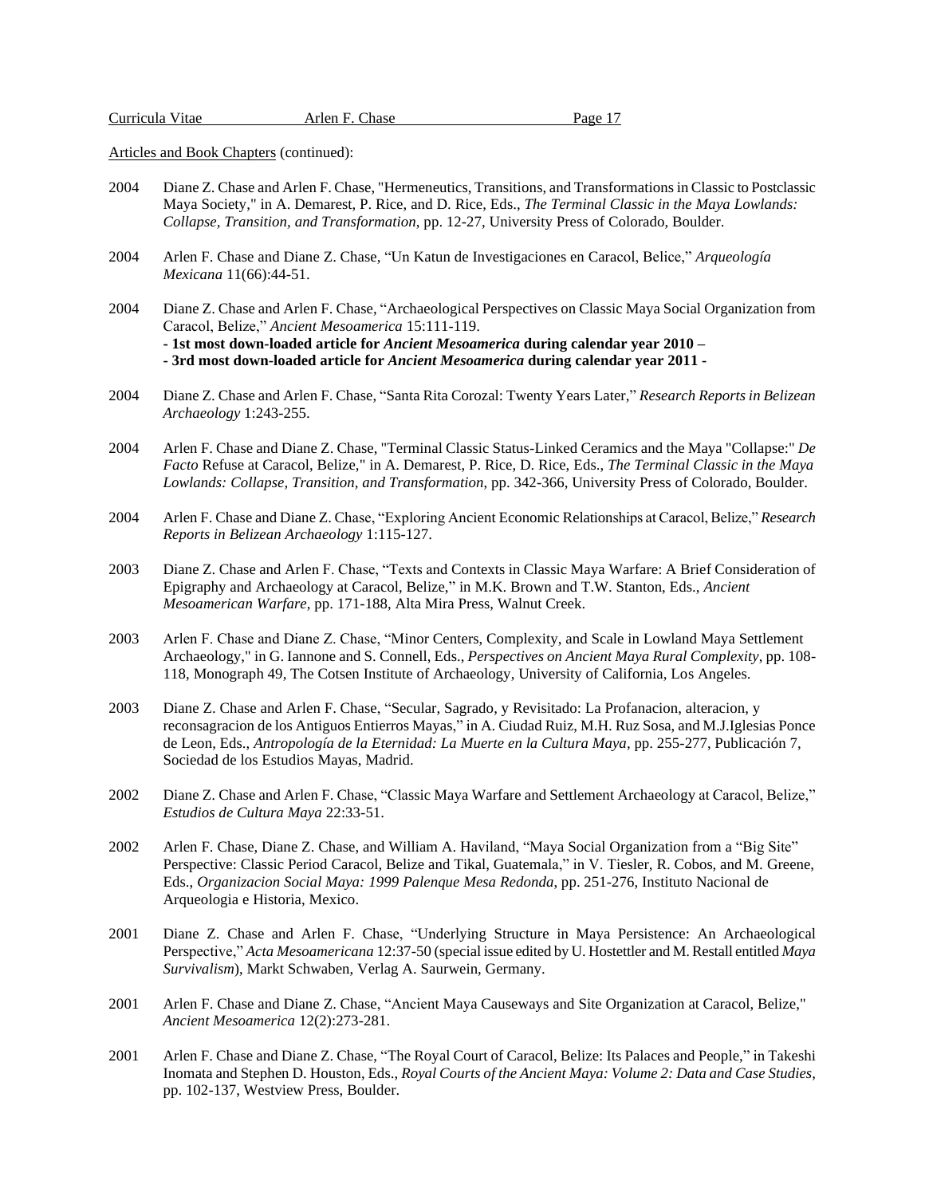Articles and Book Chapters (continued):

2004 Diane Z. Chase and Arlen F. Chase, "Hermeneutics, Transitions, and Transformations in Classic to Postclassic Maya Society," in A. Demarest, P. Rice, and D. Rice, Eds., *The Terminal Classic in the Maya Lowlands: Collapse, Transition, and Transformation*, pp. 12-27, University Press of Colorado, Boulder.

2004 Arlen F. Chase and Diane Z. Chase, "Un Katun de Investigaciones en Caracol, Belice," *Arqueología Mexicana* 11(66):44-51.

2004 Diane Z. Chase and Arlen F. Chase, "Archaeological Perspectives on Classic Maya Social Organization from Caracol, Belize," *Ancient Mesoamerica* 15:111-119.
**- 1st most down-loaded article for *Ancient Mesoamerica* during calendar year 2010 –**
**- 3rd most down-loaded article for *Ancient Mesoamerica* during calendar year 2011 -**

2004 Diane Z. Chase and Arlen F. Chase, "Santa Rita Corozal: Twenty Years Later," *Research Reports in Belizean Archaeology* 1:243-255.

2004 Arlen F. Chase and Diane Z. Chase, "Terminal Classic Status-Linked Ceramics and the Maya "Collapse:" *De Facto* Refuse at Caracol, Belize," in A. Demarest, P. Rice, D. Rice, Eds., *The Terminal Classic in the Maya Lowlands: Collapse, Transition, and Transformation*, pp. 342-366, University Press of Colorado, Boulder.

2004 Arlen F. Chase and Diane Z. Chase, "Exploring Ancient Economic Relationships at Caracol, Belize," *Research Reports in Belizean Archaeology* 1:115-127.

2003 Diane Z. Chase and Arlen F. Chase, "Texts and Contexts in Classic Maya Warfare: A Brief Consideration of Epigraphy and Archaeology at Caracol, Belize," in M.K. Brown and T.W. Stanton, Eds., *Ancient Mesoamerican Warfare*, pp. 171-188, Alta Mira Press, Walnut Creek.

2003 Arlen F. Chase and Diane Z. Chase, "Minor Centers, Complexity, and Scale in Lowland Maya Settlement Archaeology," in G. Iannone and S. Connell, Eds., *Perspectives on Ancient Maya Rural Complexity*, pp. 108-118, Monograph 49, The Cotsen Institute of Archaeology, University of California, Los Angeles.

2003 Diane Z. Chase and Arlen F. Chase, "Secular, Sagrado, y Revisitado: La Profanacion, alteracion, y reconsagracion de los Antiguos Entierros Mayas," in A. Ciudad Ruiz, M.H. Ruz Sosa, and M.J.Iglesias Ponce de Leon, Eds., *Antropología de la Eternidad: La Muerte en la Cultura Maya*, pp. 255-277, Publicación 7, Sociedad de los Estudios Mayas, Madrid.

2002 Diane Z. Chase and Arlen F. Chase, "Classic Maya Warfare and Settlement Archaeology at Caracol, Belize," *Estudios de Cultura Maya* 22:33-51.

2002 Arlen F. Chase, Diane Z. Chase, and William A. Haviland, "Maya Social Organization from a "Big Site" Perspective: Classic Period Caracol, Belize and Tikal, Guatemala," in V. Tiesler, R. Cobos, and M. Greene, Eds., *Organizacion Social Maya: 1999 Palenque Mesa Redonda*, pp. 251-276, Instituto Nacional de Arqueologia e Historia, Mexico.

2001 Diane Z. Chase and Arlen F. Chase, "Underlying Structure in Maya Persistence: An Archaeological Perspective," *Acta Mesoamericana* 12:37-50 (special issue edited by U. Hostettler and M. Restall entitled *Maya Survivalism*), Markt Schwaben, Verlag A. Saurwein, Germany.

2001 Arlen F. Chase and Diane Z. Chase, "Ancient Maya Causeways and Site Organization at Caracol, Belize," *Ancient Mesoamerica* 12(2):273-281.

2001 Arlen F. Chase and Diane Z. Chase, "The Royal Court of Caracol, Belize: Its Palaces and People," in Takeshi Inomata and Stephen D. Houston, Eds., *Royal Courts of the Ancient Maya: Volume 2: Data and Case Studies*, pp. 102-137, Westview Press, Boulder.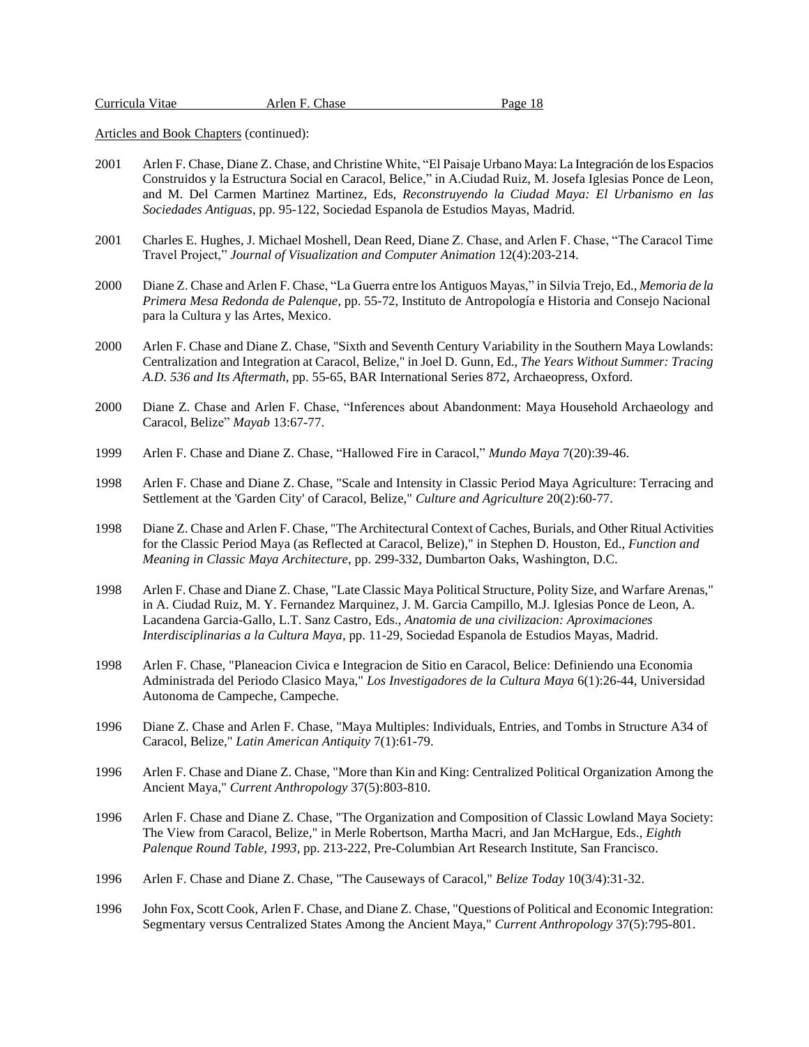Articles and Book Chapters (continued):

2001 Arlen F. Chase, Diane Z. Chase, and Christine White, "El Paisaje Urbano Maya: La Integración de los Espacios Construidos y la Estructura Social en Caracol, Belice," in A.Ciudad Ruiz, M. Josefa Iglesias Ponce de Leon, and M. Del Carmen Martinez Martinez, Eds, *Reconstruyendo la Ciudad Maya: El Urbanismo en las Sociedades Antiguas*, pp. 95-122, Sociedad Espanola de Estudios Mayas, Madrid.

2001 Charles E. Hughes, J. Michael Moshell, Dean Reed, Diane Z. Chase, and Arlen F. Chase, "The Caracol Time Travel Project," *Journal of Visualization and Computer Animation* 12(4):203-214.

2000 Diane Z. Chase and Arlen F. Chase, "La Guerra entre los Antiguos Mayas," in Silvia Trejo, Ed., *Memoria de la Primera Mesa Redonda de Palenque*, pp. 55-72, Instituto de Antropología e Historia and Consejo Nacional para la Cultura y las Artes, Mexico.

2000 Arlen F. Chase and Diane Z. Chase, "Sixth and Seventh Century Variability in the Southern Maya Lowlands: Centralization and Integration at Caracol, Belize," in Joel D. Gunn, Ed., *The Years Without Summer: Tracing A.D. 536 and Its Aftermath*, pp. 55-65, BAR International Series 872, Archaeopress, Oxford.

2000 Diane Z. Chase and Arlen F. Chase, "Inferences about Abandonment: Maya Household Archaeology and Caracol, Belize" *Mayab* 13:67-77.

1999 Arlen F. Chase and Diane Z. Chase, "Hallowed Fire in Caracol," *Mundo Maya* 7(20):39-46.

1998 Arlen F. Chase and Diane Z. Chase, "Scale and Intensity in Classic Period Maya Agriculture: Terracing and Settlement at the 'Garden City' of Caracol, Belize," *Culture and Agriculture* 20(2):60-77.

1998 Diane Z. Chase and Arlen F. Chase, "The Architectural Context of Caches, Burials, and Other Ritual Activities for the Classic Period Maya (as Reflected at Caracol, Belize)," in Stephen D. Houston, Ed., *Function and Meaning in Classic Maya Architecture*, pp. 299-332, Dumbarton Oaks, Washington, D.C.

1998 Arlen F. Chase and Diane Z. Chase, "Late Classic Maya Political Structure, Polity Size, and Warfare Arenas," in A. Ciudad Ruiz, M. Y. Fernandez Marquinez, J. M. Garcia Campillo, M.J. Iglesias Ponce de Leon, A. Lacandena Garcia-Gallo, L.T. Sanz Castro, Eds., *Anatomia de una civilizacion: Aproximaciones Interdisciplinarias a la Cultura Maya*, pp. 11-29, Sociedad Espanola de Estudios Mayas, Madrid.

1998 Arlen F. Chase, "Planeacion Civica e Integracion de Sitio en Caracol, Belice: Definiendo una Economia Administrada del Periodo Clasico Maya," *Los Investigadores de la Cultura Maya* 6(1):26-44, Universidad Autonoma de Campeche, Campeche.

1996 Diane Z. Chase and Arlen F. Chase, "Maya Multiples: Individuals, Entries, and Tombs in Structure A34 of Caracol, Belize," *Latin American Antiquity* 7(1):61-79.

1996 Arlen F. Chase and Diane Z. Chase, "More than Kin and King: Centralized Political Organization Among the Ancient Maya," *Current Anthropology* 37(5):803-810.

1996 Arlen F. Chase and Diane Z. Chase, "The Organization and Composition of Classic Lowland Maya Society: The View from Caracol, Belize," in Merle Robertson, Martha Macri, and Jan McHargue, Eds., *Eighth Palenque Round Table, 1993*, pp. 213-222, Pre-Columbian Art Research Institute, San Francisco.

1996 Arlen F. Chase and Diane Z. Chase, "The Causeways of Caracol," *Belize Today* 10(3/4):31-32.

1996 John Fox, Scott Cook, Arlen F. Chase, and Diane Z. Chase, "Questions of Political and Economic Integration: Segmentary versus Centralized States Among the Ancient Maya," *Current Anthropology* 37(5):795-801.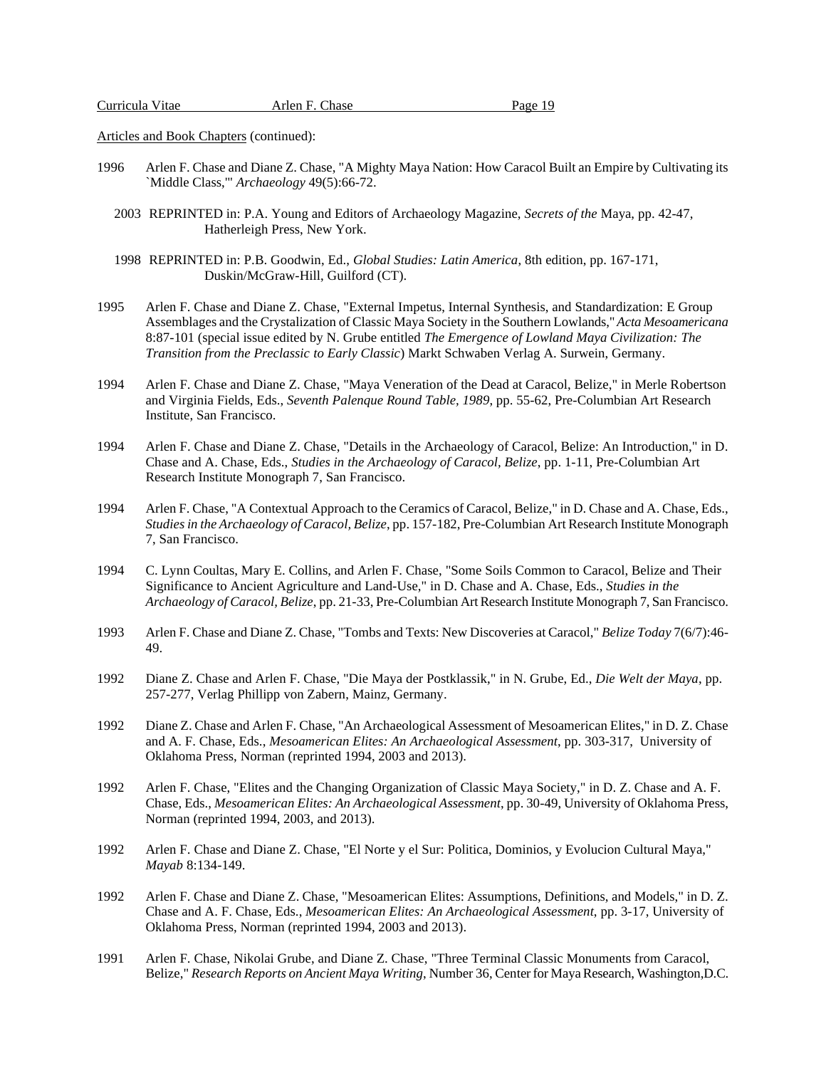Articles and Book Chapters (continued):

1996 Arlen F. Chase and Diane Z. Chase, "A Mighty Maya Nation: How Caracol Built an Empire by Cultivating its `Middle Class,'" *Archaeology* 49(5):66-72.

2003 REPRINTED in: P.A. Young and Editors of Archaeology Magazine, *Secrets of the* Maya, pp. 42-47, Hatherleigh Press, New York.

1998 REPRINTED in: P.B. Goodwin, Ed., *Global Studies: Latin America*, 8th edition, pp. 167-171, Duskin/McGraw-Hill, Guilford (CT).

1995 Arlen F. Chase and Diane Z. Chase, "External Impetus, Internal Synthesis, and Standardization: E Group Assemblages and the Crystalization of Classic Maya Society in the Southern Lowlands," *Acta Mesoamericana* 8:87-101 (special issue edited by N. Grube entitled *The Emergence of Lowland Maya Civilization: The Transition from the Preclassic to Early Classic*) Markt Schwaben Verlag A. Surwein, Germany.

1994 Arlen F. Chase and Diane Z. Chase, "Maya Veneration of the Dead at Caracol, Belize," in Merle Robertson and Virginia Fields, Eds., *Seventh Palenque Round Table, 1989*, pp. 55-62, Pre-Columbian Art Research Institute, San Francisco.

1994 Arlen F. Chase and Diane Z. Chase, "Details in the Archaeology of Caracol, Belize: An Introduction," in D. Chase and A. Chase, Eds., *Studies in the Archaeology of Caracol, Belize*, pp. 1-11, Pre-Columbian Art Research Institute Monograph 7, San Francisco.

1994 Arlen F. Chase, "A Contextual Approach to the Ceramics of Caracol, Belize," in D. Chase and A. Chase, Eds., *Studies in the Archaeology of Caracol, Belize*, pp. 157-182, Pre-Columbian Art Research Institute Monograph 7, San Francisco.

1994 C. Lynn Coultas, Mary E. Collins, and Arlen F. Chase, "Some Soils Common to Caracol, Belize and Their Significance to Ancient Agriculture and Land-Use," in D. Chase and A. Chase, Eds., *Studies in the Archaeology of Caracol, Belize*, pp. 21-33, Pre-Columbian Art Research Institute Monograph 7, San Francisco.

1993 Arlen F. Chase and Diane Z. Chase, "Tombs and Texts: New Discoveries at Caracol," *Belize Today* 7(6/7):46-49.

1992 Diane Z. Chase and Arlen F. Chase, "Die Maya der Postklassik," in N. Grube, Ed., *Die Welt der Maya*, pp. 257-277, Verlag Phillipp von Zabern, Mainz, Germany.

1992 Diane Z. Chase and Arlen F. Chase, "An Archaeological Assessment of Mesoamerican Elites," in D. Z. Chase and A. F. Chase, Eds., *Mesoamerican Elites: An Archaeological Assessment*, pp. 303-317, University of Oklahoma Press, Norman (reprinted 1994, 2003 and 2013).

1992 Arlen F. Chase, "Elites and the Changing Organization of Classic Maya Society," in D. Z. Chase and A. F. Chase, Eds., *Mesoamerican Elites: An Archaeological Assessment*, pp. 30-49, University of Oklahoma Press, Norman (reprinted 1994, 2003, and 2013).

1992 Arlen F. Chase and Diane Z. Chase, "El Norte y el Sur: Politica, Dominios, y Evolucion Cultural Maya," *Mayab* 8:134-149.

1992 Arlen F. Chase and Diane Z. Chase, "Mesoamerican Elites: Assumptions, Definitions, and Models," in D. Z. Chase and A. F. Chase, Eds., *Mesoamerican Elites: An Archaeological Assessment*, pp. 3-17, University of Oklahoma Press, Norman (reprinted 1994, 2003 and 2013).

1991 Arlen F. Chase, Nikolai Grube, and Diane Z. Chase, "Three Terminal Classic Monuments from Caracol, Belize," *Research Reports on Ancient Maya Writing*, Number 36, Center for Maya Research, Washington,D.C.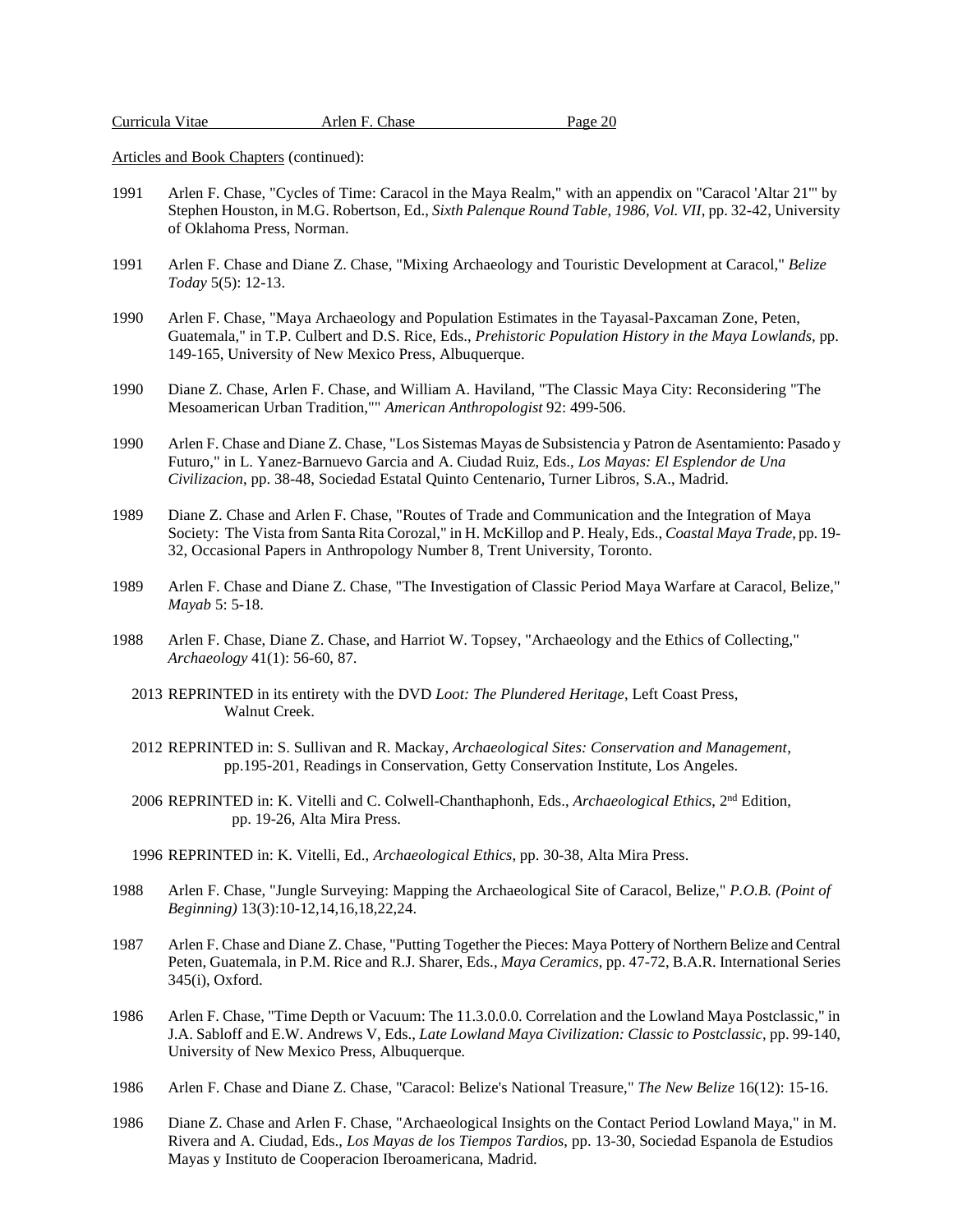Articles and Book Chapters (continued):

1991 Arlen F. Chase, "Cycles of Time: Caracol in the Maya Realm," with an appendix on "Caracol 'Altar 21'" by Stephen Houston, in M.G. Robertson, Ed., *Sixth Palenque Round Table, 1986, Vol. VII*, pp. 32-42, University of Oklahoma Press, Norman.

1991 Arlen F. Chase and Diane Z. Chase, "Mixing Archaeology and Touristic Development at Caracol," *Belize Today* 5(5): 12-13.

1990 Arlen F. Chase, "Maya Archaeology and Population Estimates in the Tayasal-Paxcaman Zone, Peten, Guatemala," in T.P. Culbert and D.S. Rice, Eds., *Prehistoric Population History in the Maya Lowlands*, pp. 149-165, University of New Mexico Press, Albuquerque.

1990 Diane Z. Chase, Arlen F. Chase, and William A. Haviland, "The Classic Maya City: Reconsidering "The Mesoamerican Urban Tradition,"" *American Anthropologist* 92: 499-506.

1990 Arlen F. Chase and Diane Z. Chase, "Los Sistemas Mayas de Subsistencia y Patron de Asentamiento: Pasado y Futuro," in L. Yanez-Barnuevo Garcia and A. Ciudad Ruiz, Eds., *Los Mayas: El Esplendor de Una Civilizacion*, pp. 38-48, Sociedad Estatal Quinto Centenario, Turner Libros, S.A., Madrid.

1989 Diane Z. Chase and Arlen F. Chase, "Routes of Trade and Communication and the Integration of Maya Society: The Vista from Santa Rita Corozal," in H. McKillop and P. Healy, Eds., *Coastal Maya Trade*, pp. 19-32, Occasional Papers in Anthropology Number 8, Trent University, Toronto.

1989 Arlen F. Chase and Diane Z. Chase, "The Investigation of Classic Period Maya Warfare at Caracol, Belize," *Mayab* 5: 5-18.

1988 Arlen F. Chase, Diane Z. Chase, and Harriot W. Topsey, "Archaeology and the Ethics of Collecting," *Archaeology* 41(1): 56-60, 87.

2013 REPRINTED in its entirety with the DVD *Loot: The Plundered Heritage*, Left Coast Press, Walnut Creek.

2012 REPRINTED in: S. Sullivan and R. Mackay, *Archaeological Sites: Conservation and Management*, pp.195-201, Readings in Conservation, Getty Conservation Institute, Los Angeles.

2006 REPRINTED in: K. Vitelli and C. Colwell-Chanthaphonh, Eds., *Archaeological Ethics*, 2nd Edition, pp. 19-26, Alta Mira Press.

1996 REPRINTED in: K. Vitelli, Ed., *Archaeological Ethics*, pp. 30-38, Alta Mira Press.

1988 Arlen F. Chase, "Jungle Surveying: Mapping the Archaeological Site of Caracol, Belize," *P.O.B. (Point of Beginning)* 13(3):10-12,14,16,18,22,24.

1987 Arlen F. Chase and Diane Z. Chase, "Putting Together the Pieces: Maya Pottery of Northern Belize and Central Peten, Guatemala, in P.M. Rice and R.J. Sharer, Eds., *Maya Ceramics*, pp. 47-72, B.A.R. International Series 345(i), Oxford.

1986 Arlen F. Chase, "Time Depth or Vacuum: The 11.3.0.0.0. Correlation and the Lowland Maya Postclassic," in J.A. Sabloff and E.W. Andrews V, Eds., *Late Lowland Maya Civilization: Classic to Postclassic*, pp. 99-140, University of New Mexico Press, Albuquerque.

1986 Arlen F. Chase and Diane Z. Chase, "Caracol: Belize's National Treasure," *The New Belize* 16(12): 15-16.

1986 Diane Z. Chase and Arlen F. Chase, "Archaeological Insights on the Contact Period Lowland Maya," in M. Rivera and A. Ciudad, Eds., *Los Mayas de los Tiempos Tardios*, pp. 13-30, Sociedad Espanola de Estudios Mayas y Instituto de Cooperacion Iberoamericana, Madrid.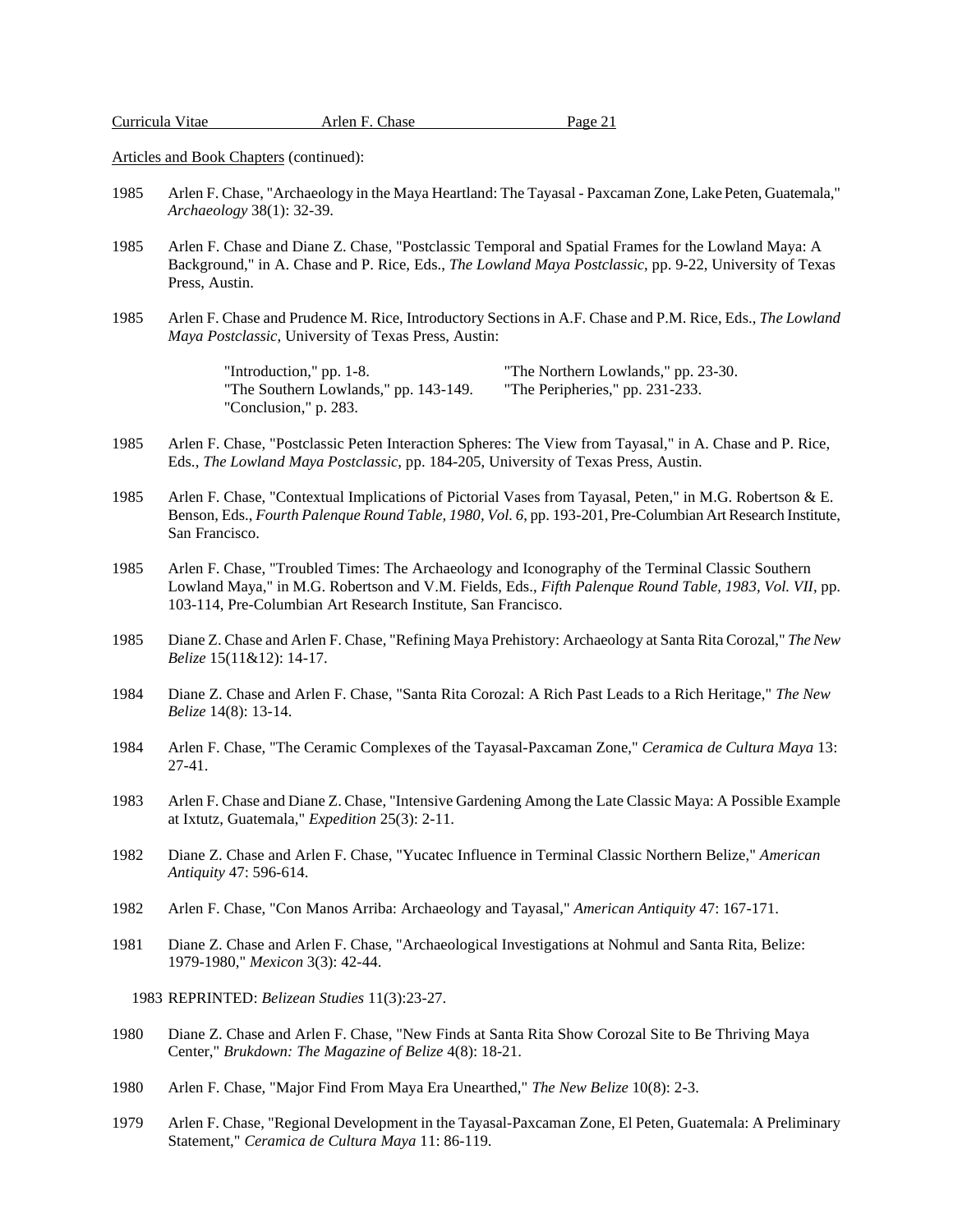Articles and Book Chapters (continued):

1985 Arlen F. Chase, "Archaeology in the Maya Heartland: The Tayasal - Paxcaman Zone, Lake Peten, Guatemala," *Archaeology* 38(1): 32-39.

1985 Arlen F. Chase and Diane Z. Chase, "Postclassic Temporal and Spatial Frames for the Lowland Maya: A Background," in A. Chase and P. Rice, Eds., *The Lowland Maya Postclassic*, pp. 9-22, University of Texas Press, Austin.

1985 Arlen F. Chase and Prudence M. Rice, Introductory Sections in A.F. Chase and P.M. Rice, Eds., *The Lowland Maya Postclassic*, University of Texas Press, Austin:

- "Introduction," pp. 1-8.
- "The Northern Lowlands," pp. 23-30.
- "The Southern Lowlands," pp. 143-149.
- "The Peripheries," pp. 231-233.
- "Conclusion," p. 283.

1985 Arlen F. Chase, "Postclassic Peten Interaction Spheres: The View from Tayasal," in A. Chase and P. Rice, Eds., *The Lowland Maya Postclassic*, pp. 184-205, University of Texas Press, Austin.

1985 Arlen F. Chase, "Contextual Implications of Pictorial Vases from Tayasal, Peten," in M.G. Robertson & E. Benson, Eds., *Fourth Palenque Round Table, 1980, Vol. 6*, pp. 193-201, Pre-Columbian Art Research Institute, San Francisco.

1985 Arlen F. Chase, "Troubled Times: The Archaeology and Iconography of the Terminal Classic Southern Lowland Maya," in M.G. Robertson and V.M. Fields, Eds., *Fifth Palenque Round Table, 1983, Vol. VII*, pp. 103-114, Pre-Columbian Art Research Institute, San Francisco.

1985 Diane Z. Chase and Arlen F. Chase, "Refining Maya Prehistory: Archaeology at Santa Rita Corozal," *The New Belize* 15(11&12): 14-17.

1984 Diane Z. Chase and Arlen F. Chase, "Santa Rita Corozal: A Rich Past Leads to a Rich Heritage," *The New Belize* 14(8): 13-14.

1984 Arlen F. Chase, "The Ceramic Complexes of the Tayasal-Paxcaman Zone," *Ceramica de Cultura Maya* 13: 27-41.

1983 Arlen F. Chase and Diane Z. Chase, "Intensive Gardening Among the Late Classic Maya: A Possible Example at Ixtutz, Guatemala," *Expedition* 25(3): 2-11.

1982 Diane Z. Chase and Arlen F. Chase, "Yucatec Influence in Terminal Classic Northern Belize," *American Antiquity* 47: 596-614.

1982 Arlen F. Chase, "Con Manos Arriba: Archaeology and Tayasal," *American Antiquity* 47: 167-171.

1981 Diane Z. Chase and Arlen F. Chase, "Archaeological Investigations at Nohmul and Santa Rita, Belize: 1979-1980," *Mexicon* 3(3): 42-44.

1983 REPRINTED: *Belizean Studies* 11(3):23-27.

1980 Diane Z. Chase and Arlen F. Chase, "New Finds at Santa Rita Show Corozal Site to Be Thriving Maya Center," *Brukdown: The Magazine of Belize* 4(8): 18-21.

1980 Arlen F. Chase, "Major Find From Maya Era Unearthed," *The New Belize* 10(8): 2-3.

1979 Arlen F. Chase, "Regional Development in the Tayasal-Paxcaman Zone, El Peten, Guatemala: A Preliminary Statement," *Ceramica de Cultura Maya* 11: 86-119.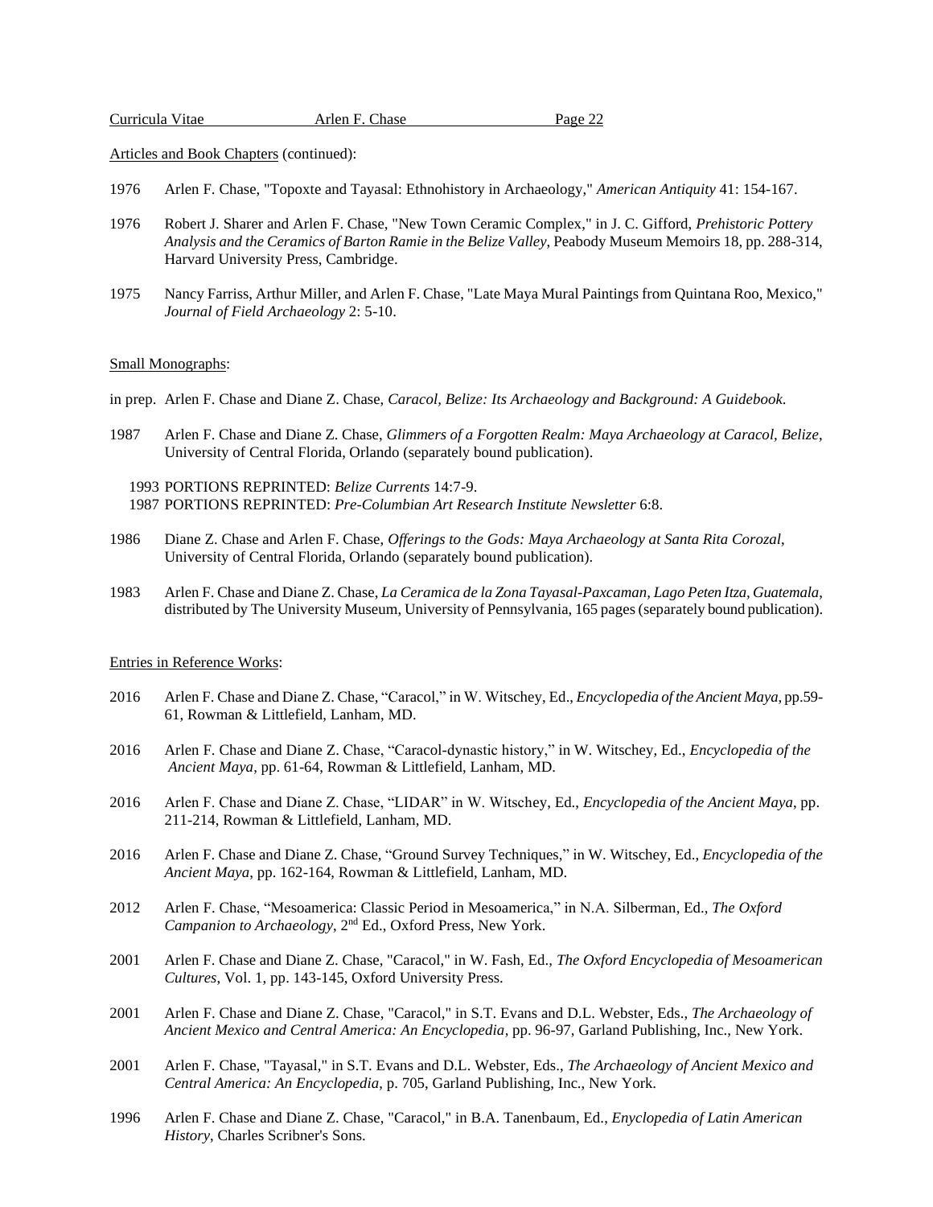Articles and Book Chapters (continued):

1976 Arlen F. Chase, "Topoxte and Tayasal: Ethnohistory in Archaeology," *American Antiquity* 41: 154-167.

1976 Robert J. Sharer and Arlen F. Chase, "New Town Ceramic Complex," in J. C. Gifford, *Prehistoric Pottery Analysis and the Ceramics of Barton Ramie in the Belize Valley*, Peabody Museum Memoirs 18, pp. 288-314, Harvard University Press, Cambridge.

1975 Nancy Farriss, Arthur Miller, and Arlen F. Chase, "Late Maya Mural Paintings from Quintana Roo, Mexico," *Journal of Field Archaeology* 2: 5-10.

Small Monographs:

in prep. Arlen F. Chase and Diane Z. Chase, *Caracol, Belize: Its Archaeology and Background: A Guidebook*.

1987 Arlen F. Chase and Diane Z. Chase, *Glimmers of a Forgotten Realm: Maya Archaeology at Caracol, Belize*, University of Central Florida, Orlando (separately bound publication).

1993 PORTIONS REPRINTED: *Belize Currents* 14:7-9.
1987 PORTIONS REPRINTED: *Pre-Columbian Art Research Institute Newsletter* 6:8.

1986 Diane Z. Chase and Arlen F. Chase, *Offerings to the Gods: Maya Archaeology at Santa Rita Corozal*, University of Central Florida, Orlando (separately bound publication).

1983 Arlen F. Chase and Diane Z. Chase, *La Ceramica de la Zona Tayasal-Paxcaman, Lago Peten Itza, Guatemala*, distributed by The University Museum, University of Pennsylvania, 165 pages (separately bound publication).

Entries in Reference Works:

2016 Arlen F. Chase and Diane Z. Chase, "Caracol," in W. Witschey, Ed., *Encyclopedia of the Ancient Maya*, pp.59-61, Rowman & Littlefield, Lanham, MD.

2016 Arlen F. Chase and Diane Z. Chase, "Caracol-dynastic history," in W. Witschey, Ed., *Encyclopedia of the Ancient Maya*, pp. 61-64, Rowman & Littlefield, Lanham, MD.

2016 Arlen F. Chase and Diane Z. Chase, "LIDAR" in W. Witschey, Ed., *Encyclopedia of the Ancient Maya*, pp. 211-214, Rowman & Littlefield, Lanham, MD.

2016 Arlen F. Chase and Diane Z. Chase, "Ground Survey Techniques," in W. Witschey, Ed., *Encyclopedia of the Ancient Maya*, pp. 162-164, Rowman & Littlefield, Lanham, MD.

2012 Arlen F. Chase, "Mesoamerica: Classic Period in Mesoamerica," in N.A. Silberman, Ed., *The Oxford Campanion to Archaeology*, 2nd Ed., Oxford Press, New York.

2001 Arlen F. Chase and Diane Z. Chase, "Caracol," in W. Fash, Ed., *The Oxford Encyclopedia of Mesoamerican Cultures*, Vol. 1, pp. 143-145, Oxford University Press.

2001 Arlen F. Chase and Diane Z. Chase, "Caracol," in S.T. Evans and D.L. Webster, Eds., *The Archaeology of Ancient Mexico and Central America: An Encyclopedia*, pp. 96-97, Garland Publishing, Inc., New York.

2001 Arlen F. Chase, "Tayasal," in S.T. Evans and D.L. Webster, Eds., *The Archaeology of Ancient Mexico and Central America: An Encyclopedia*, p. 705, Garland Publishing, Inc., New York.

1996 Arlen F. Chase and Diane Z. Chase, "Caracol," in B.A. Tanenbaum, Ed., *Enyclopedia of Latin American History*, Charles Scribner's Sons.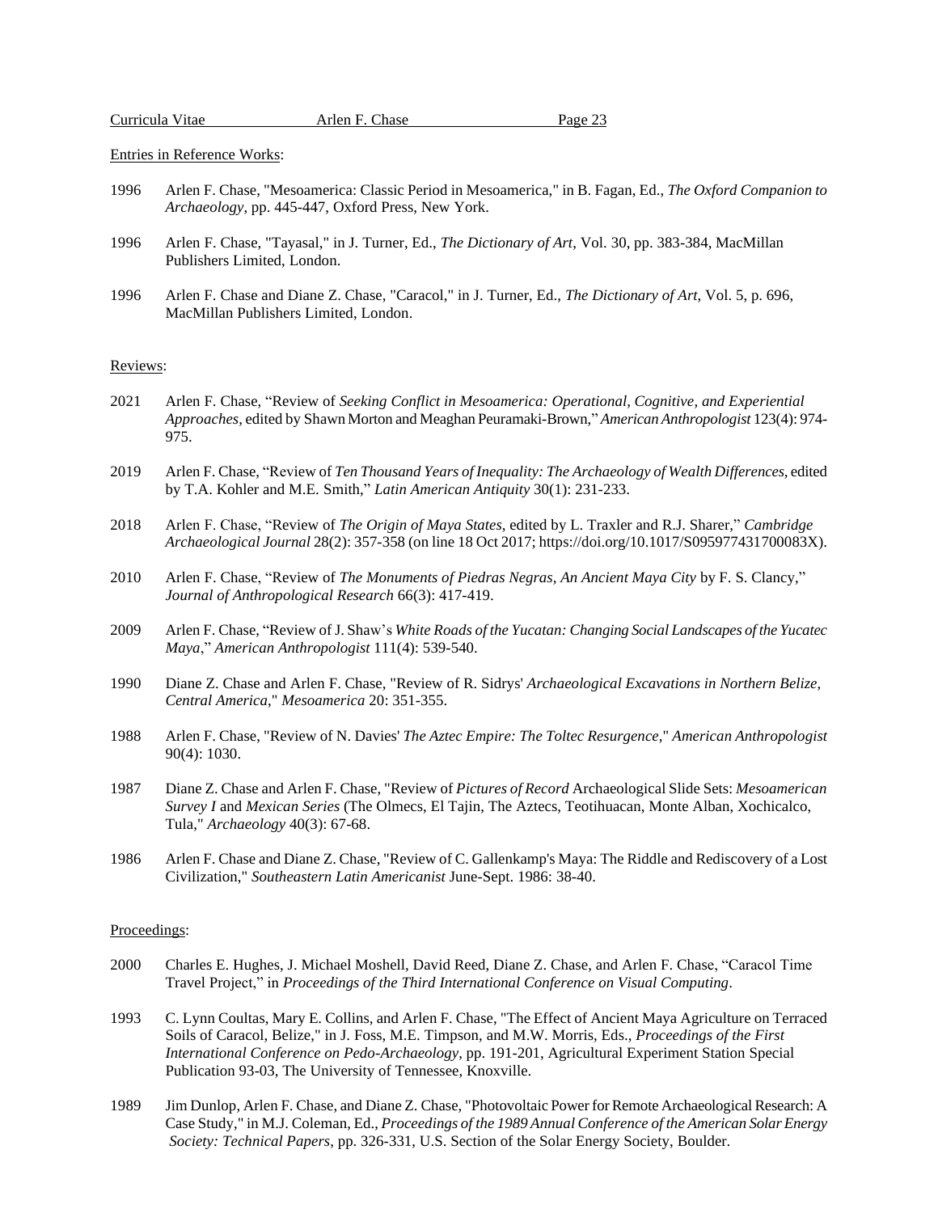Entries in Reference Works:

1996 Arlen F. Chase, "Mesoamerica: Classic Period in Mesoamerica," in B. Fagan, Ed., *The Oxford Companion to Archaeology*, pp. 445-447, Oxford Press, New York.

1996 Arlen F. Chase, "Tayasal," in J. Turner, Ed., *The Dictionary of Art*, Vol. 30, pp. 383-384, MacMillan Publishers Limited, London.

1996 Arlen F. Chase and Diane Z. Chase, "Caracol," in J. Turner, Ed., *The Dictionary of Art*, Vol. 5, p. 696, MacMillan Publishers Limited, London.

Reviews:

2021 Arlen F. Chase, "Review of *Seeking Conflict in Mesoamerica: Operational, Cognitive, and Experiential Approaches*, edited by Shawn Morton and Meaghan Peuramaki-Brown," *American Anthropologist* 123(4): 974-975.

2019 Arlen F. Chase, "Review of *Ten Thousand Years of Inequality: The Archaeology of Wealth Differences*, edited by T.A. Kohler and M.E. Smith," *Latin American Antiquity* 30(1): 231-233.

2018 Arlen F. Chase, "Review of *The Origin of Maya States*, edited by L. Traxler and R.J. Sharer," *Cambridge Archaeological Journal* 28(2): 357-358 (on line 18 Oct 2017; https://doi.org/10.1017/S095977431700083X).

2010 Arlen F. Chase, "Review of *The Monuments of Piedras Negras, An Ancient Maya City* by F. S. Clancy," *Journal of Anthropological Research* 66(3): 417-419.

2009 Arlen F. Chase, "Review of J. Shaw's *White Roads of the Yucatan: Changing Social Landscapes of the Yucatec Maya*," *American Anthropologist* 111(4): 539-540.

1990 Diane Z. Chase and Arlen F. Chase, "Review of R. Sidrys' *Archaeological Excavations in Northern Belize, Central America*," *Mesoamerica* 20: 351-355.

1988 Arlen F. Chase, "Review of N. Davies' *The Aztec Empire: The Toltec Resurgence*," *American Anthropologist* 90(4): 1030.

1987 Diane Z. Chase and Arlen F. Chase, "Review of *Pictures of Record* Archaeological Slide Sets: *Mesoamerican Survey I* and *Mexican Series* (The Olmecs, El Tajin, The Aztecs, Teotihuacan, Monte Alban, Xochicalco, Tula," *Archaeology* 40(3): 67-68.

1986 Arlen F. Chase and Diane Z. Chase, "Review of C. Gallenkamp's Maya: The Riddle and Rediscovery of a Lost Civilization," *Southeastern Latin Americanist* June-Sept. 1986: 38-40.

Proceedings:

2000 Charles E. Hughes, J. Michael Moshell, David Reed, Diane Z. Chase, and Arlen F. Chase, "Caracol Time Travel Project," in *Proceedings of the Third International Conference on Visual Computing*.

1993 C. Lynn Coultas, Mary E. Collins, and Arlen F. Chase, "The Effect of Ancient Maya Agriculture on Terraced Soils of Caracol, Belize," in J. Foss, M.E. Timpson, and M.W. Morris, Eds., *Proceedings of the First International Conference on Pedo-Archaeology*, pp. 191-201, Agricultural Experiment Station Special Publication 93-03, The University of Tennessee, Knoxville.

1989 Jim Dunlop, Arlen F. Chase, and Diane Z. Chase, "Photovoltaic Power for Remote Archaeological Research: A Case Study," in M.J. Coleman, Ed., *Proceedings of the 1989 Annual Conference of the American Solar Energy Society: Technical Papers*, pp. 326-331, U.S. Section of the Solar Energy Society, Boulder.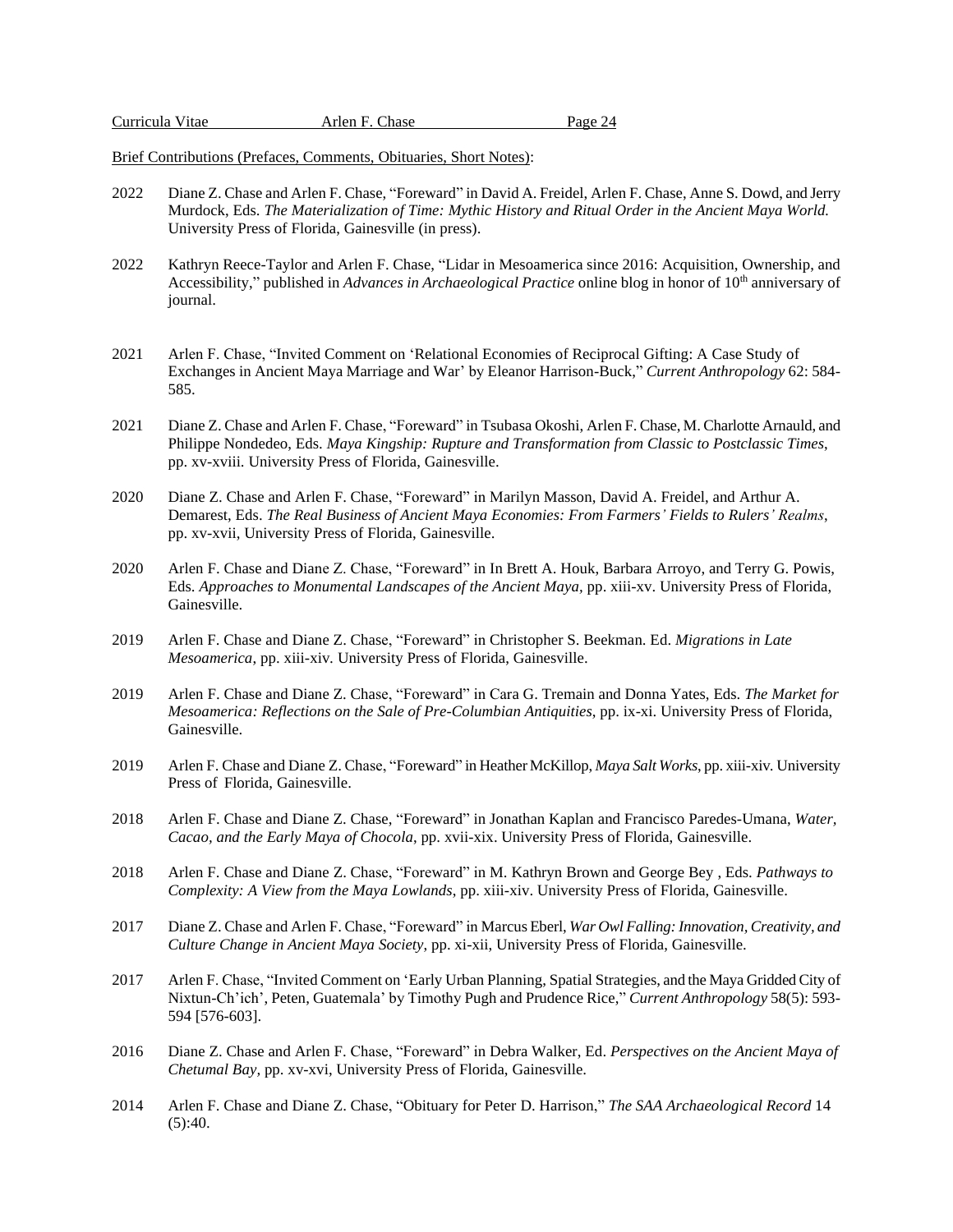Brief Contributions (Prefaces, Comments, Obituaries, Short Notes):

2022 Diane Z. Chase and Arlen F. Chase, "Foreward" in David A. Freidel, Arlen F. Chase, Anne S. Dowd, and Jerry Murdock, Eds. *The Materialization of Time: Mythic History and Ritual Order in the Ancient Maya World.* University Press of Florida, Gainesville (in press).

2022 Kathryn Reece-Taylor and Arlen F. Chase, "Lidar in Mesoamerica since 2016: Acquisition, Ownership, and Accessibility," published in *Advances in Archaeological Practice* online blog in honor of 10th anniversary of journal.

2021 Arlen F. Chase, "Invited Comment on 'Relational Economies of Reciprocal Gifting: A Case Study of Exchanges in Ancient Maya Marriage and War' by Eleanor Harrison-Buck," *Current Anthropology* 62: 584-585.

2021 Diane Z. Chase and Arlen F. Chase, "Foreward" in Tsubasa Okoshi, Arlen F. Chase, M. Charlotte Arnauld, and Philippe Nondedeo, Eds. *Maya Kingship: Rupture and Transformation from Classic to Postclassic Times*, pp. xv-xviii. University Press of Florida, Gainesville.

2020 Diane Z. Chase and Arlen F. Chase, "Foreward" in Marilyn Masson, David A. Freidel, and Arthur A. Demarest, Eds. *The Real Business of Ancient Maya Economies: From Farmers' Fields to Rulers' Realms*, pp. xv-xvii, University Press of Florida, Gainesville.

2020 Arlen F. Chase and Diane Z. Chase, "Foreward" in In Brett A. Houk, Barbara Arroyo, and Terry G. Powis, Eds. *Approaches to Monumental Landscapes of the Ancient Maya,* pp. xiii-xv. University Press of Florida, Gainesville.

2019 Arlen F. Chase and Diane Z. Chase, "Foreward" in Christopher S. Beekman. Ed. *Migrations in Late Mesoamerica*, pp. xiii-xiv. University Press of Florida, Gainesville.

2019 Arlen F. Chase and Diane Z. Chase, "Foreward" in Cara G. Tremain and Donna Yates, Eds. *The Market for Mesoamerica: Reflections on the Sale of Pre-Columbian Antiquities*, pp. ix-xi. University Press of Florida, Gainesville.

2019 Arlen F. Chase and Diane Z. Chase, "Foreward" in Heather McKillop, *Maya Salt Works*, pp. xiii-xiv. University Press of Florida, Gainesville.

2018 Arlen F. Chase and Diane Z. Chase, "Foreward" in Jonathan Kaplan and Francisco Paredes-Umana, *Water, Cacao, and the Early Maya of Chocola*, pp. xvii-xix. University Press of Florida, Gainesville.

2018 Arlen F. Chase and Diane Z. Chase, "Foreward" in M. Kathryn Brown and George Bey , Eds. *Pathways to Complexity: A View from the Maya Lowlands*, pp. xiii-xiv. University Press of Florida, Gainesville.

2017 Diane Z. Chase and Arlen F. Chase, "Foreward" in Marcus Eberl, *War Owl Falling: Innovation, Creativity, and Culture Change in Ancient Maya Society*, pp. xi-xii, University Press of Florida, Gainesville.

2017 Arlen F. Chase, "Invited Comment on 'Early Urban Planning, Spatial Strategies, and the Maya Gridded City of Nixtun-Ch'ich', Peten, Guatemala' by Timothy Pugh and Prudence Rice," *Current Anthropology* 58(5): 593-594 [576-603].

2016 Diane Z. Chase and Arlen F. Chase, "Foreward" in Debra Walker, Ed. *Perspectives on the Ancient Maya of Chetumal Bay,* pp. xv-xvi, University Press of Florida, Gainesville.

2014 Arlen F. Chase and Diane Z. Chase, "Obituary for Peter D. Harrison," *The SAA Archaeological Record* 14 (5):40.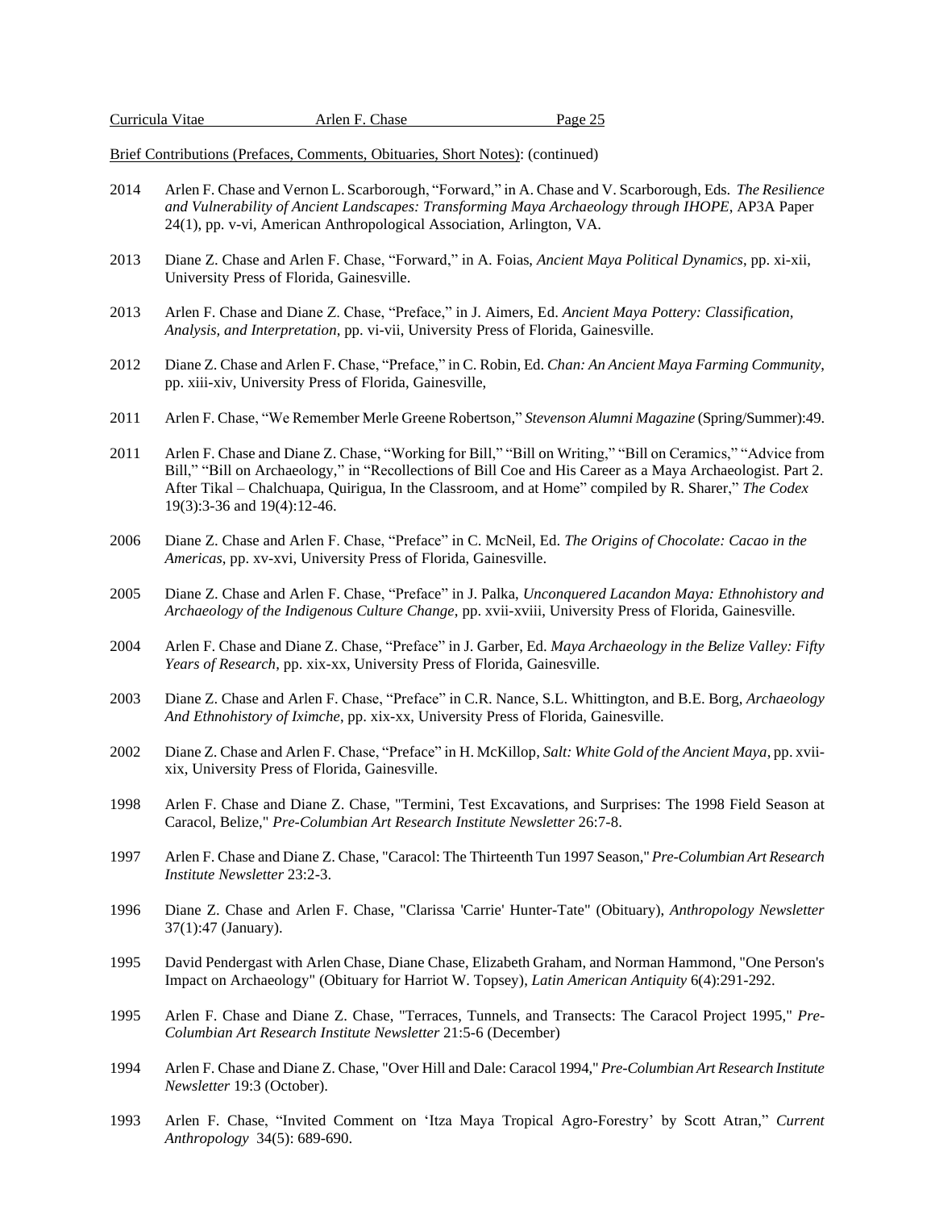Brief Contributions (Prefaces, Comments, Obituaries, Short Notes): (continued)

2014 Arlen F. Chase and Vernon L. Scarborough, “Forward,” in A. Chase and V. Scarborough, Eds. *The Resilience and Vulnerability of Ancient Landscapes: Transforming Maya Archaeology through IHOPE*, AP3A Paper 24(1), pp. v-vi, American Anthropological Association, Arlington, VA.

2013 Diane Z. Chase and Arlen F. Chase, “Forward,” in A. Foias, *Ancient Maya Political Dynamics*, pp. xi-xii, University Press of Florida, Gainesville.

2013 Arlen F. Chase and Diane Z. Chase, “Preface,” in J. Aimers, Ed. *Ancient Maya Pottery: Classification, Analysis, and Interpretation*, pp. vi-vii, University Press of Florida, Gainesville.

2012 Diane Z. Chase and Arlen F. Chase, “Preface,” in C. Robin, Ed. *Chan: An Ancient Maya Farming Community*, pp. xiii-xiv, University Press of Florida, Gainesville,

2011 Arlen F. Chase, “We Remember Merle Greene Robertson,” *Stevenson Alumni Magazine* (Spring/Summer):49.

2011 Arlen F. Chase and Diane Z. Chase, “Working for Bill,” “Bill on Writing,” “Bill on Ceramics,” “Advice from Bill,” “Bill on Archaeology,” in “Recollections of Bill Coe and His Career as a Maya Archaeologist. Part 2. After Tikal – Chalchuapa, Quirigua, In the Classroom, and at Home” compiled by R. Sharer,” *The Codex* 19(3):3-36 and 19(4):12-46.

2006 Diane Z. Chase and Arlen F. Chase, “Preface” in C. McNeil, Ed. *The Origins of Chocolate: Cacao in the Americas*, pp. xv-xvi, University Press of Florida, Gainesville.

2005 Diane Z. Chase and Arlen F. Chase, “Preface” in J. Palka, *Unconquered Lacandon Maya: Ethnohistory and Archaeology of the Indigenous Culture Change*, pp. xvii-xviii, University Press of Florida, Gainesville.

2004 Arlen F. Chase and Diane Z. Chase, “Preface” in J. Garber, Ed. *Maya Archaeology in the Belize Valley: Fifty Years of Research*, pp. xix-xx, University Press of Florida, Gainesville.

2003 Diane Z. Chase and Arlen F. Chase, “Preface” in C.R. Nance, S.L. Whittington, and B.E. Borg, *Archaeology And Ethnohistory of Iximche*, pp. xix-xx, University Press of Florida, Gainesville.

2002 Diane Z. Chase and Arlen F. Chase, “Preface” in H. McKillop, *Salt: White Gold of the Ancient Maya*, pp. xvii-xix, University Press of Florida, Gainesville.

1998 Arlen F. Chase and Diane Z. Chase, "Termini, Test Excavations, and Surprises: The 1998 Field Season at Caracol, Belize," *Pre-Columbian Art Research Institute Newsletter* 26:7-8.

1997 Arlen F. Chase and Diane Z. Chase, "Caracol: The Thirteenth Tun 1997 Season," *Pre-Columbian Art Research Institute Newsletter* 23:2-3.

1996 Diane Z. Chase and Arlen F. Chase, "Clarissa 'Carrie' Hunter-Tate" (Obituary), *Anthropology Newsletter* 37(1):47 (January).

1995 David Pendergast with Arlen Chase, Diane Chase, Elizabeth Graham, and Norman Hammond, "One Person's Impact on Archaeology" (Obituary for Harriot W. Topsey), *Latin American Antiquity* 6(4):291-292.

1995 Arlen F. Chase and Diane Z. Chase, "Terraces, Tunnels, and Transects: The Caracol Project 1995," *Pre-Columbian Art Research Institute Newsletter* 21:5-6 (December)

1994 Arlen F. Chase and Diane Z. Chase, "Over Hill and Dale: Caracol 1994," *Pre-Columbian Art Research Institute Newsletter* 19:3 (October).

1993 Arlen F. Chase, “Invited Comment on ‘Itza Maya Tropical Agro-Forestry’ by Scott Atran,” *Current Anthropology* 34(5): 689-690.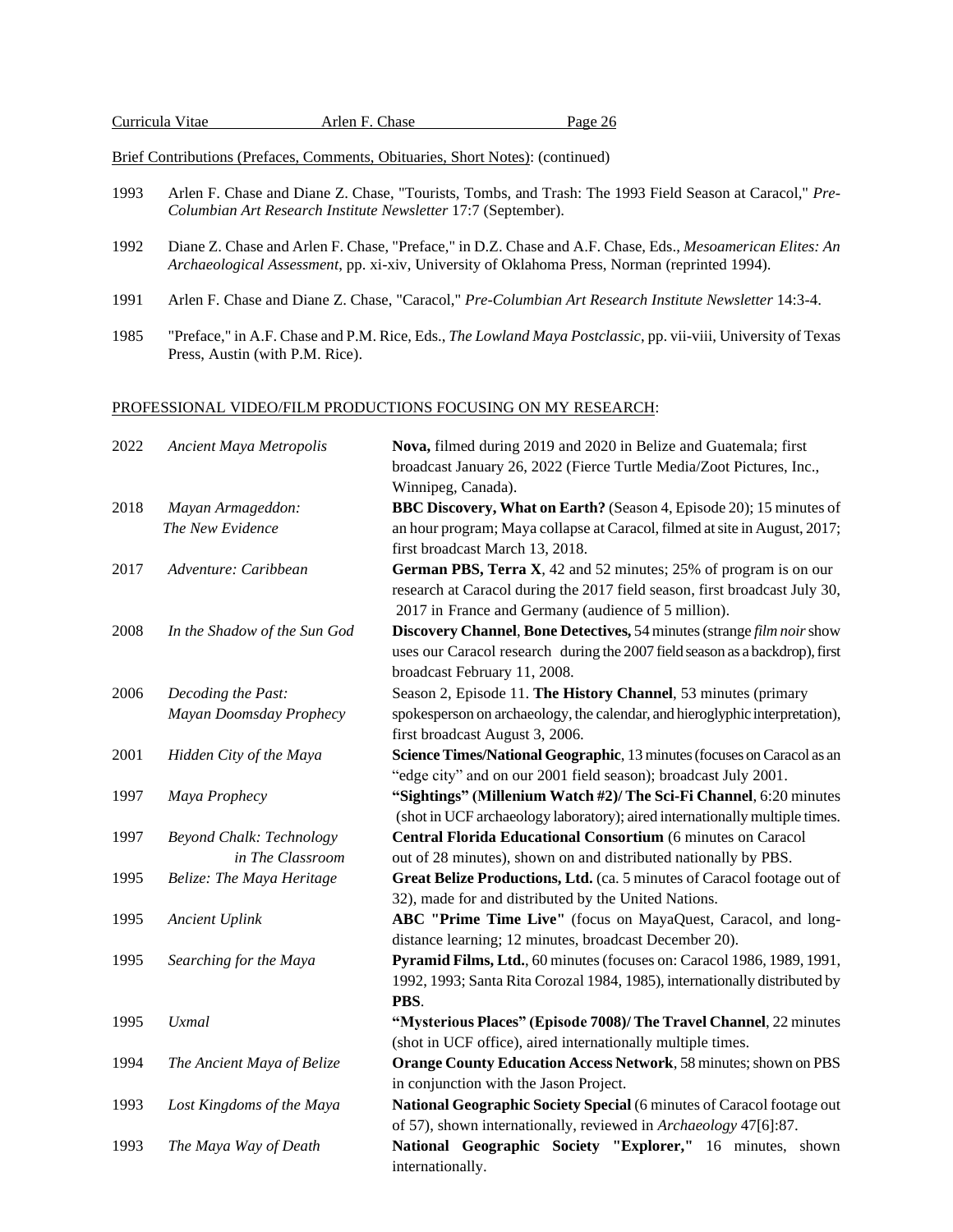Brief Contributions (Prefaces, Comments, Obituaries, Short Notes): (continued)

1993 Arlen F. Chase and Diane Z. Chase, "Tourists, Tombs, and Trash: The 1993 Field Season at Caracol," *Pre-Columbian Art Research Institute Newsletter* 17:7 (September).

1992 Diane Z. Chase and Arlen F. Chase, "Preface," in D.Z. Chase and A.F. Chase, Eds., *Mesoamerican Elites: An Archaeological Assessment*, pp. xi-xiv, University of Oklahoma Press, Norman (reprinted 1994).

1991 Arlen F. Chase and Diane Z. Chase, "Caracol," *Pre-Columbian Art Research Institute Newsletter* 14:3-4.

1985 "Preface," in A.F. Chase and P.M. Rice, Eds., *The Lowland Maya Postclassic*, pp. vii-viii, University of Texas Press, Austin (with P.M. Rice).

## PROFESSIONAL VIDEO/FILM PRODUCTIONS FOCUSING ON MY RESEARCH:

| | | |
|---|---|---|
| 2022 | *Ancient Maya Metropolis* | **Nova,** filmed during 2019 and 2020 in Belize and Guatemala; first broadcast January 26, 2022 (Fierce Turtle Media/Zoot Pictures, Inc., Winnipeg, Canada). |
| 2018 | *Mayan Armageddon: The New Evidence* | **BBC Discovery, What on Earth?** (Season 4, Episode 20); 15 minutes of an hour program; Maya collapse at Caracol, filmed at site in August, 2017; first broadcast March 13, 2018. |
| 2017 | *Adventure: Caribbean* | **German PBS, Terra X**, 42 and 52 minutes; 25% of program is on our research at Caracol during the 2017 field season, first broadcast July 30, 2017 in France and Germany (audience of 5 million). |
| 2008 | *In the Shadow of the Sun God* | **Discovery Channel**, **Bone Detectives,** 54 minutes (strange *film noir* show uses our Caracol research during the 2007 field season as a backdrop), first broadcast February 11, 2008. |
| 2006 | *Decoding the Past: Mayan Doomsday Prophecy* | Season 2, Episode 11. **The History Channel**, 53 minutes (primary spokesperson on archaeology, the calendar, and hieroglyphic interpretation), first broadcast August 3, 2006. |
| 2001 | *Hidden City of the Maya* | **Science Times/National Geographic**, 13 minutes (focuses on Caracol as an "edge city" and on our 2001 field season); broadcast July 2001. |
| 1997 | *Maya Prophecy* | **"Sightings" (Millenium Watch #2)/ The Sci-Fi Channel**, 6:20 minutes (shot in UCF archaeology laboratory); aired internationally multiple times. |
| 1997 | *Beyond Chalk: Technology in The Classroom* | **Central Florida Educational Consortium** (6 minutes on Caracol out of 28 minutes), shown on and distributed nationally by PBS. |
| 1995 | *Belize: The Maya Heritage* | **Great Belize Productions, Ltd.** (ca. 5 minutes of Caracol footage out of 32), made for and distributed by the United Nations. |
| 1995 | *Ancient Uplink* | **ABC "Prime Time Live"** (focus on MayaQuest, Caracol, and long-distance learning; 12 minutes, broadcast December 20). |
| 1995 | *Searching for the Maya* | **Pyramid Films, Ltd.**, 60 minutes (focuses on: Caracol 1986, 1989, 1991, 1992, 1993; Santa Rita Corozal 1984, 1985), internationally distributed by **PBS**. |
| 1995 | *Uxmal* | **"Mysterious Places" (Episode 7008)/ The Travel Channel**, 22 minutes (shot in UCF office), aired internationally multiple times. |
| 1994 | *The Ancient Maya of Belize* | **Orange County Education Access Network**, 58 minutes; shown on PBS in conjunction with the Jason Project. |
| 1993 | *Lost Kingdoms of the Maya* | **National Geographic Society Special** (6 minutes of Caracol footage out of 57), shown internationally, reviewed in *Archaeology* 47[6]:87. |
| 1993 | *The Maya Way of Death* | **National Geographic Society "Explorer,"** 16 minutes, shown internationally. |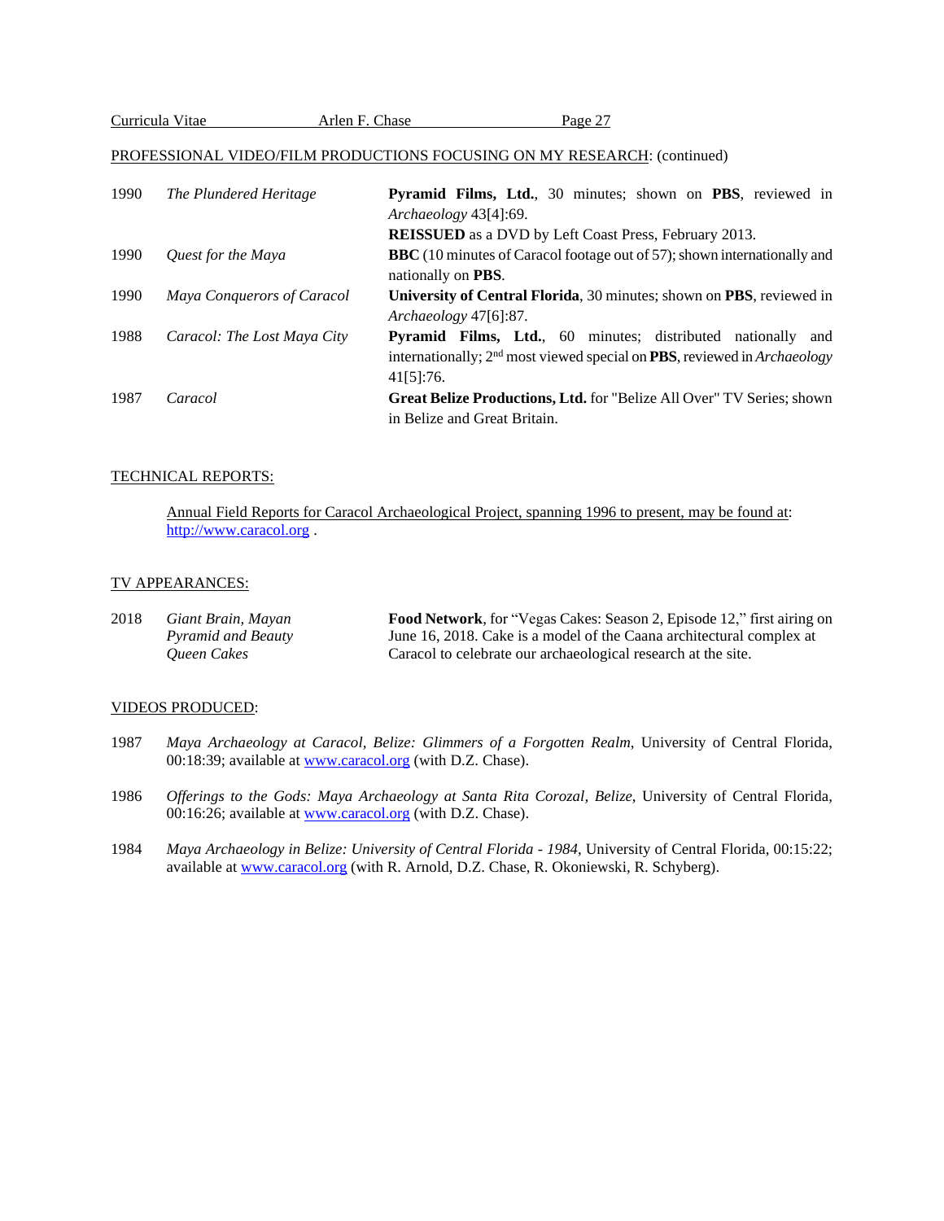PROFESSIONAL VIDEO/FILM PRODUCTIONS FOCUSING ON MY RESEARCH: (continued)

| | | |
|---|---|---|
| 1990 | *The Plundered Heritage* | **Pyramid Films, Ltd.**, 30 minutes; shown on **PBS**, reviewed in *Archaeology* 43[4]:69. **REISSUED** as a DVD by Left Coast Press, February 2013. |
| 1990 | *Quest for the Maya* | **BBC** (10 minutes of Caracol footage out of 57); shown internationally and nationally on **PBS**. |
| 1990 | *Maya Conquerors of Caracol* | **University of Central Florida**, 30 minutes; shown on **PBS**, reviewed in *Archaeology* 47[6]:87. |
| 1988 | *Caracol: The Lost Maya City* | **Pyramid Films, Ltd.**, 60 minutes; distributed nationally and internationally; 2nd most viewed special on **PBS**, reviewed in *Archaeology* 41[5]:76. |
| 1987 | *Caracol* | **Great Belize Productions, Ltd.** for "Belize All Over" TV Series; shown in Belize and Great Britain. |

TECHNICAL REPORTS:

Annual Field Reports for Caracol Archaeological Project, spanning 1996 to present, may be found at: http://www.caracol.org .

TV APPEARANCES:

| | | |
|---|---|---|
| 2018 | *Giant Brain, Mayan Pyramid and Beauty Queen Cakes* | **Food Network**, for "Vegas Cakes: Season 2, Episode 12," first airing on June 16, 2018. Cake is a model of the Caana architectural complex at Caracol to celebrate our archaeological research at the site. |

VIDEOS PRODUCED:

1987 *Maya Archaeology at Caracol, Belize: Glimmers of a Forgotten Realm*, University of Central Florida, 00:18:39; available at www.caracol.org (with D.Z. Chase).

1986 *Offerings to the Gods: Maya Archaeology at Santa Rita Corozal, Belize*, University of Central Florida, 00:16:26; available at www.caracol.org (with D.Z. Chase).

1984 *Maya Archaeology in Belize: University of Central Florida - 1984*, University of Central Florida, 00:15:22; available at www.caracol.org (with R. Arnold, D.Z. Chase, R. Okoniewski, R. Schyberg).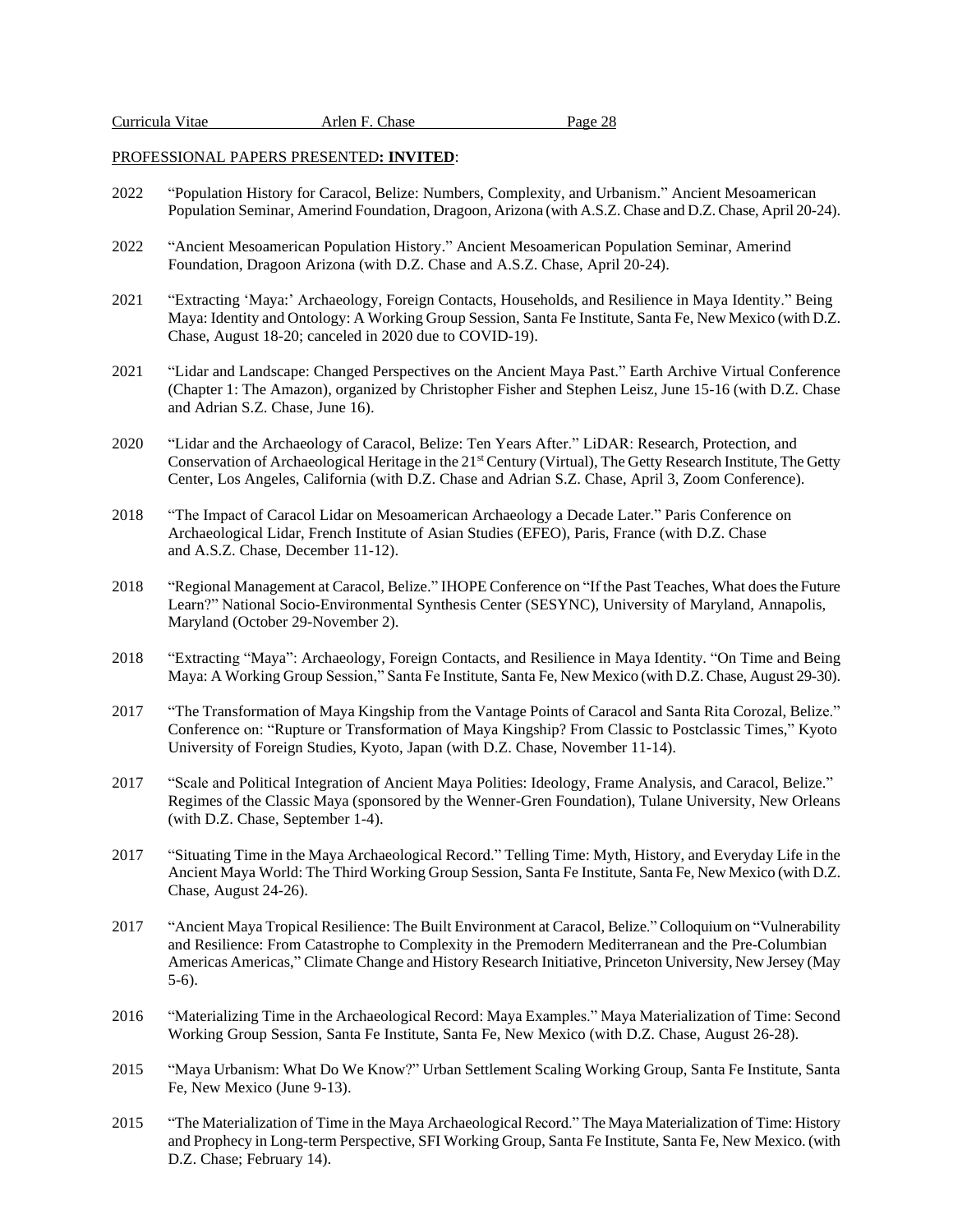PROFESSIONAL PAPERS PRESENTED**: INVITED**:

2022 "Population History for Caracol, Belize: Numbers, Complexity, and Urbanism." Ancient Mesoamerican Population Seminar, Amerind Foundation, Dragoon, Arizona (with A.S.Z. Chase and D.Z. Chase, April 20-24).

2022 "Ancient Mesoamerican Population History." Ancient Mesoamerican Population Seminar, Amerind Foundation, Dragoon Arizona (with D.Z. Chase and A.S.Z. Chase, April 20-24).

2021 "Extracting 'Maya:' Archaeology, Foreign Contacts, Households, and Resilience in Maya Identity." Being Maya: Identity and Ontology: A Working Group Session, Santa Fe Institute, Santa Fe, New Mexico (with D.Z. Chase, August 18-20; canceled in 2020 due to COVID-19).

2021 "Lidar and Landscape: Changed Perspectives on the Ancient Maya Past." Earth Archive Virtual Conference (Chapter 1: The Amazon), organized by Christopher Fisher and Stephen Leisz, June 15-16 (with D.Z. Chase and Adrian S.Z. Chase, June 16).

2020 "Lidar and the Archaeology of Caracol, Belize: Ten Years After." LiDAR: Research, Protection, and Conservation of Archaeological Heritage in the 21st Century (Virtual), The Getty Research Institute, The Getty Center, Los Angeles, California (with D.Z. Chase and Adrian S.Z. Chase, April 3, Zoom Conference).

2018 "The Impact of Caracol Lidar on Mesoamerican Archaeology a Decade Later." Paris Conference on Archaeological Lidar, French Institute of Asian Studies (EFEO), Paris, France (with D.Z. Chase and A.S.Z. Chase, December 11-12).

2018 "Regional Management at Caracol, Belize." IHOPE Conference on "If the Past Teaches, What does the Future Learn?" National Socio-Environmental Synthesis Center (SESYNC), University of Maryland, Annapolis, Maryland (October 29-November 2).

2018 "Extracting "Maya": Archaeology, Foreign Contacts, and Resilience in Maya Identity. "On Time and Being Maya: A Working Group Session," Santa Fe Institute, Santa Fe, New Mexico (with D.Z. Chase, August 29-30).

2017 "The Transformation of Maya Kingship from the Vantage Points of Caracol and Santa Rita Corozal, Belize." Conference on: "Rupture or Transformation of Maya Kingship? From Classic to Postclassic Times," Kyoto University of Foreign Studies, Kyoto, Japan (with D.Z. Chase, November 11-14).

2017 "Scale and Political Integration of Ancient Maya Polities: Ideology, Frame Analysis, and Caracol, Belize." Regimes of the Classic Maya (sponsored by the Wenner-Gren Foundation), Tulane University, New Orleans (with D.Z. Chase, September 1-4).

2017 "Situating Time in the Maya Archaeological Record." Telling Time: Myth, History, and Everyday Life in the Ancient Maya World: The Third Working Group Session, Santa Fe Institute, Santa Fe, New Mexico (with D.Z. Chase, August 24-26).

2017 "Ancient Maya Tropical Resilience: The Built Environment at Caracol, Belize." Colloquium on "Vulnerability and Resilience: From Catastrophe to Complexity in the Premodern Mediterranean and the Pre-Columbian Americas Americas," Climate Change and History Research Initiative, Princeton University, New Jersey (May 5-6).

2016 "Materializing Time in the Archaeological Record: Maya Examples." Maya Materialization of Time: Second Working Group Session, Santa Fe Institute, Santa Fe, New Mexico (with D.Z. Chase, August 26-28).

2015 "Maya Urbanism: What Do We Know?" Urban Settlement Scaling Working Group, Santa Fe Institute, Santa Fe, New Mexico (June 9-13).

2015 "The Materialization of Time in the Maya Archaeological Record." The Maya Materialization of Time: History and Prophecy in Long-term Perspective, SFI Working Group, Santa Fe Institute, Santa Fe, New Mexico. (with D.Z. Chase; February 14).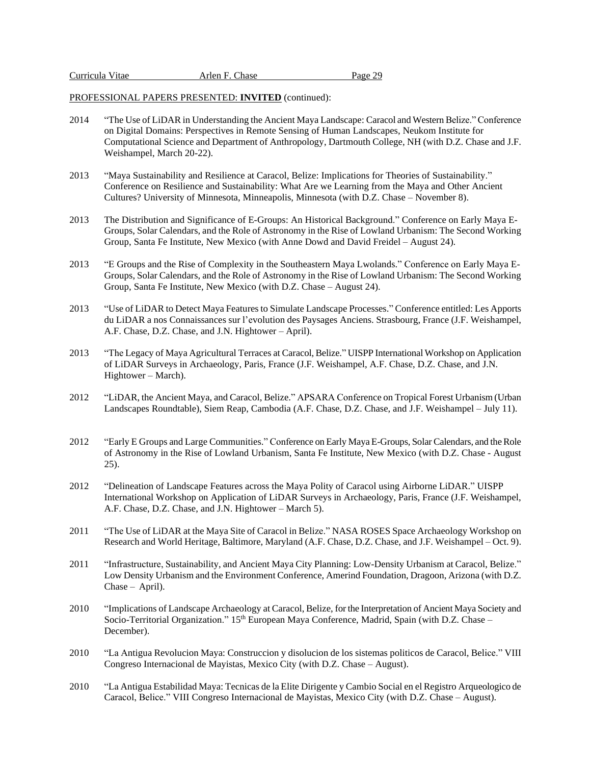PROFESSIONAL PAPERS PRESENTED: **INVITED** (continued):

2014 "The Use of LiDAR in Understanding the Ancient Maya Landscape: Caracol and Western Belize." Conference on Digital Domains: Perspectives in Remote Sensing of Human Landscapes, Neukom Institute for Computational Science and Department of Anthropology, Dartmouth College, NH (with D.Z. Chase and J.F. Weishampel, March 20-22).

2013 "Maya Sustainability and Resilience at Caracol, Belize: Implications for Theories of Sustainability." Conference on Resilience and Sustainability: What Are we Learning from the Maya and Other Ancient Cultures? University of Minnesota, Minneapolis, Minnesota (with D.Z. Chase – November 8).

2013 The Distribution and Significance of E-Groups: An Historical Background." Conference on Early Maya E-Groups, Solar Calendars, and the Role of Astronomy in the Rise of Lowland Urbanism: The Second Working Group, Santa Fe Institute, New Mexico (with Anne Dowd and David Freidel – August 24).

2013 "E Groups and the Rise of Complexity in the Southeastern Maya Lwolands." Conference on Early Maya E-Groups, Solar Calendars, and the Role of Astronomy in the Rise of Lowland Urbanism: The Second Working Group, Santa Fe Institute, New Mexico (with D.Z. Chase – August 24).

2013 "Use of LiDAR to Detect Maya Features to Simulate Landscape Processes." Conference entitled: Les Apports du LiDAR a nos Connaissances sur l'evolution des Paysages Anciens. Strasbourg, France (J.F. Weishampel, A.F. Chase, D.Z. Chase, and J.N. Hightower – April).

2013 "The Legacy of Maya Agricultural Terraces at Caracol, Belize." UISPP International Workshop on Application of LiDAR Surveys in Archaeology, Paris, France (J.F. Weishampel, A.F. Chase, D.Z. Chase, and J.N. Hightower – March).

2012 "LiDAR, the Ancient Maya, and Caracol, Belize." APSARA Conference on Tropical Forest Urbanism (Urban Landscapes Roundtable), Siem Reap, Cambodia (A.F. Chase, D.Z. Chase, and J.F. Weishampel – July 11).

2012 "Early E Groups and Large Communities." Conference on Early Maya E-Groups, Solar Calendars, and the Role of Astronomy in the Rise of Lowland Urbanism, Santa Fe Institute, New Mexico (with D.Z. Chase - August 25).

2012 "Delineation of Landscape Features across the Maya Polity of Caracol using Airborne LiDAR." UISPP International Workshop on Application of LiDAR Surveys in Archaeology, Paris, France (J.F. Weishampel, A.F. Chase, D.Z. Chase, and J.N. Hightower – March 5).

2011 "The Use of LiDAR at the Maya Site of Caracol in Belize." NASA ROSES Space Archaeology Workshop on Research and World Heritage, Baltimore, Maryland (A.F. Chase, D.Z. Chase, and J.F. Weishampel – Oct. 9).

2011 "Infrastructure, Sustainability, and Ancient Maya City Planning: Low-Density Urbanism at Caracol, Belize." Low Density Urbanism and the Environment Conference, Amerind Foundation, Dragoon, Arizona (with D.Z. Chase – April).

2010 "Implications of Landscape Archaeology at Caracol, Belize, for the Interpretation of Ancient Maya Society and Socio-Territorial Organization." 15th European Maya Conference, Madrid, Spain (with D.Z. Chase – December).

2010 "La Antigua Revolucion Maya: Construccion y disolucion de los sistemas politicos de Caracol, Belice." VIII Congreso Internacional de Mayistas, Mexico City (with D.Z. Chase – August).

2010 "La Antigua Estabilidad Maya: Tecnicas de la Elite Dirigente y Cambio Social en el Registro Arqueologico de Caracol, Belice." VIII Congreso Internacional de Mayistas, Mexico City (with D.Z. Chase – August).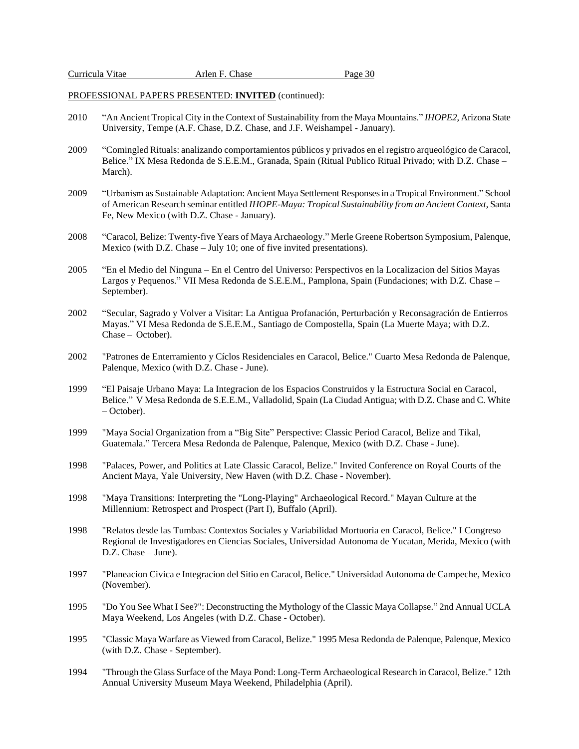PROFESSIONAL PAPERS PRESENTED: **INVITED** (continued):

2010 "An Ancient Tropical City in the Context of Sustainability from the Maya Mountains." *IHOPE2*, Arizona State University, Tempe (A.F. Chase, D.Z. Chase, and J.F. Weishampel - January).

2009 "Comingled Rituals: analizando comportamientos públicos y privados en el registro arqueológico de Caracol, Belice." IX Mesa Redonda de S.E.E.M., Granada, Spain (Ritual Publico Ritual Privado; with D.Z. Chase – March).

2009 "Urbanism as Sustainable Adaptation: Ancient Maya Settlement Responses in a Tropical Environment." School of American Research seminar entitled *IHOPE-Maya: Tropical Sustainability from an Ancient Context*, Santa Fe, New Mexico (with D.Z. Chase - January).

2008 "Caracol, Belize: Twenty-five Years of Maya Archaeology." Merle Greene Robertson Symposium, Palenque, Mexico (with D.Z. Chase – July 10; one of five invited presentations).

2005 "En el Medio del Ninguna – En el Centro del Universo: Perspectivos en la Localizacion del Sitios Mayas Largos y Pequenos." VII Mesa Redonda de S.E.E.M., Pamplona, Spain (Fundaciones; with D.Z. Chase – September).

2002 "Secular, Sagrado y Volver a Visitar: La Antigua Profanación, Perturbación y Reconsagración de Entierros Mayas." VI Mesa Redonda de S.E.E.M., Santiago de Compostella, Spain (La Muerte Maya; with D.Z. Chase – October).

2002 "Patrones de Enterramiento y Cíclos Residenciales en Caracol, Belice." Cuarto Mesa Redonda de Palenque, Palenque, Mexico (with D.Z. Chase - June).

1999 "El Paisaje Urbano Maya: La Integracion de los Espacios Construidos y la Estructura Social en Caracol, Belice." V Mesa Redonda de S.E.E.M., Valladolid, Spain (La Ciudad Antigua; with D.Z. Chase and C. White – October).

1999 "Maya Social Organization from a "Big Site" Perspective: Classic Period Caracol, Belize and Tikal, Guatemala." Tercera Mesa Redonda de Palenque, Palenque, Mexico (with D.Z. Chase - June).

1998 "Palaces, Power, and Politics at Late Classic Caracol, Belize." Invited Conference on Royal Courts of the Ancient Maya, Yale University, New Haven (with D.Z. Chase - November).

1998 "Maya Transitions: Interpreting the "Long-Playing" Archaeological Record." Mayan Culture at the Millennium: Retrospect and Prospect (Part I), Buffalo (April).

1998 "Relatos desde las Tumbas: Contextos Sociales y Variabilidad Mortuoria en Caracol, Belice." I Congreso Regional de Investigadores en Ciencias Sociales, Universidad Autonoma de Yucatan, Merida, Mexico (with D.Z. Chase – June).

1997 "Planeacion Civica e Integracion del Sitio en Caracol, Belice." Universidad Autonoma de Campeche, Mexico (November).

1995 "Do You See What I See?": Deconstructing the Mythology of the Classic Maya Collapse." 2nd Annual UCLA Maya Weekend, Los Angeles (with D.Z. Chase - October).

1995 "Classic Maya Warfare as Viewed from Caracol, Belize." 1995 Mesa Redonda de Palenque, Palenque, Mexico (with D.Z. Chase - September).

1994 "Through the Glass Surface of the Maya Pond: Long-Term Archaeological Research in Caracol, Belize." 12th Annual University Museum Maya Weekend, Philadelphia (April).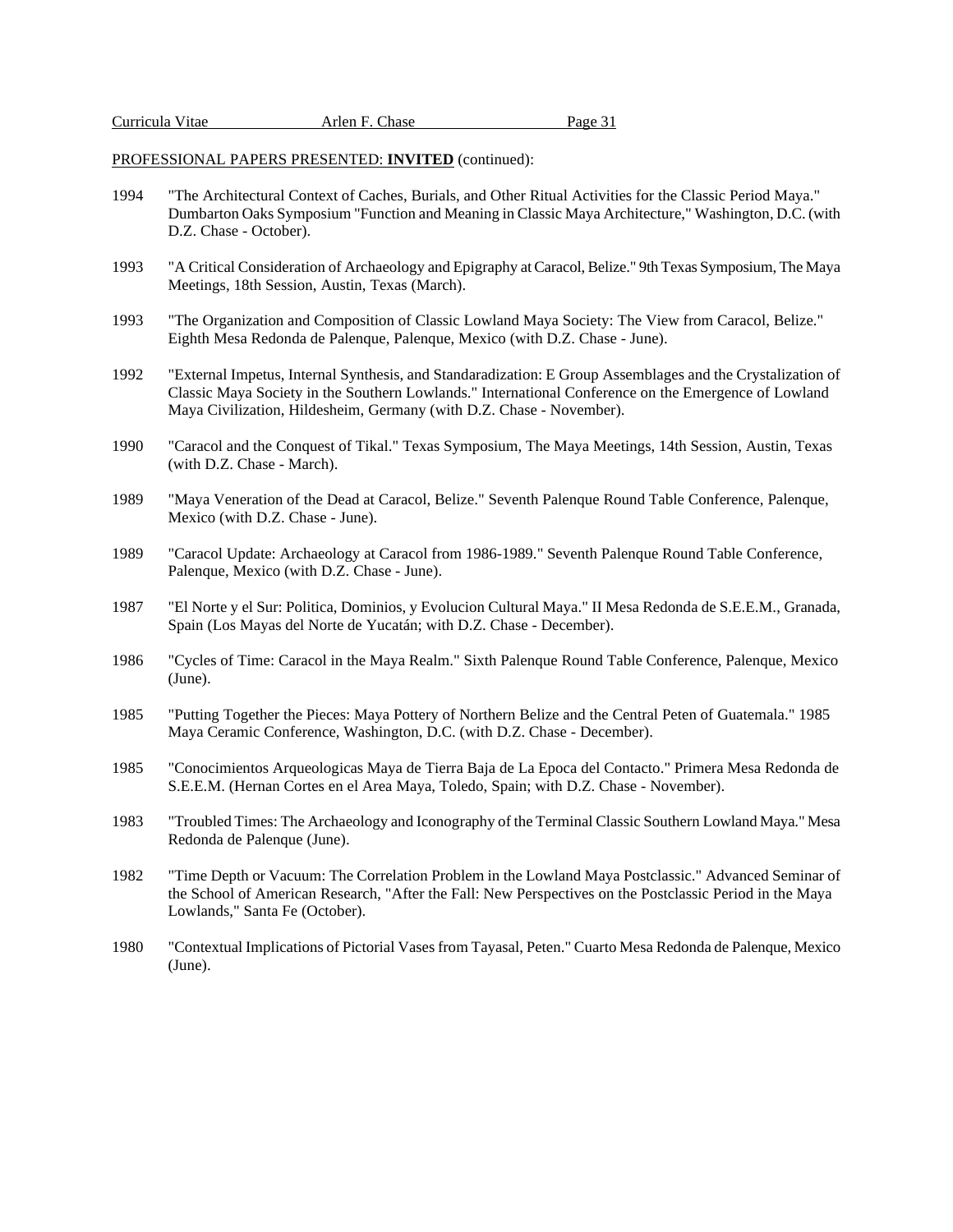PROFESSIONAL PAPERS PRESENTED: **INVITED** (continued):

1994 "The Architectural Context of Caches, Burials, and Other Ritual Activities for the Classic Period Maya." Dumbarton Oaks Symposium "Function and Meaning in Classic Maya Architecture," Washington, D.C. (with D.Z. Chase - October).

1993 "A Critical Consideration of Archaeology and Epigraphy at Caracol, Belize." 9th Texas Symposium, The Maya Meetings, 18th Session, Austin, Texas (March).

1993 "The Organization and Composition of Classic Lowland Maya Society: The View from Caracol, Belize." Eighth Mesa Redonda de Palenque, Palenque, Mexico (with D.Z. Chase - June).

1992 "External Impetus, Internal Synthesis, and Standaradization: E Group Assemblages and the Crystalization of Classic Maya Society in the Southern Lowlands." International Conference on the Emergence of Lowland Maya Civilization, Hildesheim, Germany (with D.Z. Chase - November).

1990 "Caracol and the Conquest of Tikal." Texas Symposium, The Maya Meetings, 14th Session, Austin, Texas (with D.Z. Chase - March).

1989 "Maya Veneration of the Dead at Caracol, Belize." Seventh Palenque Round Table Conference, Palenque, Mexico (with D.Z. Chase - June).

1989 "Caracol Update: Archaeology at Caracol from 1986-1989." Seventh Palenque Round Table Conference, Palenque, Mexico (with D.Z. Chase - June).

1987 "El Norte y el Sur: Politica, Dominios, y Evolucion Cultural Maya." II Mesa Redonda de S.E.E.M., Granada, Spain (Los Mayas del Norte de Yucatán; with D.Z. Chase - December).

1986 "Cycles of Time: Caracol in the Maya Realm." Sixth Palenque Round Table Conference, Palenque, Mexico (June).

1985 "Putting Together the Pieces: Maya Pottery of Northern Belize and the Central Peten of Guatemala." 1985 Maya Ceramic Conference, Washington, D.C. (with D.Z. Chase - December).

1985 "Conocimientos Arqueologicas Maya de Tierra Baja de La Epoca del Contacto." Primera Mesa Redonda de S.E.E.M. (Hernan Cortes en el Area Maya, Toledo, Spain; with D.Z. Chase - November).

1983 "Troubled Times: The Archaeology and Iconography of the Terminal Classic Southern Lowland Maya." Mesa Redonda de Palenque (June).

1982 "Time Depth or Vacuum: The Correlation Problem in the Lowland Maya Postclassic." Advanced Seminar of the School of American Research, "After the Fall: New Perspectives on the Postclassic Period in the Maya Lowlands," Santa Fe (October).

1980 "Contextual Implications of Pictorial Vases from Tayasal, Peten." Cuarto Mesa Redonda de Palenque, Mexico (June).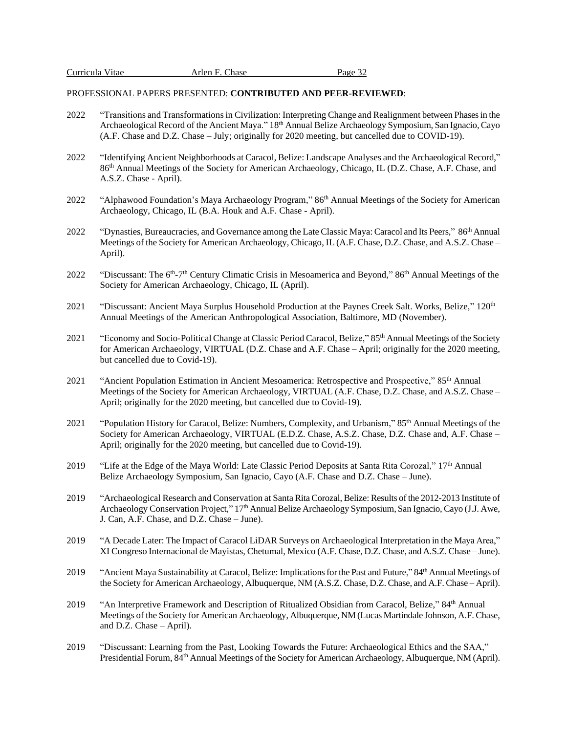PROFESSIONAL PAPERS PRESENTED: **CONTRIBUTED AND PEER-REVIEWED**:

2022 "Transitions and Transformations in Civilization: Interpreting Change and Realignment between Phases in the Archaeological Record of the Ancient Maya." 18th Annual Belize Archaeology Symposium, San Ignacio, Cayo (A.F. Chase and D.Z. Chase – July; originally for 2020 meeting, but cancelled due to COVID-19).

2022 "Identifying Ancient Neighborhoods at Caracol, Belize: Landscape Analyses and the Archaeological Record," 86th Annual Meetings of the Society for American Archaeology, Chicago, IL (D.Z. Chase, A.F. Chase, and A.S.Z. Chase - April).

2022 "Alphawood Foundation's Maya Archaeology Program," 86th Annual Meetings of the Society for American Archaeology, Chicago, IL (B.A. Houk and A.F. Chase - April).

2022 "Dynasties, Bureaucracies, and Governance among the Late Classic Maya: Caracol and Its Peers," 86th Annual Meetings of the Society for American Archaeology, Chicago, IL (A.F. Chase, D.Z. Chase, and A.S.Z. Chase – April).

2022 "Discussant: The 6th-7th Century Climatic Crisis in Mesoamerica and Beyond," 86th Annual Meetings of the Society for American Archaeology, Chicago, IL (April).

2021 "Discussant: Ancient Maya Surplus Household Production at the Paynes Creek Salt. Works, Belize," 120th Annual Meetings of the American Anthropological Association, Baltimore, MD (November).

2021 "Economy and Socio-Political Change at Classic Period Caracol, Belize," 85th Annual Meetings of the Society for American Archaeology, VIRTUAL (D.Z. Chase and A.F. Chase – April; originally for the 2020 meeting, but cancelled due to Covid-19).

2021 "Ancient Population Estimation in Ancient Mesoamerica: Retrospective and Prospective," 85th Annual Meetings of the Society for American Archaeology, VIRTUAL (A.F. Chase, D.Z. Chase, and A.S.Z. Chase – April; originally for the 2020 meeting, but cancelled due to Covid-19).

2021 "Population History for Caracol, Belize: Numbers, Complexity, and Urbanism," 85th Annual Meetings of the Society for American Archaeology, VIRTUAL (E.D.Z. Chase, A.S.Z. Chase, D.Z. Chase and, A.F. Chase – April; originally for the 2020 meeting, but cancelled due to Covid-19).

2019 "Life at the Edge of the Maya World: Late Classic Period Deposits at Santa Rita Corozal," 17th Annual Belize Archaeology Symposium, San Ignacio, Cayo (A.F. Chase and D.Z. Chase – June).

2019 "Archaeological Research and Conservation at Santa Rita Corozal, Belize: Results of the 2012-2013 Institute of Archaeology Conservation Project," 17th Annual Belize Archaeology Symposium, San Ignacio, Cayo (J.J. Awe, J. Can, A.F. Chase, and D.Z. Chase – June).

2019 "A Decade Later: The Impact of Caracol LiDAR Surveys on Archaeological Interpretation in the Maya Area," XI Congreso Internacional de Mayistas, Chetumal, Mexico (A.F. Chase, D.Z. Chase, and A.S.Z. Chase – June).

2019 "Ancient Maya Sustainability at Caracol, Belize: Implications for the Past and Future," 84th Annual Meetings of the Society for American Archaeology, Albuquerque, NM (A.S.Z. Chase, D.Z. Chase, and A.F. Chase – April).

2019 "An Interpretive Framework and Description of Ritualized Obsidian from Caracol, Belize," 84th Annual Meetings of the Society for American Archaeology, Albuquerque, NM (Lucas Martindale Johnson, A.F. Chase, and D.Z. Chase – April).

2019 "Discussant: Learning from the Past, Looking Towards the Future: Archaeological Ethics and the SAA," Presidential Forum, 84th Annual Meetings of the Society for American Archaeology, Albuquerque, NM (April).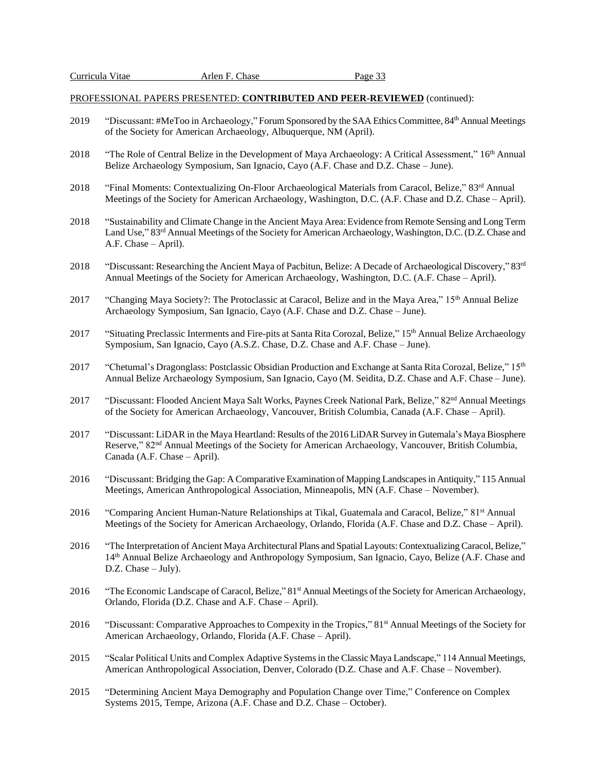PROFESSIONAL PAPERS PRESENTED: **CONTRIBUTED AND PEER-REVIEWED** (continued):

2019 "Discussant: #MeToo in Archaeology," Forum Sponsored by the SAA Ethics Committee, 84th Annual Meetings of the Society for American Archaeology, Albuquerque, NM (April).

2018 "The Role of Central Belize in the Development of Maya Archaeology: A Critical Assessment," 16th Annual Belize Archaeology Symposium, San Ignacio, Cayo (A.F. Chase and D.Z. Chase – June).

2018 "Final Moments: Contextualizing On-Floor Archaeological Materials from Caracol, Belize," 83rd Annual Meetings of the Society for American Archaeology, Washington, D.C. (A.F. Chase and D.Z. Chase – April).

2018 "Sustainability and Climate Change in the Ancient Maya Area: Evidence from Remote Sensing and Long Term Land Use," 83rd Annual Meetings of the Society for American Archaeology, Washington, D.C. (D.Z. Chase and A.F. Chase – April).

2018 "Discussant: Researching the Ancient Maya of Pacbitun, Belize: A Decade of Archaeological Discovery," 83rd Annual Meetings of the Society for American Archaeology, Washington, D.C. (A.F. Chase – April).

2017 "Changing Maya Society?: The Protoclassic at Caracol, Belize and in the Maya Area," 15th Annual Belize Archaeology Symposium, San Ignacio, Cayo (A.F. Chase and D.Z. Chase – June).

2017 "Situating Preclassic Interments and Fire-pits at Santa Rita Corozal, Belize," 15th Annual Belize Archaeology Symposium, San Ignacio, Cayo (A.S.Z. Chase, D.Z. Chase and A.F. Chase – June).

2017 "Chetumal's Dragonglass: Postclassic Obsidian Production and Exchange at Santa Rita Corozal, Belize," 15th Annual Belize Archaeology Symposium, San Ignacio, Cayo (M. Seidita, D.Z. Chase and A.F. Chase – June).

2017 "Discussant: Flooded Ancient Maya Salt Works, Paynes Creek National Park, Belize," 82nd Annual Meetings of the Society for American Archaeology, Vancouver, British Columbia, Canada (A.F. Chase – April).

2017 "Discussant: LiDAR in the Maya Heartland: Results of the 2016 LiDAR Survey in Gutemala's Maya Biosphere Reserve," 82nd Annual Meetings of the Society for American Archaeology, Vancouver, British Columbia, Canada (A.F. Chase – April).

2016 "Discussant: Bridging the Gap: A Comparative Examination of Mapping Landscapes in Antiquity," 115 Annual Meetings, American Anthropological Association, Minneapolis, MN (A.F. Chase – November).

2016 "Comparing Ancient Human-Nature Relationships at Tikal, Guatemala and Caracol, Belize," 81st Annual Meetings of the Society for American Archaeology, Orlando, Florida (A.F. Chase and D.Z. Chase – April).

2016 "The Interpretation of Ancient Maya Architectural Plans and Spatial Layouts: Contextualizing Caracol, Belize," 14th Annual Belize Archaeology and Anthropology Symposium, San Ignacio, Cayo, Belize (A.F. Chase and D.Z. Chase – July).

2016 "The Economic Landscape of Caracol, Belize," 81st Annual Meetings of the Society for American Archaeology, Orlando, Florida (D.Z. Chase and A.F. Chase – April).

2016 "Discussant: Comparative Approaches to Compexity in the Tropics," 81st Annual Meetings of the Society for American Archaeology, Orlando, Florida (A.F. Chase – April).

2015 "Scalar Political Units and Complex Adaptive Systems in the Classic Maya Landscape," 114 Annual Meetings, American Anthropological Association, Denver, Colorado (D.Z. Chase and A.F. Chase – November).

2015 "Determining Ancient Maya Demography and Population Change over Time," Conference on Complex Systems 2015, Tempe, Arizona (A.F. Chase and D.Z. Chase – October).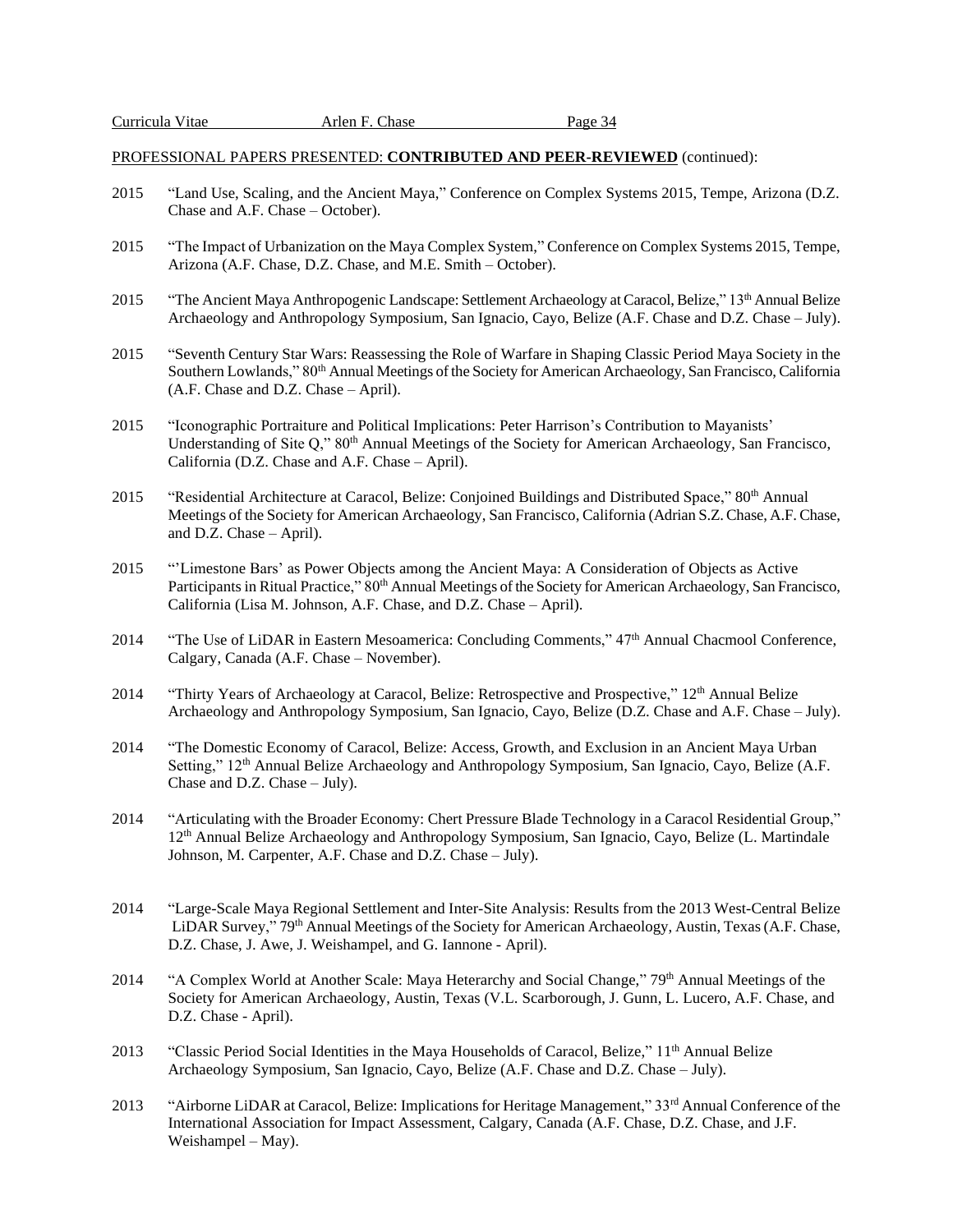PROFESSIONAL PAPERS PRESENTED: **CONTRIBUTED AND PEER-REVIEWED** (continued):

2015 "Land Use, Scaling, and the Ancient Maya," Conference on Complex Systems 2015, Tempe, Arizona (D.Z. Chase and A.F. Chase – October).

2015 "The Impact of Urbanization on the Maya Complex System," Conference on Complex Systems 2015, Tempe, Arizona (A.F. Chase, D.Z. Chase, and M.E. Smith – October).

2015 "The Ancient Maya Anthropogenic Landscape: Settlement Archaeology at Caracol, Belize," 13th Annual Belize Archaeology and Anthropology Symposium, San Ignacio, Cayo, Belize (A.F. Chase and D.Z. Chase – July).

2015 "Seventh Century Star Wars: Reassessing the Role of Warfare in Shaping Classic Period Maya Society in the Southern Lowlands," 80th Annual Meetings of the Society for American Archaeology, San Francisco, California (A.F. Chase and D.Z. Chase – April).

2015 "Iconographic Portraiture and Political Implications: Peter Harrison's Contribution to Mayanists' Understanding of Site Q," 80th Annual Meetings of the Society for American Archaeology, San Francisco, California (D.Z. Chase and A.F. Chase – April).

2015 "Residential Architecture at Caracol, Belize: Conjoined Buildings and Distributed Space," 80th Annual Meetings of the Society for American Archaeology, San Francisco, California (Adrian S.Z. Chase, A.F. Chase, and D.Z. Chase – April).

2015 "'Limestone Bars' as Power Objects among the Ancient Maya: A Consideration of Objects as Active Participants in Ritual Practice," 80th Annual Meetings of the Society for American Archaeology, San Francisco, California (Lisa M. Johnson, A.F. Chase, and D.Z. Chase – April).

2014 "The Use of LiDAR in Eastern Mesoamerica: Concluding Comments," 47th Annual Chacmool Conference, Calgary, Canada (A.F. Chase – November).

2014 "Thirty Years of Archaeology at Caracol, Belize: Retrospective and Prospective," 12th Annual Belize Archaeology and Anthropology Symposium, San Ignacio, Cayo, Belize (D.Z. Chase and A.F. Chase – July).

2014 "The Domestic Economy of Caracol, Belize: Access, Growth, and Exclusion in an Ancient Maya Urban Setting," 12th Annual Belize Archaeology and Anthropology Symposium, San Ignacio, Cayo, Belize (A.F. Chase and D.Z. Chase – July).

2014 "Articulating with the Broader Economy: Chert Pressure Blade Technology in a Caracol Residential Group," 12th Annual Belize Archaeology and Anthropology Symposium, San Ignacio, Cayo, Belize (L. Martindale Johnson, M. Carpenter, A.F. Chase and D.Z. Chase – July).

2014 "Large-Scale Maya Regional Settlement and Inter-Site Analysis: Results from the 2013 West-Central Belize LiDAR Survey," 79th Annual Meetings of the Society for American Archaeology, Austin, Texas (A.F. Chase, D.Z. Chase, J. Awe, J. Weishampel, and G. Iannone - April).

2014 "A Complex World at Another Scale: Maya Heterarchy and Social Change," 79th Annual Meetings of the Society for American Archaeology, Austin, Texas (V.L. Scarborough, J. Gunn, L. Lucero, A.F. Chase, and D.Z. Chase - April).

2013 "Classic Period Social Identities in the Maya Households of Caracol, Belize," 11th Annual Belize Archaeology Symposium, San Ignacio, Cayo, Belize (A.F. Chase and D.Z. Chase – July).

2013 "Airborne LiDAR at Caracol, Belize: Implications for Heritage Management," 33rd Annual Conference of the International Association for Impact Assessment, Calgary, Canada (A.F. Chase, D.Z. Chase, and J.F. Weishampel – May).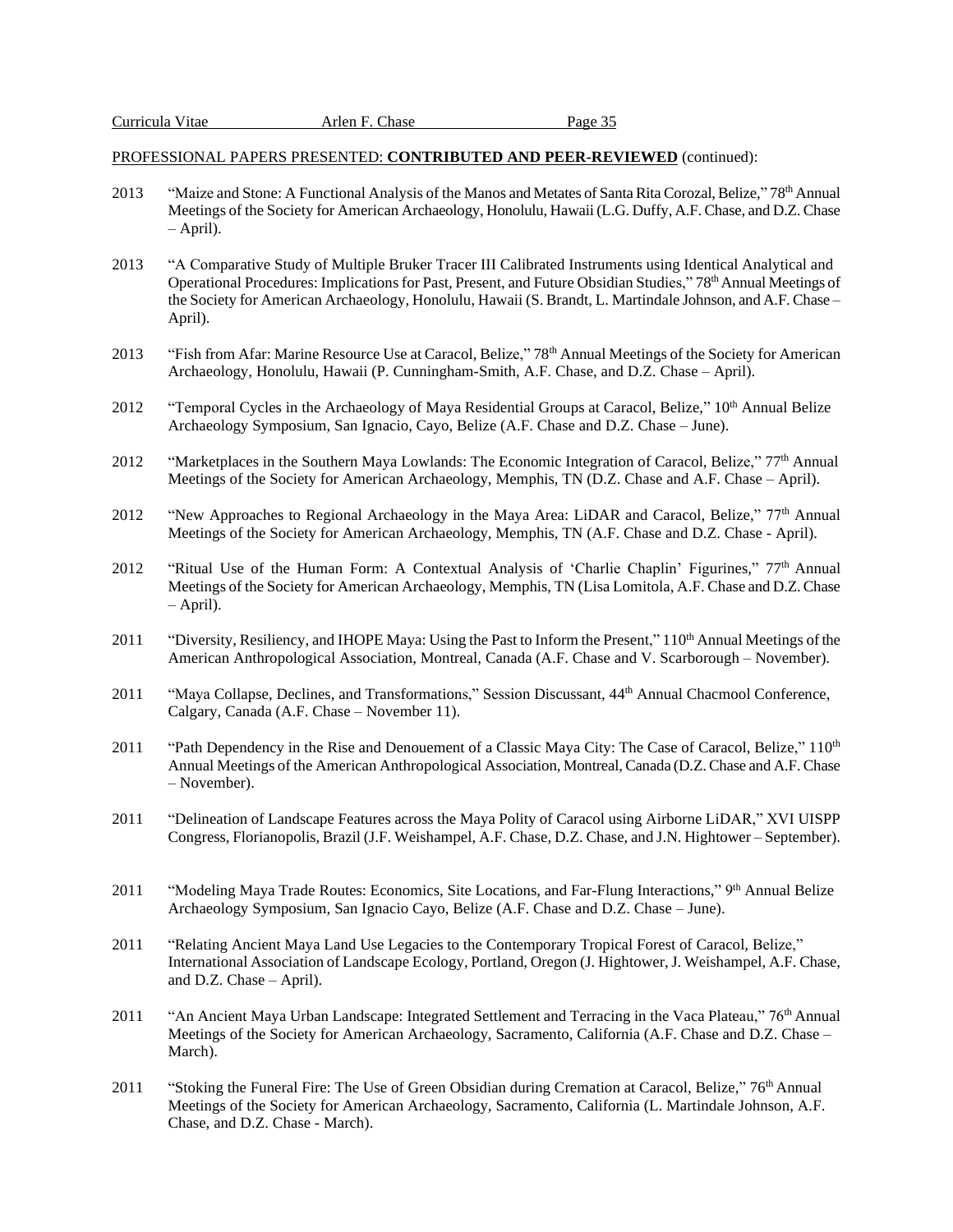PROFESSIONAL PAPERS PRESENTED: **CONTRIBUTED AND PEER-REVIEWED** (continued):

2013 "Maize and Stone: A Functional Analysis of the Manos and Metates of Santa Rita Corozal, Belize," 78th Annual Meetings of the Society for American Archaeology, Honolulu, Hawaii (L.G. Duffy, A.F. Chase, and D.Z. Chase – April).

2013 "A Comparative Study of Multiple Bruker Tracer III Calibrated Instruments using Identical Analytical and Operational Procedures: Implications for Past, Present, and Future Obsidian Studies," 78th Annual Meetings of the Society for American Archaeology, Honolulu, Hawaii (S. Brandt, L. Martindale Johnson, and A.F. Chase – April).

2013 "Fish from Afar: Marine Resource Use at Caracol, Belize," 78th Annual Meetings of the Society for American Archaeology, Honolulu, Hawaii (P. Cunningham-Smith, A.F. Chase, and D.Z. Chase – April).

2012 "Temporal Cycles in the Archaeology of Maya Residential Groups at Caracol, Belize," 10th Annual Belize Archaeology Symposium, San Ignacio, Cayo, Belize (A.F. Chase and D.Z. Chase – June).

2012 "Marketplaces in the Southern Maya Lowlands: The Economic Integration of Caracol, Belize," 77th Annual Meetings of the Society for American Archaeology, Memphis, TN (D.Z. Chase and A.F. Chase – April).

2012 "New Approaches to Regional Archaeology in the Maya Area: LiDAR and Caracol, Belize," 77th Annual Meetings of the Society for American Archaeology, Memphis, TN (A.F. Chase and D.Z. Chase - April).

2012 "Ritual Use of the Human Form: A Contextual Analysis of 'Charlie Chaplin' Figurines," 77th Annual Meetings of the Society for American Archaeology, Memphis, TN (Lisa Lomitola, A.F. Chase and D.Z. Chase – April).

2011 "Diversity, Resiliency, and IHOPE Maya: Using the Past to Inform the Present," 110th Annual Meetings of the American Anthropological Association, Montreal, Canada (A.F. Chase and V. Scarborough – November).

2011 "Maya Collapse, Declines, and Transformations," Session Discussant, 44th Annual Chacmool Conference, Calgary, Canada (A.F. Chase – November 11).

2011 "Path Dependency in the Rise and Denouement of a Classic Maya City: The Case of Caracol, Belize," 110th Annual Meetings of the American Anthropological Association, Montreal, Canada (D.Z. Chase and A.F. Chase – November).

2011 "Delineation of Landscape Features across the Maya Polity of Caracol using Airborne LiDAR," XVI UISPP Congress, Florianopolis, Brazil (J.F. Weishampel, A.F. Chase, D.Z. Chase, and J.N. Hightower – September).

2011 "Modeling Maya Trade Routes: Economics, Site Locations, and Far-Flung Interactions," 9th Annual Belize Archaeology Symposium, San Ignacio Cayo, Belize (A.F. Chase and D.Z. Chase – June).

2011 "Relating Ancient Maya Land Use Legacies to the Contemporary Tropical Forest of Caracol, Belize," International Association of Landscape Ecology, Portland, Oregon (J. Hightower, J. Weishampel, A.F. Chase, and D.Z. Chase – April).

2011 "An Ancient Maya Urban Landscape: Integrated Settlement and Terracing in the Vaca Plateau," 76th Annual Meetings of the Society for American Archaeology, Sacramento, California (A.F. Chase and D.Z. Chase – March).

2011 "Stoking the Funeral Fire: The Use of Green Obsidian during Cremation at Caracol, Belize," 76th Annual Meetings of the Society for American Archaeology, Sacramento, California (L. Martindale Johnson, A.F. Chase, and D.Z. Chase - March).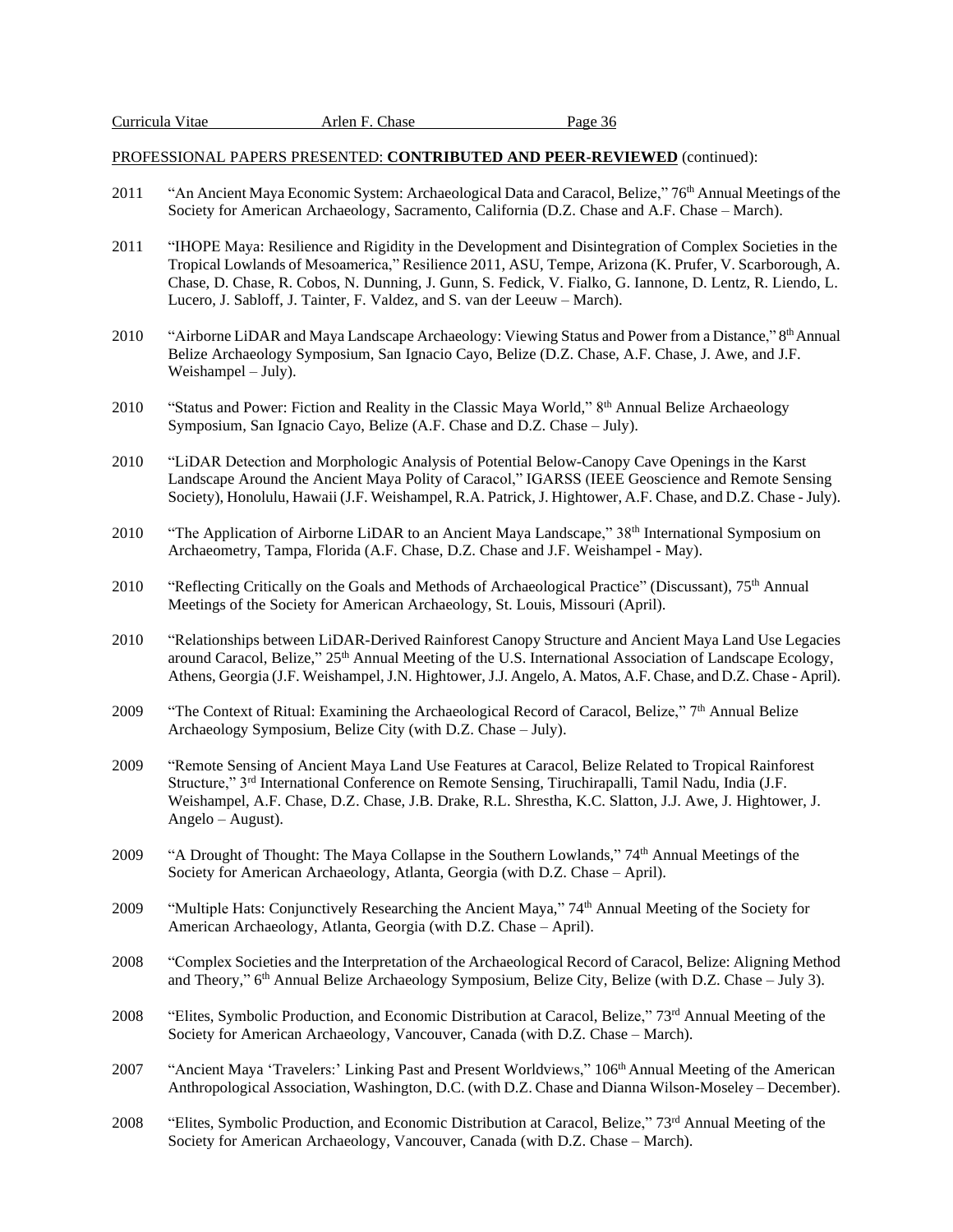PROFESSIONAL PAPERS PRESENTED: **CONTRIBUTED AND PEER-REVIEWED** (continued):

2011 "An Ancient Maya Economic System: Archaeological Data and Caracol, Belize," 76th Annual Meetings of the Society for American Archaeology, Sacramento, California (D.Z. Chase and A.F. Chase – March).

2011 "IHOPE Maya: Resilience and Rigidity in the Development and Disintegration of Complex Societies in the Tropical Lowlands of Mesoamerica," Resilience 2011, ASU, Tempe, Arizona (K. Prufer, V. Scarborough, A. Chase, D. Chase, R. Cobos, N. Dunning, J. Gunn, S. Fedick, V. Fialko, G. Iannone, D. Lentz, R. Liendo, L. Lucero, J. Sabloff, J. Tainter, F. Valdez, and S. van der Leeuw – March).

2010 "Airborne LiDAR and Maya Landscape Archaeology: Viewing Status and Power from a Distance," 8th Annual Belize Archaeology Symposium, San Ignacio Cayo, Belize (D.Z. Chase, A.F. Chase, J. Awe, and J.F. Weishampel – July).

2010 "Status and Power: Fiction and Reality in the Classic Maya World," 8th Annual Belize Archaeology Symposium, San Ignacio Cayo, Belize (A.F. Chase and D.Z. Chase – July).

2010 "LiDAR Detection and Morphologic Analysis of Potential Below-Canopy Cave Openings in the Karst Landscape Around the Ancient Maya Polity of Caracol," IGARSS (IEEE Geoscience and Remote Sensing Society), Honolulu, Hawaii (J.F. Weishampel, R.A. Patrick, J. Hightower, A.F. Chase, and D.Z. Chase - July).

2010 "The Application of Airborne LiDAR to an Ancient Maya Landscape," 38th International Symposium on Archaeometry, Tampa, Florida (A.F. Chase, D.Z. Chase and J.F. Weishampel - May).

2010 "Reflecting Critically on the Goals and Methods of Archaeological Practice" (Discussant), 75th Annual Meetings of the Society for American Archaeology, St. Louis, Missouri (April).

2010 "Relationships between LiDAR-Derived Rainforest Canopy Structure and Ancient Maya Land Use Legacies around Caracol, Belize," 25th Annual Meeting of the U.S. International Association of Landscape Ecology, Athens, Georgia (J.F. Weishampel, J.N. Hightower, J.J. Angelo, A. Matos, A.F. Chase, and D.Z. Chase - April).

2009 "The Context of Ritual: Examining the Archaeological Record of Caracol, Belize," 7th Annual Belize Archaeology Symposium, Belize City (with D.Z. Chase – July).

2009 "Remote Sensing of Ancient Maya Land Use Features at Caracol, Belize Related to Tropical Rainforest Structure," 3rd International Conference on Remote Sensing, Tiruchirapalli, Tamil Nadu, India (J.F. Weishampel, A.F. Chase, D.Z. Chase, J.B. Drake, R.L. Shrestha, K.C. Slatton, J.J. Awe, J. Hightower, J. Angelo – August).

2009 "A Drought of Thought: The Maya Collapse in the Southern Lowlands," 74th Annual Meetings of the Society for American Archaeology, Atlanta, Georgia (with D.Z. Chase – April).

2009 "Multiple Hats: Conjunctively Researching the Ancient Maya," 74th Annual Meeting of the Society for American Archaeology, Atlanta, Georgia (with D.Z. Chase – April).

2008 "Complex Societies and the Interpretation of the Archaeological Record of Caracol, Belize: Aligning Method and Theory," 6th Annual Belize Archaeology Symposium, Belize City, Belize (with D.Z. Chase – July 3).

2008 "Elites, Symbolic Production, and Economic Distribution at Caracol, Belize," 73rd Annual Meeting of the Society for American Archaeology, Vancouver, Canada (with D.Z. Chase – March).

2007 "Ancient Maya 'Travelers:' Linking Past and Present Worldviews," 106th Annual Meeting of the American Anthropological Association, Washington, D.C. (with D.Z. Chase and Dianna Wilson-Moseley – December).

2008 "Elites, Symbolic Production, and Economic Distribution at Caracol, Belize," 73rd Annual Meeting of the Society for American Archaeology, Vancouver, Canada (with D.Z. Chase – March).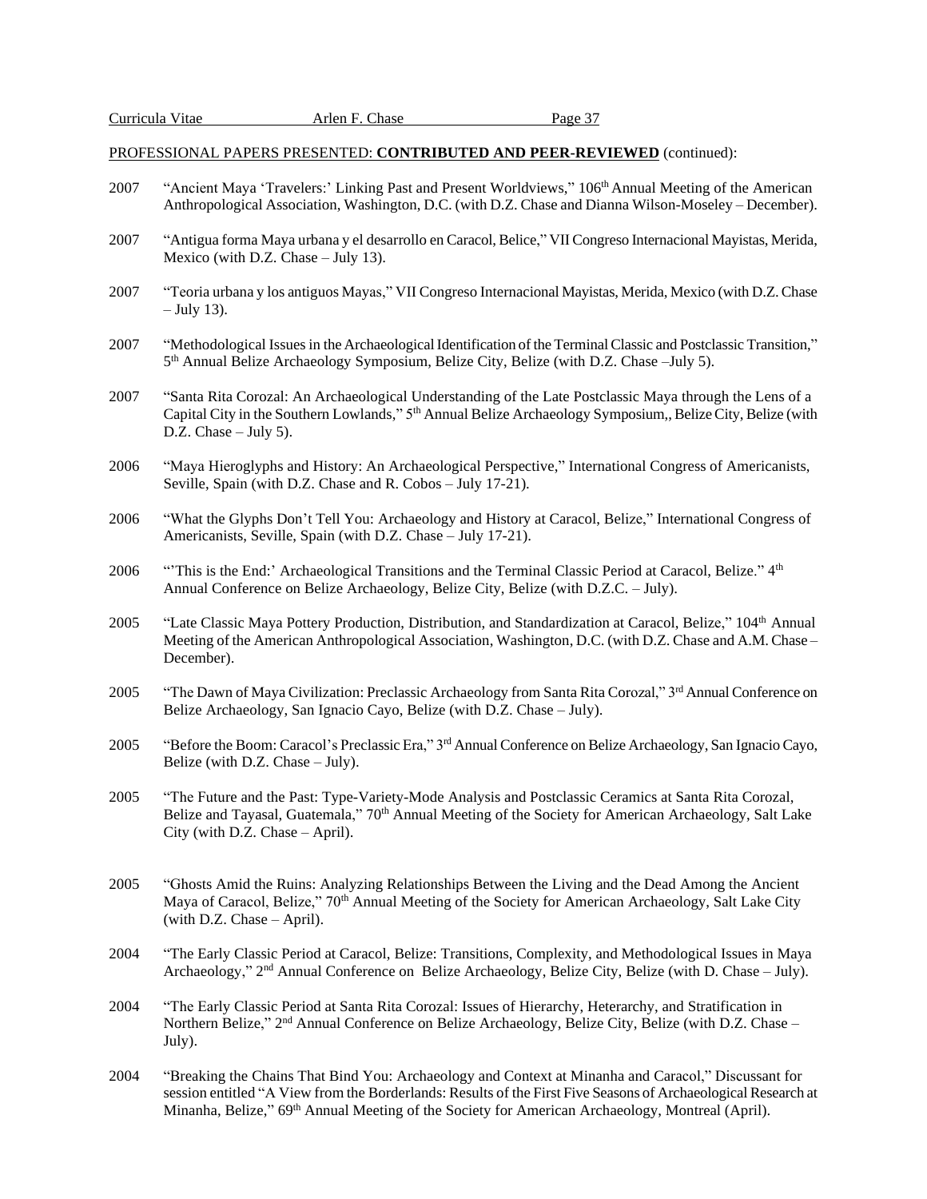PROFESSIONAL PAPERS PRESENTED: **CONTRIBUTED AND PEER-REVIEWED** (continued):

2007 "Ancient Maya 'Travelers:' Linking Past and Present Worldviews," 106th Annual Meeting of the American Anthropological Association, Washington, D.C. (with D.Z. Chase and Dianna Wilson-Moseley – December).

2007 "Antigua forma Maya urbana y el desarrollo en Caracol, Belice," VII Congreso Internacional Mayistas, Merida, Mexico (with D.Z. Chase – July 13).

2007 "Teoria urbana y los antiguos Mayas," VII Congreso Internacional Mayistas, Merida, Mexico (with D.Z. Chase – July 13).

2007 "Methodological Issues in the Archaeological Identification of the Terminal Classic and Postclassic Transition," 5th Annual Belize Archaeology Symposium, Belize City, Belize (with D.Z. Chase –July 5).

2007 "Santa Rita Corozal: An Archaeological Understanding of the Late Postclassic Maya through the Lens of a Capital City in the Southern Lowlands," 5th Annual Belize Archaeology Symposium,, Belize City, Belize (with D.Z. Chase – July 5).

2006 "Maya Hieroglyphs and History: An Archaeological Perspective," International Congress of Americanists, Seville, Spain (with D.Z. Chase and R. Cobos – July 17-21).

2006 "What the Glyphs Don't Tell You: Archaeology and History at Caracol, Belize," International Congress of Americanists, Seville, Spain (with D.Z. Chase – July 17-21).

2006 "'This is the End:' Archaeological Transitions and the Terminal Classic Period at Caracol, Belize." 4th Annual Conference on Belize Archaeology, Belize City, Belize (with D.Z.C. – July).

2005 "Late Classic Maya Pottery Production, Distribution, and Standardization at Caracol, Belize," 104th Annual Meeting of the American Anthropological Association, Washington, D.C. (with D.Z. Chase and A.M. Chase – December).

2005 "The Dawn of Maya Civilization: Preclassic Archaeology from Santa Rita Corozal," 3rd Annual Conference on Belize Archaeology, San Ignacio Cayo, Belize (with D.Z. Chase – July).

2005 "Before the Boom: Caracol's Preclassic Era," 3rd Annual Conference on Belize Archaeology, San Ignacio Cayo, Belize (with D.Z. Chase – July).

2005 "The Future and the Past: Type-Variety-Mode Analysis and Postclassic Ceramics at Santa Rita Corozal, Belize and Tayasal, Guatemala," 70th Annual Meeting of the Society for American Archaeology, Salt Lake City (with D.Z. Chase – April).

2005 "Ghosts Amid the Ruins: Analyzing Relationships Between the Living and the Dead Among the Ancient Maya of Caracol, Belize," 70th Annual Meeting of the Society for American Archaeology, Salt Lake City (with D.Z. Chase – April).

2004 "The Early Classic Period at Caracol, Belize: Transitions, Complexity, and Methodological Issues in Maya Archaeology," 2nd Annual Conference on Belize Archaeology, Belize City, Belize (with D. Chase – July).

2004 "The Early Classic Period at Santa Rita Corozal: Issues of Hierarchy, Heterarchy, and Stratification in Northern Belize," 2nd Annual Conference on Belize Archaeology, Belize City, Belize (with D.Z. Chase – July).

2004 "Breaking the Chains That Bind You: Archaeology and Context at Minanha and Caracol," Discussant for session entitled "A View from the Borderlands: Results of the First Five Seasons of Archaeological Research at Minanha, Belize," 69th Annual Meeting of the Society for American Archaeology, Montreal (April).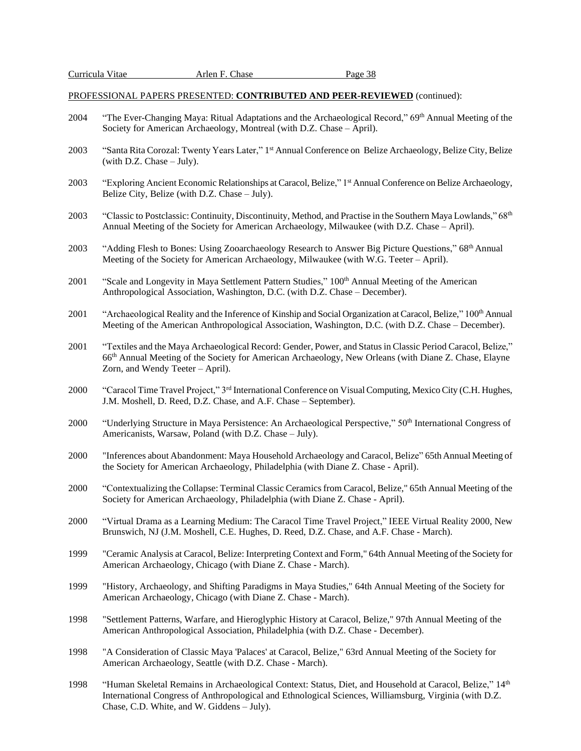PROFESSIONAL PAPERS PRESENTED: **CONTRIBUTED AND PEER-REVIEWED** (continued):

2004 "The Ever-Changing Maya: Ritual Adaptations and the Archaeological Record," 69th Annual Meeting of the Society for American Archaeology, Montreal (with D.Z. Chase – April).

2003 "Santa Rita Corozal: Twenty Years Later," 1st Annual Conference on Belize Archaeology, Belize City, Belize (with D.Z. Chase – July).

2003 "Exploring Ancient Economic Relationships at Caracol, Belize," 1st Annual Conference on Belize Archaeology, Belize City, Belize (with D.Z. Chase – July).

2003 "Classic to Postclassic: Continuity, Discontinuity, Method, and Practise in the Southern Maya Lowlands," 68th Annual Meeting of the Society for American Archaeology, Milwaukee (with D.Z. Chase – April).

2003 "Adding Flesh to Bones: Using Zooarchaeology Research to Answer Big Picture Questions," 68th Annual Meeting of the Society for American Archaeology, Milwaukee (with W.G. Teeter – April).

2001 "Scale and Longevity in Maya Settlement Pattern Studies," 100th Annual Meeting of the American Anthropological Association, Washington, D.C. (with D.Z. Chase – December).

2001 "Archaeological Reality and the Inference of Kinship and Social Organization at Caracol, Belize," 100th Annual Meeting of the American Anthropological Association, Washington, D.C. (with D.Z. Chase – December).

2001 "Textiles and the Maya Archaeological Record: Gender, Power, and Status in Classic Period Caracol, Belize," 66th Annual Meeting of the Society for American Archaeology, New Orleans (with Diane Z. Chase, Elayne Zorn, and Wendy Teeter – April).

2000 "Caracol Time Travel Project," 3rd International Conference on Visual Computing, Mexico City (C.H. Hughes, J.M. Moshell, D. Reed, D.Z. Chase, and A.F. Chase – September).

2000 "Underlying Structure in Maya Persistence: An Archaeological Perspective," 50th International Congress of Americanists, Warsaw, Poland (with D.Z. Chase – July).

2000 "Inferences about Abandonment: Maya Household Archaeology and Caracol, Belize" 65th Annual Meeting of the Society for American Archaeology, Philadelphia (with Diane Z. Chase - April).

2000 "Contextualizing the Collapse: Terminal Classic Ceramics from Caracol, Belize," 65th Annual Meeting of the Society for American Archaeology, Philadelphia (with Diane Z. Chase - April).

2000 "Virtual Drama as a Learning Medium: The Caracol Time Travel Project," IEEE Virtual Reality 2000, New Brunswich, NJ (J.M. Moshell, C.E. Hughes, D. Reed, D.Z. Chase, and A.F. Chase - March).

1999 "Ceramic Analysis at Caracol, Belize: Interpreting Context and Form," 64th Annual Meeting of the Society for American Archaeology, Chicago (with Diane Z. Chase - March).

1999 "History, Archaeology, and Shifting Paradigms in Maya Studies," 64th Annual Meeting of the Society for American Archaeology, Chicago (with Diane Z. Chase - March).

1998 "Settlement Patterns, Warfare, and Hieroglyphic History at Caracol, Belize," 97th Annual Meeting of the American Anthropological Association, Philadelphia (with D.Z. Chase - December).

1998 "A Consideration of Classic Maya 'Palaces' at Caracol, Belize," 63rd Annual Meeting of the Society for American Archaeology, Seattle (with D.Z. Chase - March).

1998 "Human Skeletal Remains in Archaeological Context: Status, Diet, and Household at Caracol, Belize," 14th International Congress of Anthropological and Ethnological Sciences, Williamsburg, Virginia (with D.Z. Chase, C.D. White, and W. Giddens – July).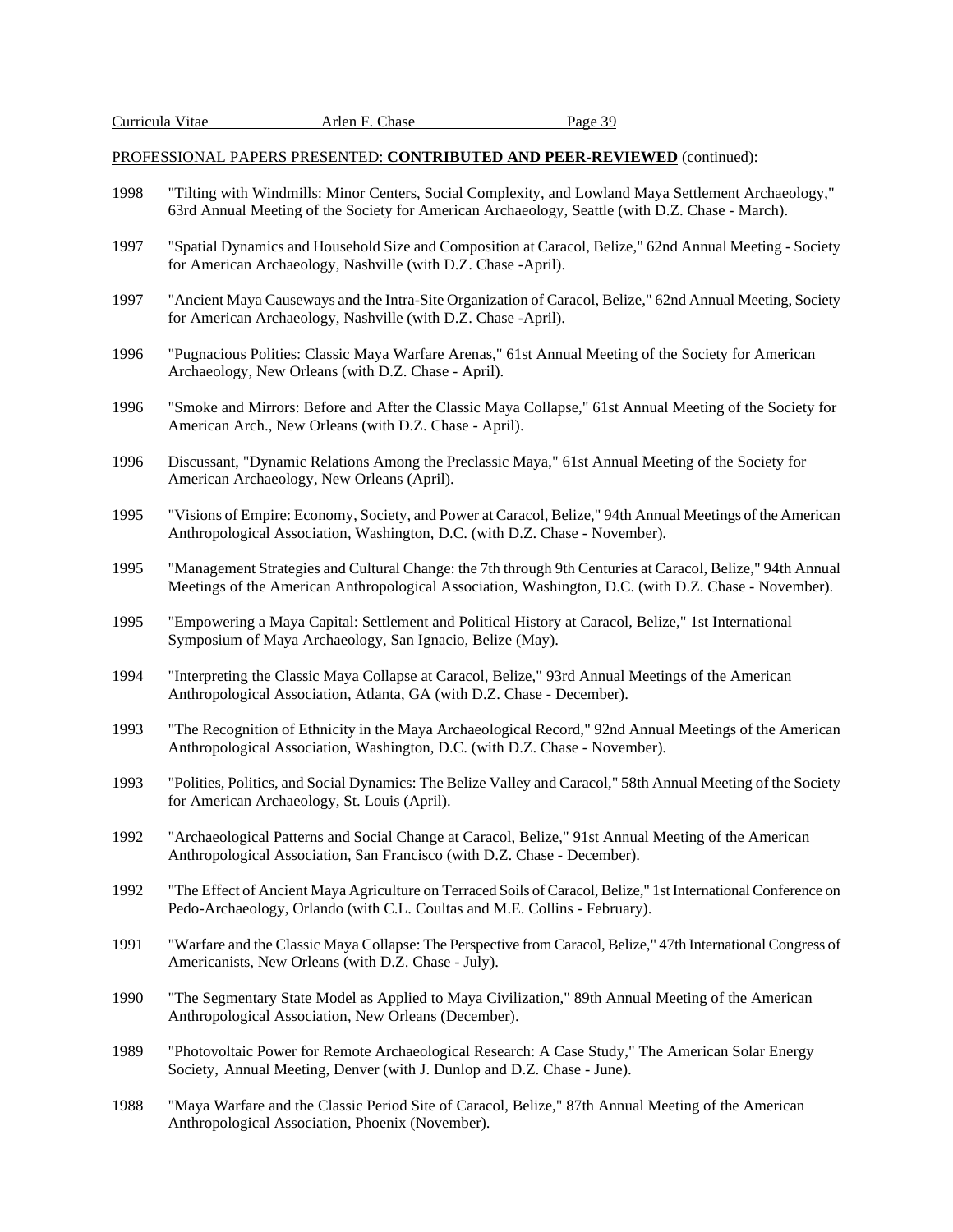PROFESSIONAL PAPERS PRESENTED: **CONTRIBUTED AND PEER-REVIEWED** (continued):

1998 "Tilting with Windmills: Minor Centers, Social Complexity, and Lowland Maya Settlement Archaeology," 63rd Annual Meeting of the Society for American Archaeology, Seattle (with D.Z. Chase - March).

1997 "Spatial Dynamics and Household Size and Composition at Caracol, Belize," 62nd Annual Meeting - Society for American Archaeology, Nashville (with D.Z. Chase -April).

1997 "Ancient Maya Causeways and the Intra-Site Organization of Caracol, Belize," 62nd Annual Meeting, Society for American Archaeology, Nashville (with D.Z. Chase -April).

1996 "Pugnacious Polities: Classic Maya Warfare Arenas," 61st Annual Meeting of the Society for American Archaeology, New Orleans (with D.Z. Chase - April).

1996 "Smoke and Mirrors: Before and After the Classic Maya Collapse," 61st Annual Meeting of the Society for American Arch., New Orleans (with D.Z. Chase - April).

1996 Discussant, "Dynamic Relations Among the Preclassic Maya," 61st Annual Meeting of the Society for American Archaeology, New Orleans (April).

1995 "Visions of Empire: Economy, Society, and Power at Caracol, Belize," 94th Annual Meetings of the American Anthropological Association, Washington, D.C. (with D.Z. Chase - November).

1995 "Management Strategies and Cultural Change: the 7th through 9th Centuries at Caracol, Belize," 94th Annual Meetings of the American Anthropological Association, Washington, D.C. (with D.Z. Chase - November).

1995 "Empowering a Maya Capital: Settlement and Political History at Caracol, Belize," 1st International Symposium of Maya Archaeology, San Ignacio, Belize (May).

1994 "Interpreting the Classic Maya Collapse at Caracol, Belize," 93rd Annual Meetings of the American Anthropological Association, Atlanta, GA (with D.Z. Chase - December).

1993 "The Recognition of Ethnicity in the Maya Archaeological Record," 92nd Annual Meetings of the American Anthropological Association, Washington, D.C. (with D.Z. Chase - November).

1993 "Polities, Politics, and Social Dynamics: The Belize Valley and Caracol," 58th Annual Meeting of the Society for American Archaeology, St. Louis (April).

1992 "Archaeological Patterns and Social Change at Caracol, Belize," 91st Annual Meeting of the American Anthropological Association, San Francisco (with D.Z. Chase - December).

1992 "The Effect of Ancient Maya Agriculture on Terraced Soils of Caracol, Belize," 1st International Conference on Pedo-Archaeology, Orlando (with C.L. Coultas and M.E. Collins - February).

1991 "Warfare and the Classic Maya Collapse: The Perspective from Caracol, Belize," 47th International Congress of Americanists, New Orleans (with D.Z. Chase - July).

1990 "The Segmentary State Model as Applied to Maya Civilization," 89th Annual Meeting of the American Anthropological Association, New Orleans (December).

1989 "Photovoltaic Power for Remote Archaeological Research: A Case Study," The American Solar Energy Society, Annual Meeting, Denver (with J. Dunlop and D.Z. Chase - June).

1988 "Maya Warfare and the Classic Period Site of Caracol, Belize," 87th Annual Meeting of the American Anthropological Association, Phoenix (November).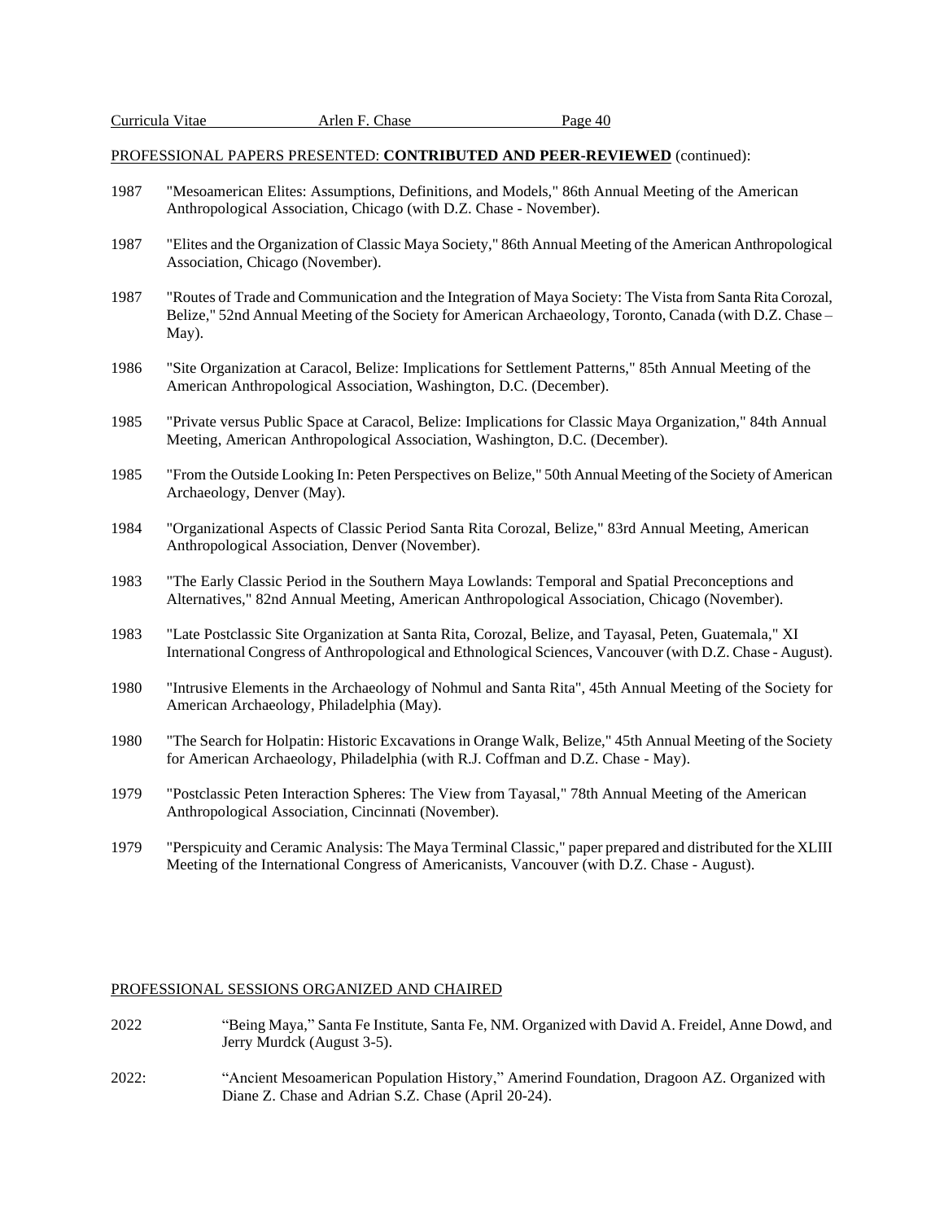PROFESSIONAL PAPERS PRESENTED: **CONTRIBUTED AND PEER-REVIEWED** (continued):

1987 "Mesoamerican Elites: Assumptions, Definitions, and Models," 86th Annual Meeting of the American Anthropological Association, Chicago (with D.Z. Chase - November).

1987 "Elites and the Organization of Classic Maya Society," 86th Annual Meeting of the American Anthropological Association, Chicago (November).

1987 "Routes of Trade and Communication and the Integration of Maya Society: The Vista from Santa Rita Corozal, Belize," 52nd Annual Meeting of the Society for American Archaeology, Toronto, Canada (with D.Z. Chase – May).

1986 "Site Organization at Caracol, Belize: Implications for Settlement Patterns," 85th Annual Meeting of the American Anthropological Association, Washington, D.C. (December).

1985 "Private versus Public Space at Caracol, Belize: Implications for Classic Maya Organization," 84th Annual Meeting, American Anthropological Association, Washington, D.C. (December).

1985 "From the Outside Looking In: Peten Perspectives on Belize," 50th Annual Meeting of the Society of American Archaeology, Denver (May).

1984 "Organizational Aspects of Classic Period Santa Rita Corozal, Belize," 83rd Annual Meeting, American Anthropological Association, Denver (November).

1983 "The Early Classic Period in the Southern Maya Lowlands: Temporal and Spatial Preconceptions and Alternatives," 82nd Annual Meeting, American Anthropological Association, Chicago (November).

1983 "Late Postclassic Site Organization at Santa Rita, Corozal, Belize, and Tayasal, Peten, Guatemala," XI International Congress of Anthropological and Ethnological Sciences, Vancouver (with D.Z. Chase - August).

1980 "Intrusive Elements in the Archaeology of Nohmul and Santa Rita", 45th Annual Meeting of the Society for American Archaeology, Philadelphia (May).

1980 "The Search for Holpatin: Historic Excavations in Orange Walk, Belize," 45th Annual Meeting of the Society for American Archaeology, Philadelphia (with R.J. Coffman and D.Z. Chase - May).

1979 "Postclassic Peten Interaction Spheres: The View from Tayasal," 78th Annual Meeting of the American Anthropological Association, Cincinnati (November).

1979 "Perspicuity and Ceramic Analysis: The Maya Terminal Classic," paper prepared and distributed for the XLIII Meeting of the International Congress of Americanists, Vancouver (with D.Z. Chase - August).

PROFESSIONAL SESSIONS ORGANIZED AND CHAIRED

2022 "Being Maya," Santa Fe Institute, Santa Fe, NM. Organized with David A. Freidel, Anne Dowd, and Jerry Murdck (August 3-5).

2022: "Ancient Mesoamerican Population History," Amerind Foundation, Dragoon AZ. Organized with Diane Z. Chase and Adrian S.Z. Chase (April 20-24).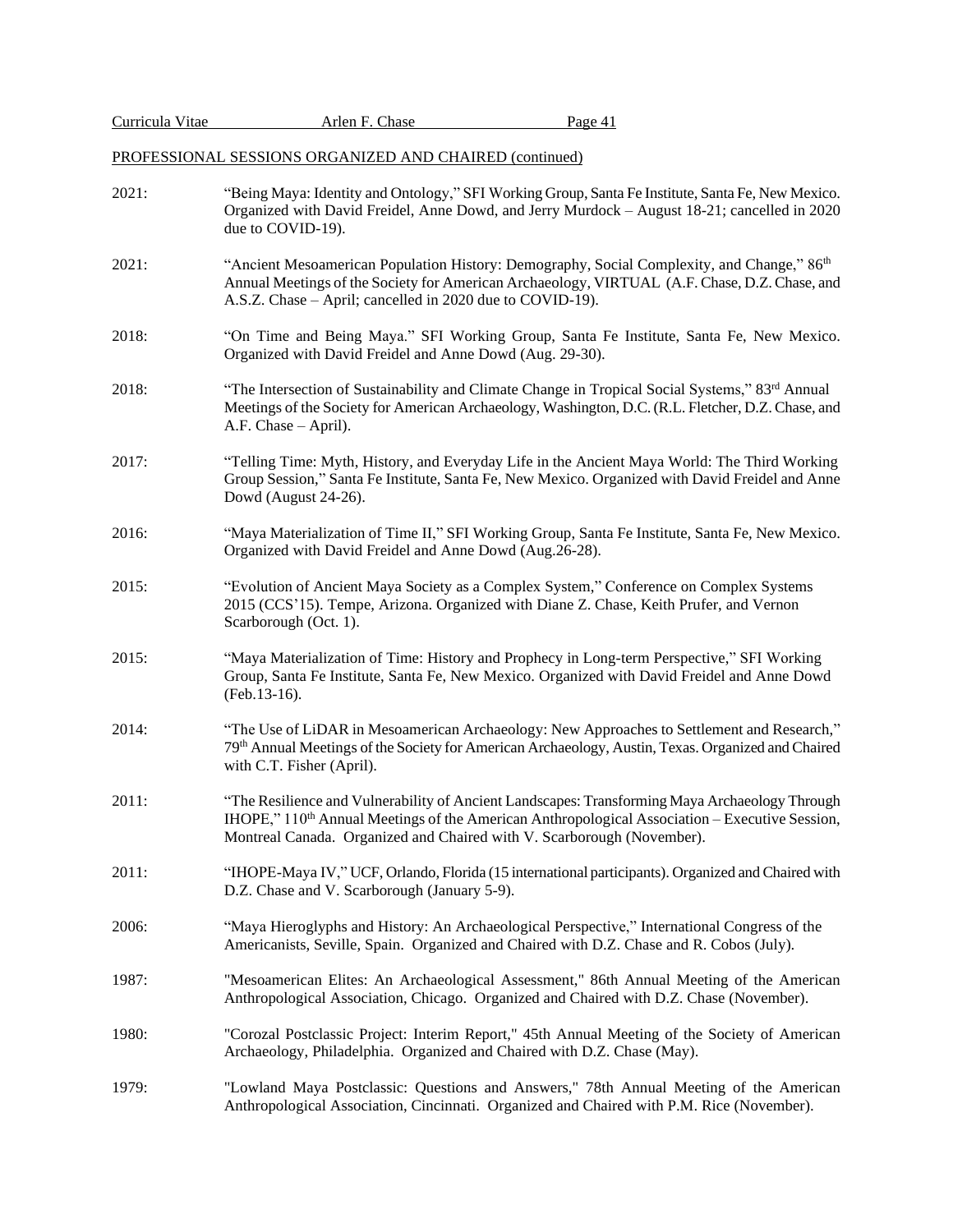PROFESSIONAL SESSIONS ORGANIZED AND CHAIRED (continued)

2021: "Being Maya: Identity and Ontology," SFI Working Group, Santa Fe Institute, Santa Fe, New Mexico. Organized with David Freidel, Anne Dowd, and Jerry Murdock – August 18-21; cancelled in 2020 due to COVID-19).

2021: "Ancient Mesoamerican Population History: Demography, Social Complexity, and Change," 86th Annual Meetings of the Society for American Archaeology, VIRTUAL (A.F. Chase, D.Z. Chase, and A.S.Z. Chase – April; cancelled in 2020 due to COVID-19).

2018: "On Time and Being Maya." SFI Working Group, Santa Fe Institute, Santa Fe, New Mexico. Organized with David Freidel and Anne Dowd (Aug. 29-30).

2018: "The Intersection of Sustainability and Climate Change in Tropical Social Systems," 83rd Annual Meetings of the Society for American Archaeology, Washington, D.C. (R.L. Fletcher, D.Z. Chase, and A.F. Chase – April).

2017: "Telling Time: Myth, History, and Everyday Life in the Ancient Maya World: The Third Working Group Session," Santa Fe Institute, Santa Fe, New Mexico. Organized with David Freidel and Anne Dowd (August 24-26).

2016: "Maya Materialization of Time II," SFI Working Group, Santa Fe Institute, Santa Fe, New Mexico. Organized with David Freidel and Anne Dowd (Aug.26-28).

2015: "Evolution of Ancient Maya Society as a Complex System," Conference on Complex Systems 2015 (CCS'15). Tempe, Arizona. Organized with Diane Z. Chase, Keith Prufer, and Vernon Scarborough (Oct. 1).

2015: "Maya Materialization of Time: History and Prophecy in Long-term Perspective," SFI Working Group, Santa Fe Institute, Santa Fe, New Mexico. Organized with David Freidel and Anne Dowd (Feb.13-16).

2014: "The Use of LiDAR in Mesoamerican Archaeology: New Approaches to Settlement and Research," 79th Annual Meetings of the Society for American Archaeology, Austin, Texas. Organized and Chaired with C.T. Fisher (April).

2011: "The Resilience and Vulnerability of Ancient Landscapes: Transforming Maya Archaeology Through IHOPE," 110th Annual Meetings of the American Anthropological Association – Executive Session, Montreal Canada. Organized and Chaired with V. Scarborough (November).

2011: "IHOPE-Maya IV," UCF, Orlando, Florida (15 international participants). Organized and Chaired with D.Z. Chase and V. Scarborough (January 5-9).

2006: "Maya Hieroglyphs and History: An Archaeological Perspective," International Congress of the Americanists, Seville, Spain. Organized and Chaired with D.Z. Chase and R. Cobos (July).

1987: "Mesoamerican Elites: An Archaeological Assessment," 86th Annual Meeting of the American Anthropological Association, Chicago. Organized and Chaired with D.Z. Chase (November).

1980: "Corozal Postclassic Project: Interim Report," 45th Annual Meeting of the Society of American Archaeology, Philadelphia. Organized and Chaired with D.Z. Chase (May).

1979: "Lowland Maya Postclassic: Questions and Answers," 78th Annual Meeting of the American Anthropological Association, Cincinnati. Organized and Chaired with P.M. Rice (November).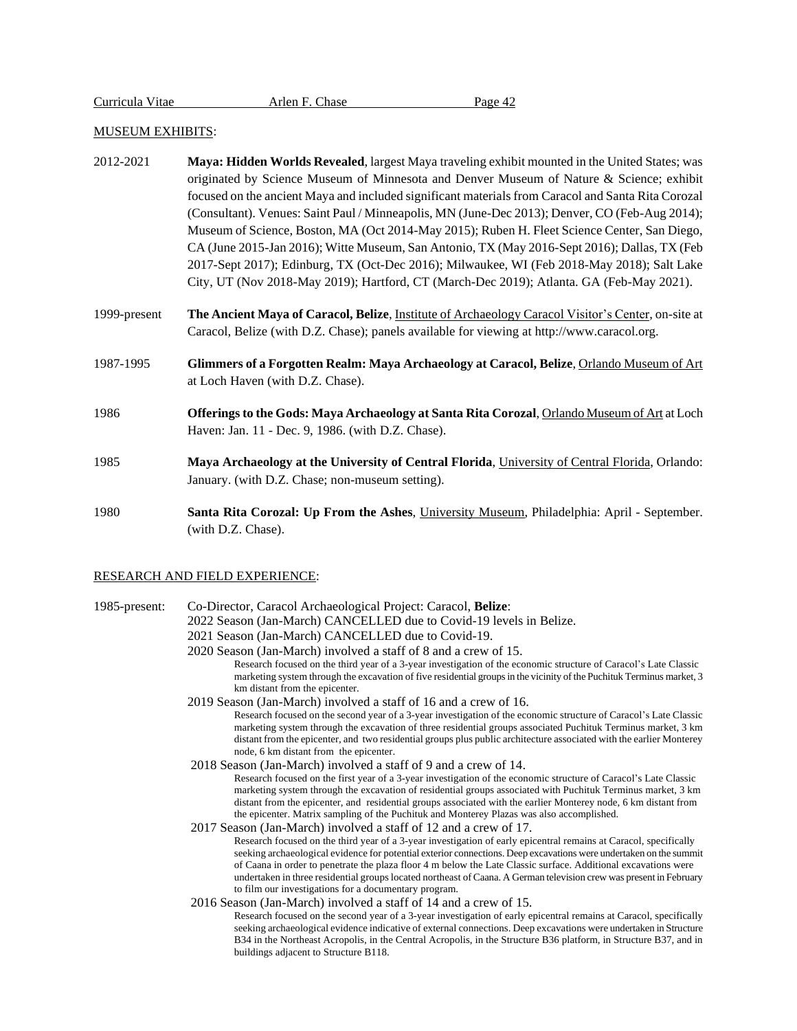MUSEUM EXHIBITS:

2012-2021 **Maya: Hidden Worlds Revealed**, largest Maya traveling exhibit mounted in the United States; was originated by Science Museum of Minnesota and Denver Museum of Nature & Science; exhibit focused on the ancient Maya and included significant materials from Caracol and Santa Rita Corozal (Consultant). Venues: Saint Paul / Minneapolis, MN (June-Dec 2013); Denver, CO (Feb-Aug 2014); Museum of Science, Boston, MA (Oct 2014-May 2015); Ruben H. Fleet Science Center, San Diego, CA (June 2015-Jan 2016); Witte Museum, San Antonio, TX (May 2016-Sept 2016); Dallas, TX (Feb 2017-Sept 2017); Edinburg, TX (Oct-Dec 2016); Milwaukee, WI (Feb 2018-May 2018); Salt Lake City, UT (Nov 2018-May 2019); Hartford, CT (March-Dec 2019); Atlanta. GA (Feb-May 2021).

1999-present **The Ancient Maya of Caracol, Belize**, Institute of Archaeology Caracol Visitor's Center, on-site at Caracol, Belize (with D.Z. Chase); panels available for viewing at http://www.caracol.org.

1987-1995 **Glimmers of a Forgotten Realm: Maya Archaeology at Caracol, Belize**, Orlando Museum of Art at Loch Haven (with D.Z. Chase).

1986 **Offerings to the Gods: Maya Archaeology at Santa Rita Corozal**, Orlando Museum of Art at Loch Haven: Jan. 11 - Dec. 9, 1986. (with D.Z. Chase).

1985 **Maya Archaeology at the University of Central Florida**, University of Central Florida, Orlando: January. (with D.Z. Chase; non-museum setting).

1980 **Santa Rita Corozal: Up From the Ashes**, University Museum, Philadelphia: April - September. (with D.Z. Chase).

RESEARCH AND FIELD EXPERIENCE:

1985-present: Co-Director, Caracol Archaeological Project: Caracol, **Belize**:

2022 Season (Jan-March) CANCELLED due to Covid-19 levels in Belize.

2021 Season (Jan-March) CANCELLED due to Covid-19.

2020 Season (Jan-March) involved a staff of 8 and a crew of 15.

Research focused on the third year of a 3-year investigation of the economic structure of Caracol's Late Classic marketing system through the excavation of five residential groups in the vicinity of the Puchituk Terminus market, 3 km distant from the epicenter.

2019 Season (Jan-March) involved a staff of 16 and a crew of 16.

Research focused on the second year of a 3-year investigation of the economic structure of Caracol's Late Classic marketing system through the excavation of three residential groups associated Puchituk Terminus market, 3 km distant from the epicenter, and two residential groups plus public architecture associated with the earlier Monterey node, 6 km distant from the epicenter.

2018 Season (Jan-March) involved a staff of 9 and a crew of 14.

Research focused on the first year of a 3-year investigation of the economic structure of Caracol's Late Classic marketing system through the excavation of residential groups associated with Puchituk Terminus market, 3 km distant from the epicenter, and residential groups associated with the earlier Monterey node, 6 km distant from the epicenter. Matrix sampling of the Puchituk and Monterey Plazas was also accomplished.

2017 Season (Jan-March) involved a staff of 12 and a crew of 17.

Research focused on the third year of a 3-year investigation of early epicentral remains at Caracol, specifically seeking archaeological evidence for potential exterior connections. Deep excavations were undertaken on the summit of Caana in order to penetrate the plaza floor 4 m below the Late Classic surface. Additional excavations were undertaken in three residential groups located northeast of Caana. A German television crew was present in February to film our investigations for a documentary program.

2016 Season (Jan-March) involved a staff of 14 and a crew of 15.

Research focused on the second year of a 3-year investigation of early epicentral remains at Caracol, specifically seeking archaeological evidence indicative of external connections. Deep excavations were undertaken in Structure B34 in the Northeast Acropolis, in the Central Acropolis, in the Structure B36 platform, in Structure B37, and in buildings adjacent to Structure B118.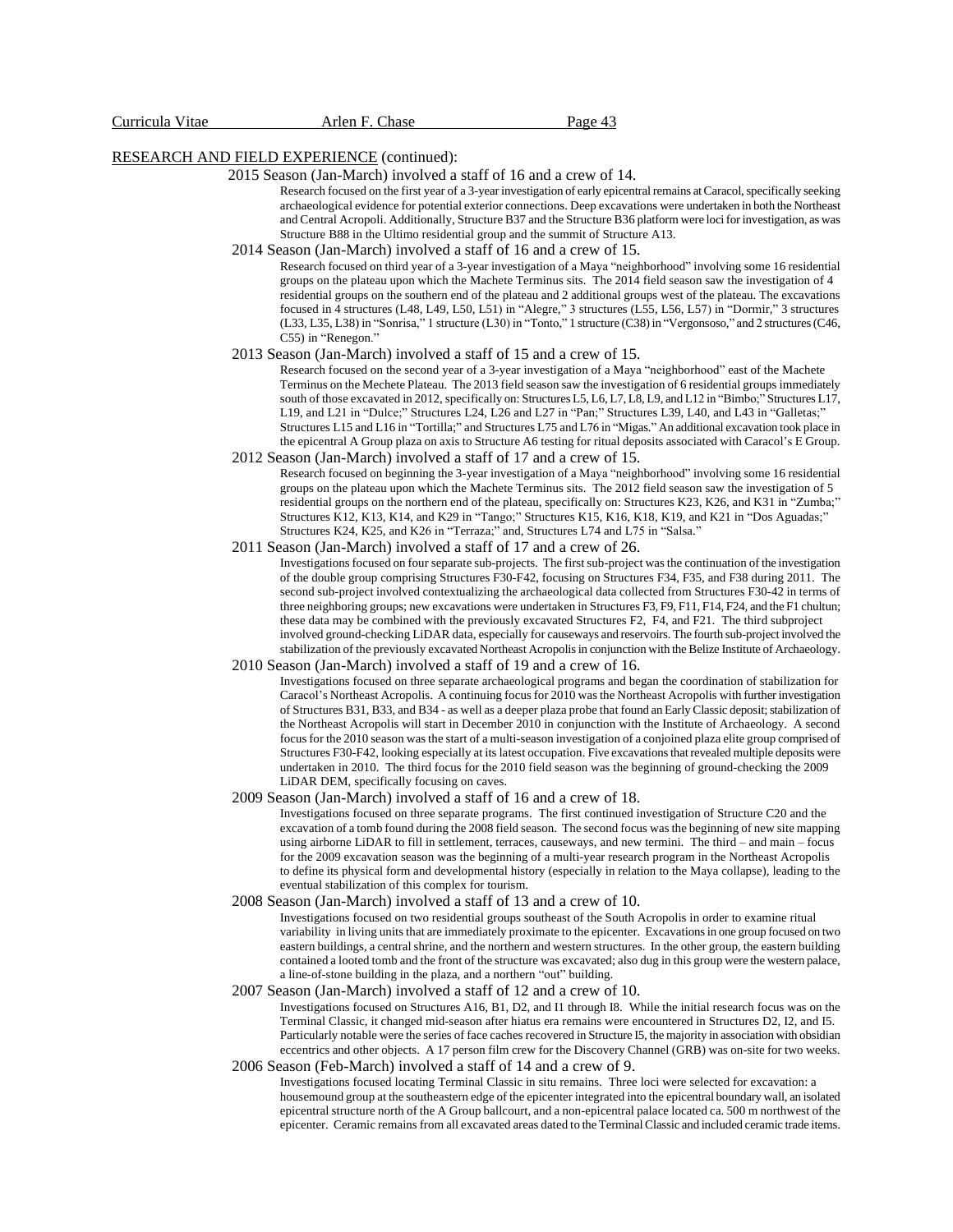RESEARCH AND FIELD EXPERIENCE (continued):

2015 Season (Jan-March) involved a staff of 16 and a crew of 14.

Research focused on the first year of a 3-year investigation of early epicentral remains at Caracol, specifically seeking archaeological evidence for potential exterior connections. Deep excavations were undertaken in both the Northeast and Central Acropoli. Additionally, Structure B37 and the Structure B36 platform were loci for investigation, as was Structure B88 in the Ultimo residential group and the summit of Structure A13.

2014 Season (Jan-March) involved a staff of 16 and a crew of 15.

Research focused on third year of a 3-year investigation of a Maya "neighborhood" involving some 16 residential groups on the plateau upon which the Machete Terminus sits. The 2014 field season saw the investigation of 4 residential groups on the southern end of the plateau and 2 additional groups west of the plateau. The excavations focused in 4 structures (L48, L49, L50, L51) in "Alegre," 3 structures (L55, L56, L57) in "Dormir," 3 structures (L33, L35, L38) in "Sonrisa," 1 structure (L30) in "Tonto," 1 structure (C38) in "Vergonsoso," and 2 structures (C46, C55) in "Renegon."

2013 Season (Jan-March) involved a staff of 15 and a crew of 15.

Research focused on the second year of a 3-year investigation of a Maya "neighborhood" east of the Machete Terminus on the Mechete Plateau. The 2013 field season saw the investigation of 6 residential groups immediately south of those excavated in 2012, specifically on: Structures L5, L6, L7, L8, L9, and L12 in "Bimbo;" Structures L17, L19, and L21 in "Dulce;" Structures L24, L26 and L27 in "Pan;" Structures L39, L40, and L43 in "Galletas;" Structures L15 and L16 in "Tortilla;" and Structures L75 and L76 in "Migas." An additional excavation took place in the epicentral A Group plaza on axis to Structure A6 testing for ritual deposits associated with Caracol's E Group.

2012 Season (Jan-March) involved a staff of 17 and a crew of 15.

Research focused on beginning the 3-year investigation of a Maya "neighborhood" involving some 16 residential groups on the plateau upon which the Machete Terminus sits. The 2012 field season saw the investigation of 5 residential groups on the northern end of the plateau, specifically on: Structures K23, K26, and K31 in "Zumba;" Structures K12, K13, K14, and K29 in "Tango;" Structures K15, K16, K18, K19, and K21 in "Dos Aguadas;" Structures K24, K25, and K26 in "Terraza;" and, Structures L74 and L75 in "Salsa."

2011 Season (Jan-March) involved a staff of 17 and a crew of 26.

Investigations focused on four separate sub-projects. The first sub-project was the continuation of the investigation of the double group comprising Structures F30-F42, focusing on Structures F34, F35, and F38 during 2011. The second sub-project involved contextualizing the archaeological data collected from Structures F30-42 in terms of three neighboring groups; new excavations were undertaken in Structures F3, F9, F11, F14, F24, and the F1 chultun; these data may be combined with the previously excavated Structures F2, F4, and F21. The third subproject involved ground-checking LiDAR data, especially for causeways and reservoirs. The fourth sub-project involved the stabilization of the previously excavated Northeast Acropolis in conjunction with the Belize Institute of Archaeology.

2010 Season (Jan-March) involved a staff of 19 and a crew of 16.

Investigations focused on three separate archaeological programs and began the coordination of stabilization for Caracol's Northeast Acropolis. A continuing focus for 2010 was the Northeast Acropolis with further investigation of Structures B31, B33, and B34 - as well as a deeper plaza probe that found an Early Classic deposit; stabilization of the Northeast Acropolis will start in December 2010 in conjunction with the Institute of Archaeology. A second focus for the 2010 season was the start of a multi-season investigation of a conjoined plaza elite group comprised of Structures F30-F42, looking especially at its latest occupation. Five excavations that revealed multiple deposits were undertaken in 2010. The third focus for the 2010 field season was the beginning of ground-checking the 2009 LiDAR DEM, specifically focusing on caves.

2009 Season (Jan-March) involved a staff of 16 and a crew of 18.

Investigations focused on three separate programs. The first continued investigation of Structure C20 and the excavation of a tomb found during the 2008 field season. The second focus was the beginning of new site mapping using airborne LiDAR to fill in settlement, terraces, causeways, and new termini. The third – and main – focus for the 2009 excavation season was the beginning of a multi-year research program in the Northeast Acropolis to define its physical form and developmental history (especially in relation to the Maya collapse), leading to the eventual stabilization of this complex for tourism.

2008 Season (Jan-March) involved a staff of 13 and a crew of 10.

Investigations focused on two residential groups southeast of the South Acropolis in order to examine ritual variability in living units that are immediately proximate to the epicenter. Excavations in one group focused on two eastern buildings, a central shrine, and the northern and western structures. In the other group, the eastern building contained a looted tomb and the front of the structure was excavated; also dug in this group were the western palace, a line-of-stone building in the plaza, and a northern "out" building.

2007 Season (Jan-March) involved a staff of 12 and a crew of 10.

Investigations focused on Structures A16, B1, D2, and I1 through I8. While the initial research focus was on the Terminal Classic, it changed mid-season after hiatus era remains were encountered in Structures D2, I2, and I5. Particularly notable were the series of face caches recovered in Structure I5, the majority in association with obsidian eccentrics and other objects. A 17 person film crew for the Discovery Channel (GRB) was on-site for two weeks.

2006 Season (Feb-March) involved a staff of 14 and a crew of 9.

Investigations focused locating Terminal Classic in situ remains. Three loci were selected for excavation: a housemound group at the southeastern edge of the epicenter integrated into the epicentral boundary wall, an isolated epicentral structure north of the A Group ballcourt, and a non-epicentral palace located ca. 500 m northwest of the epicenter. Ceramic remains from all excavated areas dated to the Terminal Classic and included ceramic trade items.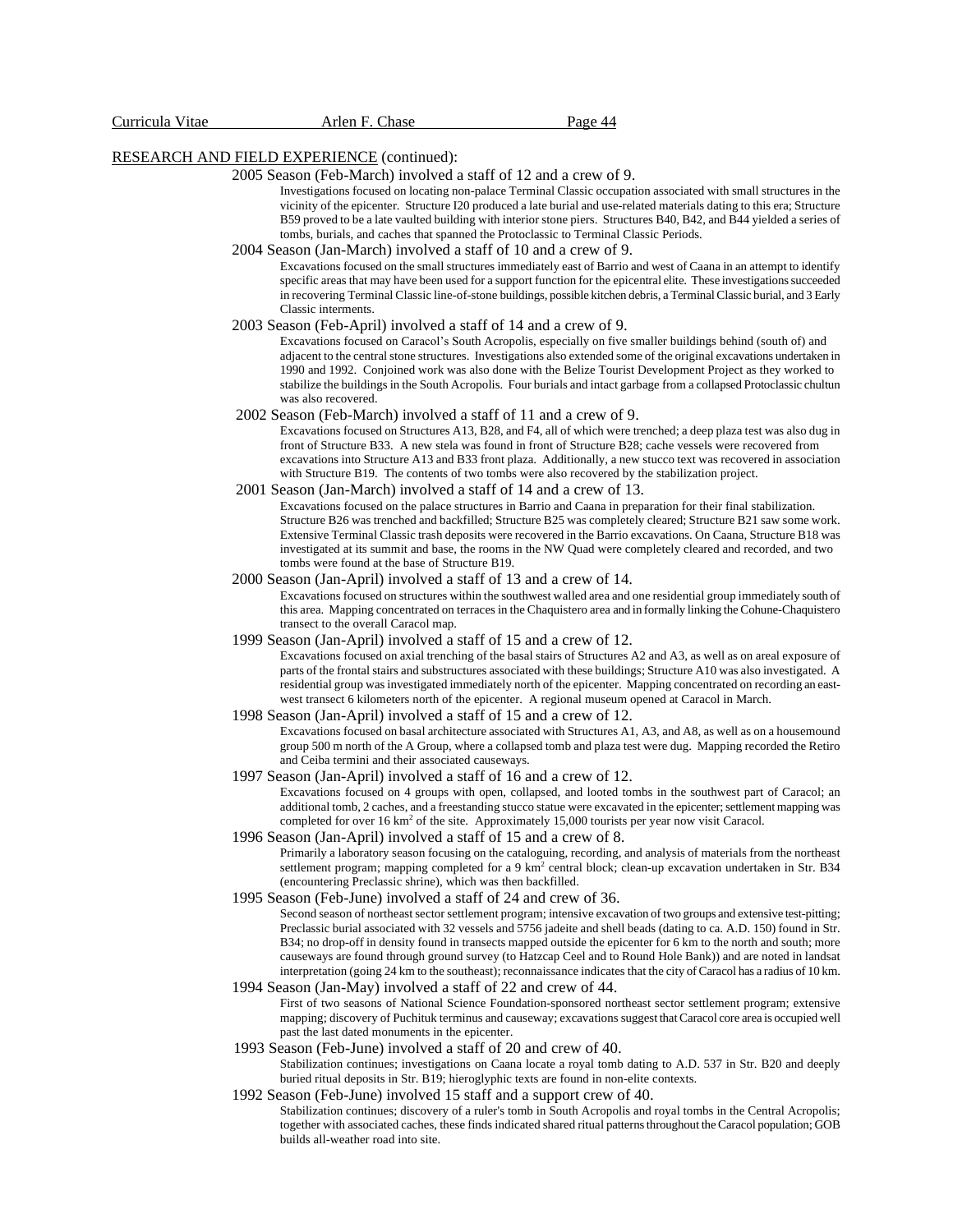RESEARCH AND FIELD EXPERIENCE (continued):

2005 Season (Feb-March) involved a staff of 12 and a crew of 9.

Investigations focused on locating non-palace Terminal Classic occupation associated with small structures in the vicinity of the epicenter. Structure I20 produced a late burial and use-related materials dating to this era; Structure B59 proved to be a late vaulted building with interior stone piers. Structures B40, B42, and B44 yielded a series of tombs, burials, and caches that spanned the Protoclassic to Terminal Classic Periods.

2004 Season (Jan-March) involved a staff of 10 and a crew of 9.

Excavations focused on the small structures immediately east of Barrio and west of Caana in an attempt to identify specific areas that may have been used for a support function for the epicentral elite. These investigations succeeded in recovering Terminal Classic line-of-stone buildings, possible kitchen debris, a Terminal Classic burial, and 3 Early Classic interments.

2003 Season (Feb-April) involved a staff of 14 and a crew of 9.

Excavations focused on Caracol's South Acropolis, especially on five smaller buildings behind (south of) and adjacent to the central stone structures. Investigations also extended some of the original excavations undertaken in 1990 and 1992. Conjoined work was also done with the Belize Tourist Development Project as they worked to stabilize the buildings in the South Acropolis. Four burials and intact garbage from a collapsed Protoclassic chultun was also recovered.

2002 Season (Feb-March) involved a staff of 11 and a crew of 9.

Excavations focused on Structures A13, B28, and F4, all of which were trenched; a deep plaza test was also dug in front of Structure B33. A new stela was found in front of Structure B28; cache vessels were recovered from excavations into Structure A13 and B33 front plaza. Additionally, a new stucco text was recovered in association with Structure B19. The contents of two tombs were also recovered by the stabilization project.

2001 Season (Jan-March) involved a staff of 14 and a crew of 13.

Excavations focused on the palace structures in Barrio and Caana in preparation for their final stabilization. Structure B26 was trenched and backfilled; Structure B25 was completely cleared; Structure B21 saw some work. Extensive Terminal Classic trash deposits were recovered in the Barrio excavations. On Caana, Structure B18 was investigated at its summit and base, the rooms in the NW Quad were completely cleared and recorded, and two tombs were found at the base of Structure B19.

2000 Season (Jan-April) involved a staff of 13 and a crew of 14.

Excavations focused on structures within the southwest walled area and one residential group immediately south of this area. Mapping concentrated on terraces in the Chaquistero area and in formally linking the Cohune-Chaquistero transect to the overall Caracol map.

1999 Season (Jan-April) involved a staff of 15 and a crew of 12.

Excavations focused on axial trenching of the basal stairs of Structures A2 and A3, as well as on areal exposure of parts of the frontal stairs and substructures associated with these buildings; Structure A10 was also investigated. A residential group was investigated immediately north of the epicenter. Mapping concentrated on recording an east-west transect 6 kilometers north of the epicenter. A regional museum opened at Caracol in March.

1998 Season (Jan-April) involved a staff of 15 and a crew of 12.

Excavations focused on basal architecture associated with Structures A1, A3, and A8, as well as on a housemound group 500 m north of the A Group, where a collapsed tomb and plaza test were dug. Mapping recorded the Retiro and Ceiba termini and their associated causeways.

1997 Season (Jan-April) involved a staff of 16 and a crew of 12.

Excavations focused on 4 groups with open, collapsed, and looted tombs in the southwest part of Caracol; an additional tomb, 2 caches, and a freestanding stucco statue were excavated in the epicenter; settlement mapping was completed for over 16 $km^2$ of the site. Approximately 15,000 tourists per year now visit Caracol.

1996 Season (Jan-April) involved a staff of 15 and a crew of 8.

Primarily a laboratory season focusing on the cataloguing, recording, and analysis of materials from the northeast settlement program; mapping completed for a 9 $km^2$ central block; clean-up excavation undertaken in Str. B34 (encountering Preclassic shrine), which was then backfilled.

1995 Season (Feb-June) involved a staff of 24 and crew of 36.

Second season of northeast sector settlement program; intensive excavation of two groups and extensive test-pitting; Preclassic burial associated with 32 vessels and 5756 jadeite and shell beads (dating to ca. A.D. 150) found in Str. B34; no drop-off in density found in transects mapped outside the epicenter for 6 km to the north and south; more causeways are found through ground survey (to Hatzcap Ceel and to Round Hole Bank)) and are noted in landsat interpretation (going 24 km to the southeast); reconnaissance indicates that the city of Caracol has a radius of 10 km.

1994 Season (Jan-May) involved a staff of 22 and crew of 44.

First of two seasons of National Science Foundation-sponsored northeast sector settlement program; extensive mapping; discovery of Puchituk terminus and causeway; excavations suggest that Caracol core area is occupied well past the last dated monuments in the epicenter.

1993 Season (Feb-June) involved a staff of 20 and crew of 40.

Stabilization continues; investigations on Caana locate a royal tomb dating to A.D. 537 in Str. B20 and deeply buried ritual deposits in Str. B19; hieroglyphic texts are found in non-elite contexts.

1992 Season (Feb-June) involved 15 staff and a support crew of 40.

Stabilization continues; discovery of a ruler's tomb in South Acropolis and royal tombs in the Central Acropolis; together with associated caches, these finds indicated shared ritual patterns throughout the Caracol population; GOB builds all-weather road into site.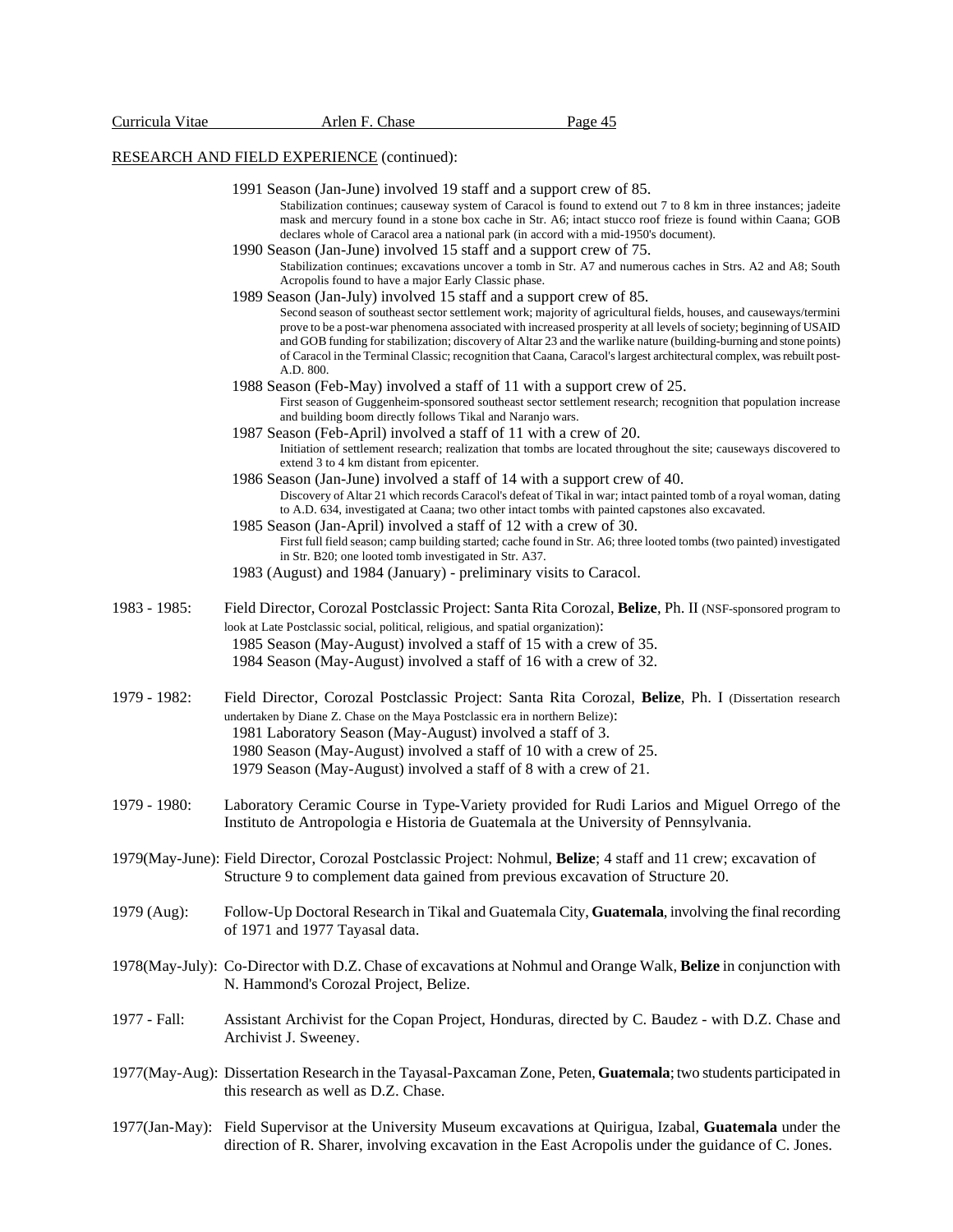RESEARCH AND FIELD EXPERIENCE (continued):

1991 Season (Jan-June) involved 19 staff and a support crew of 85.
Stabilization continues; causeway system of Caracol is found to extend out 7 to 8 km in three instances; jadeite mask and mercury found in a stone box cache in Str. A6; intact stucco roof frieze is found within Caana; GOB declares whole of Caracol area a national park (in accord with a mid-1950's document).

1990 Season (Jan-June) involved 15 staff and a support crew of 75.
Stabilization continues; excavations uncover a tomb in Str. A7 and numerous caches in Strs. A2 and A8; South Acropolis found to have a major Early Classic phase.

1989 Season (Jan-July) involved 15 staff and a support crew of 85.
Second season of southeast sector settlement work; majority of agricultural fields, houses, and causeways/termini prove to be a post-war phenomena associated with increased prosperity at all levels of society; beginning of USAID and GOB funding for stabilization; discovery of Altar 23 and the warlike nature (building-burning and stone points) of Caracol in the Terminal Classic; recognition that Caana, Caracol's largest architectural complex, was rebuilt post-A.D. 800.

1988 Season (Feb-May) involved a staff of 11 with a support crew of 25.
First season of Guggenheim-sponsored southeast sector settlement research; recognition that population increase and building boom directly follows Tikal and Naranjo wars.

1987 Season (Feb-April) involved a staff of 11 with a crew of 20.
Initiation of settlement research; realization that tombs are located throughout the site; causeways discovered to extend 3 to 4 km distant from epicenter.

1986 Season (Jan-June) involved a staff of 14 with a support crew of 40.
Discovery of Altar 21 which records Caracol's defeat of Tikal in war; intact painted tomb of a royal woman, dating to A.D. 634, investigated at Caana; two other intact tombs with painted capstones also excavated.

1985 Season (Jan-April) involved a staff of 12 with a crew of 30.
First full field season; camp building started; cache found in Str. A6; three looted tombs (two painted) investigated in Str. B20; one looted tomb investigated in Str. A37.

1983 (August) and 1984 (January) - preliminary visits to Caracol.

1983 - 1985: Field Director, Corozal Postclassic Project: Santa Rita Corozal, **Belize**, Ph. II (NSF-sponsored program to look at Late Postclassic social, political, religious, and spatial organization):
1985 Season (May-August) involved a staff of 15 with a crew of 35.
1984 Season (May-August) involved a staff of 16 with a crew of 32.

1979 - 1982: Field Director, Corozal Postclassic Project: Santa Rita Corozal, **Belize**, Ph. I (Dissertation research undertaken by Diane Z. Chase on the Maya Postclassic era in northern Belize):
1981 Laboratory Season (May-August) involved a staff of 3.
1980 Season (May-August) involved a staff of 10 with a crew of 25.
1979 Season (May-August) involved a staff of 8 with a crew of 21.

1979 - 1980: Laboratory Ceramic Course in Type-Variety provided for Rudi Larios and Miguel Orrego of the Instituto de Antropologia e Historia de Guatemala at the University of Pennsylvania.

1979(May-June): Field Director, Corozal Postclassic Project: Nohmul, **Belize**; 4 staff and 11 crew; excavation of Structure 9 to complement data gained from previous excavation of Structure 20.

1979 (Aug): Follow-Up Doctoral Research in Tikal and Guatemala City, **Guatemala**, involving the final recording of 1971 and 1977 Tayasal data.

1978(May-July): Co-Director with D.Z. Chase of excavations at Nohmul and Orange Walk, **Belize** in conjunction with N. Hammond's Corozal Project, Belize.

1977 - Fall: Assistant Archivist for the Copan Project, Honduras, directed by C. Baudez - with D.Z. Chase and Archivist J. Sweeney.

1977(May-Aug): Dissertation Research in the Tayasal-Paxcaman Zone, Peten, **Guatemala**; two students participated in this research as well as D.Z. Chase.

1977(Jan-May): Field Supervisor at the University Museum excavations at Quirigua, Izabal, **Guatemala** under the direction of R. Sharer, involving excavation in the East Acropolis under the guidance of C. Jones.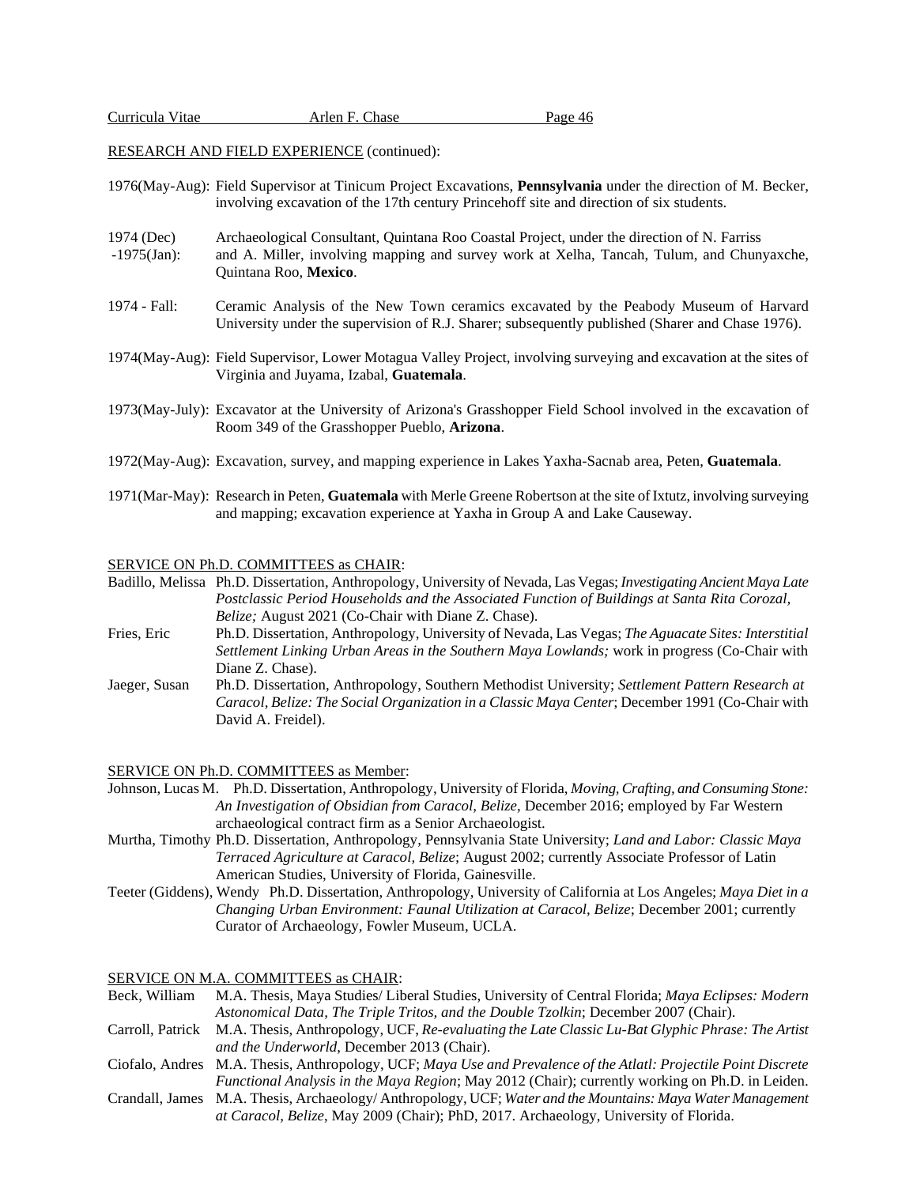RESEARCH AND FIELD EXPERIENCE (continued):

1976(May-Aug): Field Supervisor at Tinicum Project Excavations, **Pennsylvania** under the direction of M. Becker, involving excavation of the 17th century Princehoff site and direction of six students.

1974 (Dec) -1975(Jan): Archaeological Consultant, Quintana Roo Coastal Project, under the direction of N. Farriss and A. Miller, involving mapping and survey work at Xelha, Tancah, Tulum, and Chunyaxche, Quintana Roo, **Mexico**.

1974 - Fall: Ceramic Analysis of the New Town ceramics excavated by the Peabody Museum of Harvard University under the supervision of R.J. Sharer; subsequently published (Sharer and Chase 1976).

1974(May-Aug): Field Supervisor, Lower Motagua Valley Project, involving surveying and excavation at the sites of Virginia and Juyama, Izabal, **Guatemala**.

1973(May-July): Excavator at the University of Arizona's Grasshopper Field School involved in the excavation of Room 349 of the Grasshopper Pueblo, **Arizona**.

1972(May-Aug): Excavation, survey, and mapping experience in Lakes Yaxha-Sacnab area, Peten, **Guatemala**.

1971(Mar-May): Research in Peten, **Guatemala** with Merle Greene Robertson at the site of Ixtutz, involving surveying and mapping; excavation experience at Yaxha in Group A and Lake Causeway.

SERVICE ON Ph.D. COMMITTEES as CHAIR:

Badillo, Melissa Ph.D. Dissertation, Anthropology, University of Nevada, Las Vegas; *Investigating Ancient Maya Late Postclassic Period Households and the Associated Function of Buildings at Santa Rita Corozal, Belize;* August 2021 (Co-Chair with Diane Z. Chase).

Fries, Eric Ph.D. Dissertation, Anthropology, University of Nevada, Las Vegas; *The Aguacate Sites: Interstitial Settlement Linking Urban Areas in the Southern Maya Lowlands;* work in progress (Co-Chair with Diane Z. Chase).

Jaeger, Susan Ph.D. Dissertation, Anthropology, Southern Methodist University; *Settlement Pattern Research at Caracol, Belize: The Social Organization in a Classic Maya Center*; December 1991 (Co-Chair with David A. Freidel).

SERVICE ON Ph.D. COMMITTEES as Member:

Johnson, Lucas M. Ph.D. Dissertation, Anthropology, University of Florida, *Moving, Crafting, and Consuming Stone: An Investigation of Obsidian from Caracol, Belize*, December 2016; employed by Far Western archaeological contract firm as a Senior Archaeologist.

Murtha, Timothy Ph.D. Dissertation, Anthropology, Pennsylvania State University; *Land and Labor: Classic Maya Terraced Agriculture at Caracol, Belize*; August 2002; currently Associate Professor of Latin American Studies, University of Florida, Gainesville.

Teeter (Giddens), Wendy Ph.D. Dissertation, Anthropology, University of California at Los Angeles; *Maya Diet in a Changing Urban Environment: Faunal Utilization at Caracol, Belize*; December 2001; currently Curator of Archaeology, Fowler Museum, UCLA.

SERVICE ON M.A. COMMITTEES as CHAIR:

Beck, William M.A. Thesis, Maya Studies/ Liberal Studies, University of Central Florida; *Maya Eclipses: Modern Astonomical Data, The Triple Tritos, and the Double Tzolkin*; December 2007 (Chair).

Carroll, Patrick M.A. Thesis, Anthropology, UCF, *Re-evaluating the Late Classic Lu-Bat Glyphic Phrase: The Artist and the Underworld*, December 2013 (Chair).

Ciofalo, Andres M.A. Thesis, Anthropology, UCF; *Maya Use and Prevalence of the Atlatl: Projectile Point Discrete Functional Analysis in the Maya Region*; May 2012 (Chair); currently working on Ph.D. in Leiden.

Crandall, James M.A. Thesis, Archaeology/ Anthropology, UCF; *Water and the Mountains: Maya Water Management at Caracol, Belize*, May 2009 (Chair); PhD, 2017. Archaeology, University of Florida.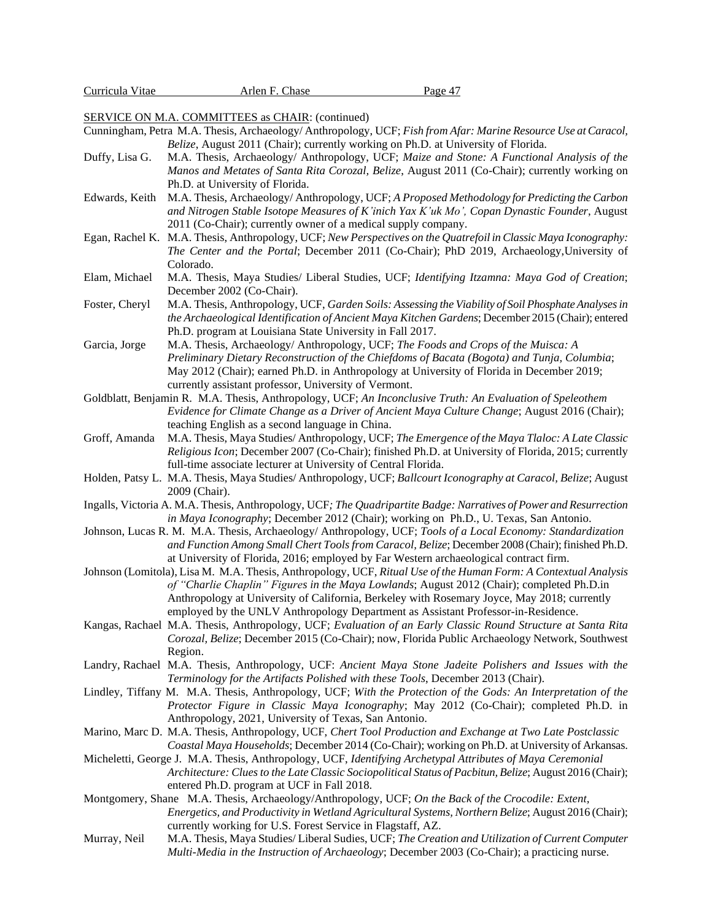SERVICE ON M.A. COMMITTEES as CHAIR: (continued)

Cunningham, Petra M.A. Thesis, Archaeology/ Anthropology, UCF; *Fish from Afar: Marine Resource Use at Caracol, Belize*, August 2011 (Chair); currently working on Ph.D. at University of Florida.

Duffy, Lisa G. M.A. Thesis, Archaeology/ Anthropology, UCF; *Maize and Stone: A Functional Analysis of the Manos and Metates of Santa Rita Corozal, Belize*, August 2011 (Co-Chair); currently working on Ph.D. at University of Florida.

Edwards, Keith M.A. Thesis, Archaeology/ Anthropology, UCF; *A Proposed Methodology for Predicting the Carbon and Nitrogen Stable Isotope Measures of K'inich Yax K'uk Mo', Copan Dynastic Founder*, August 2011 (Co-Chair); currently owner of a medical supply company.

Egan, Rachel K. M.A. Thesis, Anthropology, UCF; *New Perspectives on the Quatrefoil in Classic Maya Iconography: The Center and the Portal*; December 2011 (Co-Chair); PhD 2019, Archaeology,University of Colorado.

Elam, Michael M.A. Thesis, Maya Studies/ Liberal Studies, UCF; *Identifying Itzamna: Maya God of Creation*; December 2002 (Co-Chair).

Foster, Cheryl M.A. Thesis, Anthropology, UCF, *Garden Soils: Assessing the Viability of Soil Phosphate Analyses in the Archaeological Identification of Ancient Maya Kitchen Gardens*; December 2015 (Chair); entered Ph.D. program at Louisiana State University in Fall 2017.

Garcia, Jorge M.A. Thesis, Archaeology/ Anthropology, UCF; *The Foods and Crops of the Muisca: A Preliminary Dietary Reconstruction of the Chiefdoms of Bacata (Bogota) and Tunja, Columbia*; May 2012 (Chair); earned Ph.D. in Anthropology at University of Florida in December 2019; currently assistant professor, University of Vermont.

Goldblatt, Benjamin R. M.A. Thesis, Anthropology, UCF; *An Inconclusive Truth: An Evaluation of Speleothem Evidence for Climate Change as a Driver of Ancient Maya Culture Change*; August 2016 (Chair); teaching English as a second language in China.

Groff, Amanda M.A. Thesis, Maya Studies/ Anthropology, UCF; *The Emergence of the Maya Tlaloc: A Late Classic Religious Icon*; December 2007 (Co-Chair); finished Ph.D. at University of Florida, 2015; currently full-time associate lecturer at University of Central Florida.

Holden, Patsy L. M.A. Thesis, Maya Studies/ Anthropology, UCF; *Ballcourt Iconography at Caracol, Belize*; August 2009 (Chair).

Ingalls, Victoria A. M.A. Thesis, Anthropology, UCF*; The Quadripartite Badge: Narratives of Power and Resurrection in Maya Iconography*; December 2012 (Chair); working on Ph.D., U. Texas, San Antonio.

Johnson, Lucas R. M. M.A. Thesis, Archaeology/ Anthropology, UCF; *Tools of a Local Economy: Standardization and Function Among Small Chert Tools from Caracol, Belize*; December 2008 (Chair); finished Ph.D. at University of Florida, 2016; employed by Far Western archaeological contract firm.

Johnson (Lomitola), Lisa M. M.A. Thesis, Anthropology, UCF, *Ritual Use of the Human Form: A Contextual Analysis of "Charlie Chaplin" Figures in the Maya Lowlands*; August 2012 (Chair); completed Ph.D.in Anthropology at University of California, Berkeley with Rosemary Joyce, May 2018; currently employed by the UNLV Anthropology Department as Assistant Professor-in-Residence.

Kangas, Rachael M.A. Thesis, Anthropology, UCF; *Evaluation of an Early Classic Round Structure at Santa Rita Corozal, Belize*; December 2015 (Co-Chair); now, Florida Public Archaeology Network, Southwest Region.

Landry, Rachael M.A. Thesis, Anthropology, UCF: *Ancient Maya Stone Jadeite Polishers and Issues with the Terminology for the Artifacts Polished with these Tools*, December 2013 (Chair).

Lindley, Tiffany M. M.A. Thesis, Anthropology, UCF; *With the Protection of the Gods: An Interpretation of the Protector Figure in Classic Maya Iconography*; May 2012 (Co-Chair); completed Ph.D. in Anthropology, 2021, University of Texas, San Antonio.

Marino, Marc D. M.A. Thesis, Anthropology, UCF, *Chert Tool Production and Exchange at Two Late Postclassic Coastal Maya Households*; December 2014 (Co-Chair); working on Ph.D. at University of Arkansas.

Micheletti, George J. M.A. Thesis, Anthropology, UCF, *Identifying Archetypal Attributes of Maya Ceremonial Architecture: Clues to the Late Classic Sociopolitical Status of Pacbitun, Belize*; August 2016 (Chair); entered Ph.D. program at UCF in Fall 2018.

Montgomery, Shane M.A. Thesis, Archaeology/Anthropology, UCF; *On the Back of the Crocodile: Extent, Energetics, and Productivity in Wetland Agricultural Systems, Northern Belize*; August 2016 (Chair); currently working for U.S. Forest Service in Flagstaff, AZ.

Murray, Neil M.A. Thesis, Maya Studies/ Liberal Sudies, UCF; *The Creation and Utilization of Current Computer Multi-Media in the Instruction of Archaeology*; December 2003 (Co-Chair); a practicing nurse.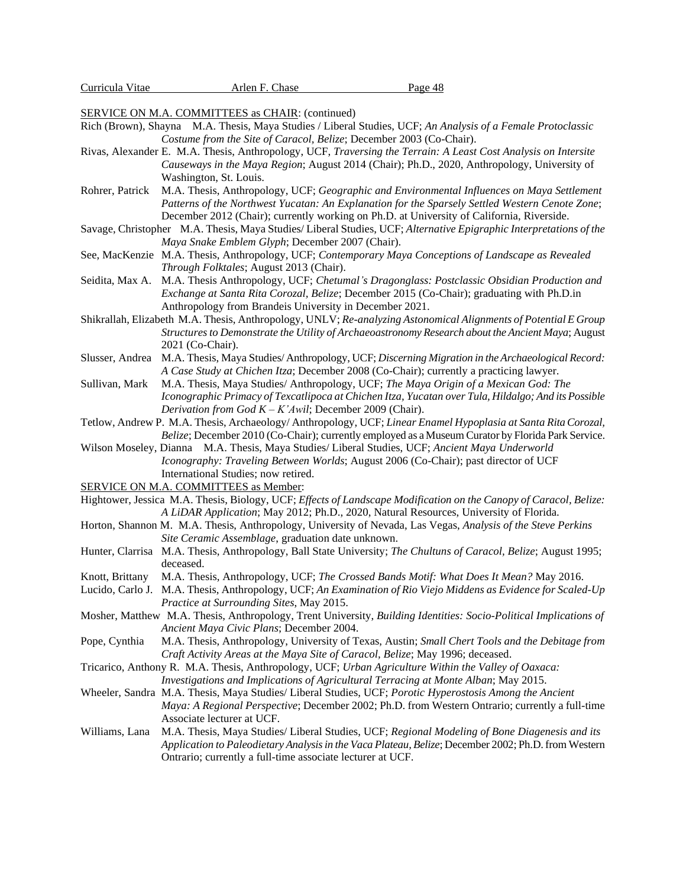SERVICE ON M.A. COMMITTEES as CHAIR: (continued)

Rich (Brown), Shayna M.A. Thesis, Maya Studies / Liberal Studies, UCF; *An Analysis of a Female Protoclassic Costume from the Site of Caracol, Belize*; December 2003 (Co-Chair).

Rivas, Alexander E. M.A. Thesis, Anthropology, UCF, *Traversing the Terrain: A Least Cost Analysis on Intersite Causeways in the Maya Region*; August 2014 (Chair); Ph.D., 2020, Anthropology, University of Washington, St. Louis.

Rohrer, Patrick M.A. Thesis, Anthropology, UCF; *Geographic and Environmental Influences on Maya Settlement Patterns of the Northwest Yucatan: An Explanation for the Sparsely Settled Western Cenote Zone*; December 2012 (Chair); currently working on Ph.D. at University of California, Riverside.

Savage, Christopher M.A. Thesis, Maya Studies/ Liberal Studies, UCF; *Alternative Epigraphic Interpretations of the Maya Snake Emblem Glyph*; December 2007 (Chair).

See, MacKenzie M.A. Thesis, Anthropology, UCF; *Contemporary Maya Conceptions of Landscape as Revealed Through Folktales*; August 2013 (Chair).

Seidita, Max A. M.A. Thesis Anthropology, UCF; *Chetumal's Dragonglass: Postclassic Obsidian Production and Exchange at Santa Rita Corozal, Belize*; December 2015 (Co-Chair); graduating with Ph.D.in Anthropology from Brandeis University in December 2021.

Shikrallah, Elizabeth M.A. Thesis, Anthropology, UNLV; *Re-analyzing Astonomical Alignments of Potential E Group Structures to Demonstrate the Utility of Archaeoastronomy Research about the Ancient Maya*; August 2021 (Co-Chair).

Slusser, Andrea M.A. Thesis, Maya Studies/ Anthropology, UCF; *Discerning Migration in the Archaeological Record: A Case Study at Chichen Itza*; December 2008 (Co-Chair); currently a practicing lawyer.

Sullivan, Mark M.A. Thesis, Maya Studies/ Anthropology, UCF; *The Maya Origin of a Mexican God: The Iconographic Primacy of Texcatlipoca at Chichen Itza, Yucatan over Tula, Hildalgo; And its Possible Derivation from God K – K'Awil*; December 2009 (Chair).

Tetlow, Andrew P. M.A. Thesis, Archaeology/ Anthropology, UCF; *Linear Enamel Hypoplasia at Santa Rita Corozal, Belize*; December 2010 (Co-Chair); currently employed as a Museum Curator by Florida Park Service.

Wilson Moseley, Dianna M.A. Thesis, Maya Studies/ Liberal Studies, UCF; *Ancient Maya Underworld Iconography: Traveling Between Worlds*; August 2006 (Co-Chair); past director of UCF International Studies; now retired.

SERVICE ON M.A. COMMITTEES as Member:

Hightower, Jessica M.A. Thesis, Biology, UCF; *Effects of Landscape Modification on the Canopy of Caracol, Belize: A LiDAR Application*; May 2012; Ph.D., 2020, Natural Resources, University of Florida.

Horton, Shannon M. M.A. Thesis, Anthropology, University of Nevada, Las Vegas, *Analysis of the Steve Perkins Site Ceramic Assemblage*, graduation date unknown.

Hunter, Clarrisa M.A. Thesis, Anthropology, Ball State University; *The Chultuns of Caracol, Belize*; August 1995; deceased.

Knott, Brittany M.A. Thesis, Anthropology, UCF; *The Crossed Bands Motif: What Does It Mean?* May 2016.

Lucido, Carlo J. M.A. Thesis, Anthropology, UCF; *An Examination of Rio Viejo Middens as Evidence for Scaled-Up Practice at Surrounding Sites*, May 2015.

Mosher, Matthew M.A. Thesis, Anthropology, Trent University, *Building Identities: Socio-Political Implications of Ancient Maya Civic Plans*; December 2004.

Pope, Cynthia M.A. Thesis, Anthropology, University of Texas, Austin; *Small Chert Tools and the Debitage from Craft Activity Areas at the Maya Site of Caracol, Belize*; May 1996; deceased.

Tricarico, Anthony R. M.A. Thesis, Anthropology, UCF; *Urban Agriculture Within the Valley of Oaxaca: Investigations and Implications of Agricultural Terracing at Monte Alban*; May 2015.

Wheeler, Sandra M.A. Thesis, Maya Studies/ Liberal Studies, UCF; *Porotic Hyperostosis Among the Ancient Maya: A Regional Perspective*; December 2002; Ph.D. from Western Ontrario; currently a full-time Associate lecturer at UCF.

Williams, Lana M.A. Thesis, Maya Studies/ Liberal Studies, UCF; *Regional Modeling of Bone Diagenesis and its Application to Paleodietary Analysis in the Vaca Plateau, Belize*; December 2002; Ph.D. from Western Ontrario; currently a full-time associate lecturer at UCF.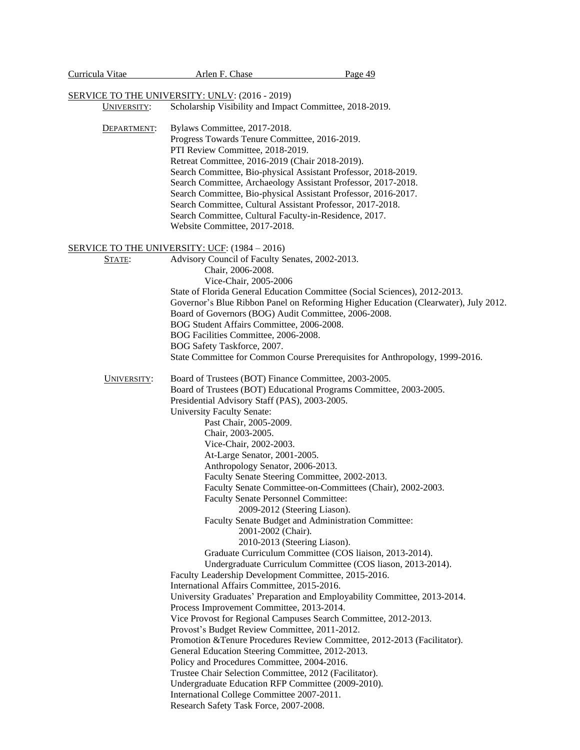## SERVICE TO THE UNIVERSITY: UNLV: (2016 - 2019)

**UNIVERSITY:** Scholarship Visibility and Impact Committee, 2018-2019.

**DEPARTMENT:**
- Bylaws Committee, 2017-2018.
- Progress Towards Tenure Committee, 2016-2019.
- PTI Review Committee, 2018-2019.
- Retreat Committee, 2016-2019 (Chair 2018-2019).
- Search Committee, Bio-physical Assistant Professor, 2018-2019.
- Search Committee, Archaeology Assistant Professor, 2017-2018.
- Search Committee, Bio-physical Assistant Professor, 2016-2017.
- Search Committee, Cultural Assistant Professor, 2017-2018.
- Search Committee, Cultural Faculty-in-Residence, 2017.
- Website Committee, 2017-2018.

## SERVICE TO THE UNIVERSITY: UCF: (1984 – 2016)

**STATE:**
- Advisory Council of Faculty Senates, 2002-2013.
  - Chair, 2006-2008.
  - Vice-Chair, 2005-2006
- State of Florida General Education Committee (Social Sciences), 2012-2013.
- Governor's Blue Ribbon Panel on Reforming Higher Education (Clearwater), July 2012.
- Board of Governors (BOG) Audit Committee, 2006-2008.
- BOG Student Affairs Committee, 2006-2008.
- BOG Facilities Committee, 2006-2008.
- BOG Safety Taskforce, 2007.
- State Committee for Common Course Prerequisites for Anthropology, 1999-2016.

**UNIVERSITY:**
- Board of Trustees (BOT) Finance Committee, 2003-2005.
- Board of Trustees (BOT) Educational Programs Committee, 2003-2005.
- Presidential Advisory Staff (PAS), 2003-2005.
- University Faculty Senate:
  - Past Chair, 2005-2009.
  - Chair, 2003-2005.
  - Vice-Chair, 2002-2003.
  - At-Large Senator, 2001-2005.
  - Anthropology Senator, 2006-2013.
  - Faculty Senate Steering Committee, 2002-2013.
  - Faculty Senate Committee-on-Committees (Chair), 2002-2003.
  - Faculty Senate Personnel Committee:
    - 2009-2012 (Steering Liason).
  - Faculty Senate Budget and Administration Committee:
    - 2001-2002 (Chair).
    - 2010-2013 (Steering Liason).
  - Graduate Curriculum Committee (COS liaison, 2013-2014).
  - Undergraduate Curriculum Committee (COS liason, 2013-2014).
- Faculty Leadership Development Committee, 2015-2016.
- International Affairs Committee, 2015-2016.
- University Graduates' Preparation and Employability Committee, 2013-2014.
- Process Improvement Committee, 2013-2014.
- Vice Provost for Regional Campuses Search Committee, 2012-2013.
- Provost's Budget Review Committee, 2011-2012.
- Promotion &Tenure Procedures Review Committee, 2012-2013 (Facilitator).
- General Education Steering Committee, 2012-2013.
- Policy and Procedures Committee, 2004-2016.
- Trustee Chair Selection Committee, 2012 (Facilitator).
- Undergraduate Education RFP Committee (2009-2010).
- International College Committee 2007-2011.
- Research Safety Task Force, 2007-2008.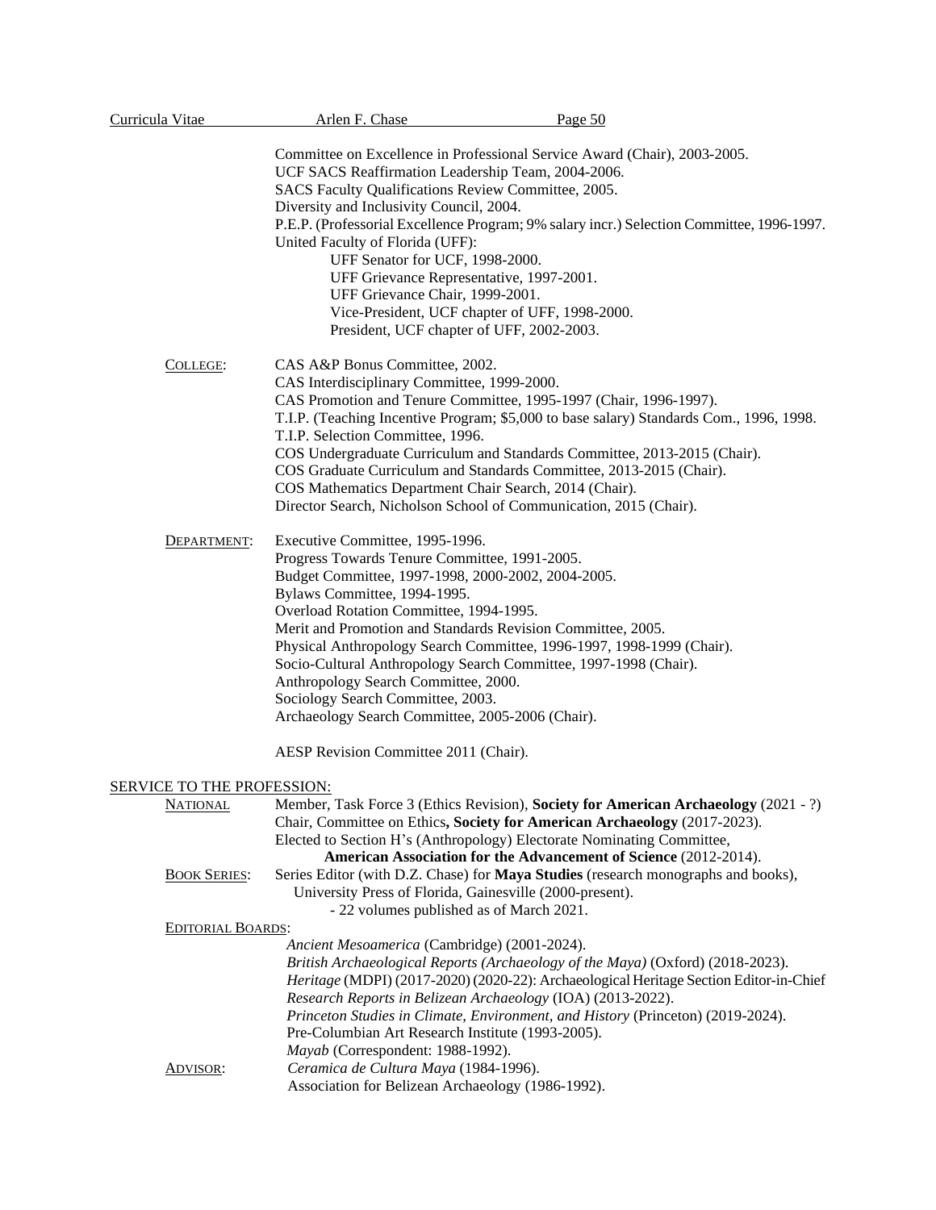Committee on Excellence in Professional Service Award (Chair), 2003-2005.
UCF SACS Reaffirmation Leadership Team, 2004-2006.
SACS Faculty Qualifications Review Committee, 2005.
Diversity and Inclusivity Council, 2004.
P.E.P. (Professorial Excellence Program; 9% salary incr.) Selection Committee, 1996-1997.
United Faculty of Florida (UFF):

- UFF Senator for UCF, 1998-2000.
- UFF Grievance Representative, 1997-2001.
- UFF Grievance Chair, 1999-2001.
- Vice-President, UCF chapter of UFF, 1998-2000.
- President, UCF chapter of UFF, 2002-2003.

COLLEGE:

CAS A&P Bonus Committee, 2002.
CAS Interdisciplinary Committee, 1999-2000.
CAS Promotion and Tenure Committee, 1995-1997 (Chair, 1996-1997).
T.I.P. (Teaching Incentive Program; $5,000 to base salary) Standards Com., 1996, 1998.
T.I.P. Selection Committee, 1996.
COS Undergraduate Curriculum and Standards Committee, 2013-2015 (Chair).
COS Graduate Curriculum and Standards Committee, 2013-2015 (Chair).
COS Mathematics Department Chair Search, 2014 (Chair).
Director Search, Nicholson School of Communication, 2015 (Chair).

DEPARTMENT:

Executive Committee, 1995-1996.
Progress Towards Tenure Committee, 1991-2005.
Budget Committee, 1997-1998, 2000-2002, 2004-2005.
Bylaws Committee, 1994-1995.
Overload Rotation Committee, 1994-1995.
Merit and Promotion and Standards Revision Committee, 2005.
Physical Anthropology Search Committee, 1996-1997, 1998-1999 (Chair).
Socio-Cultural Anthropology Search Committee, 1997-1998 (Chair).
Anthropology Search Committee, 2000.
Sociology Search Committee, 2003.
Archaeology Search Committee, 2005-2006 (Chair).

AESP Revision Committee 2011 (Chair).

## SERVICE TO THE PROFESSION:

NATIONAL

Member, Task Force 3 (Ethics Revision), **Society for American Archaeology** (2021 - ?)
Chair, Committee on Ethics**, Society for American Archaeology** (2017-2023).
Elected to Section H's (Anthropology) Electorate Nominating Committee,
**American Association for the Advancement of Science** (2012-2014).

BOOK SERIES:

Series Editor (with D.Z. Chase) for **Maya Studies** (research monographs and books), University Press of Florida, Gainesville (2000-present).
- 22 volumes published as of March 2021.

EDITORIAL BOARDS:

*Ancient Mesoamerica* (Cambridge) (2001-2024).
*British Archaeological Reports (Archaeology of the Maya)* (Oxford) (2018-2023).
*Heritage* (MDPI) (2017-2020) (2020-22): Archaeological Heritage Section Editor-in-Chief
*Research Reports in Belizean Archaeology* (IOA) (2013-2022).
*Princeton Studies in Climate, Environment, and History* (Princeton) (2019-2024).
Pre-Columbian Art Research Institute (1993-2005).
*Mayab* (Correspondent: 1988-1992).

ADVISOR:

*Ceramica de Cultura Maya* (1984-1996).
Association for Belizean Archaeology (1986-1992).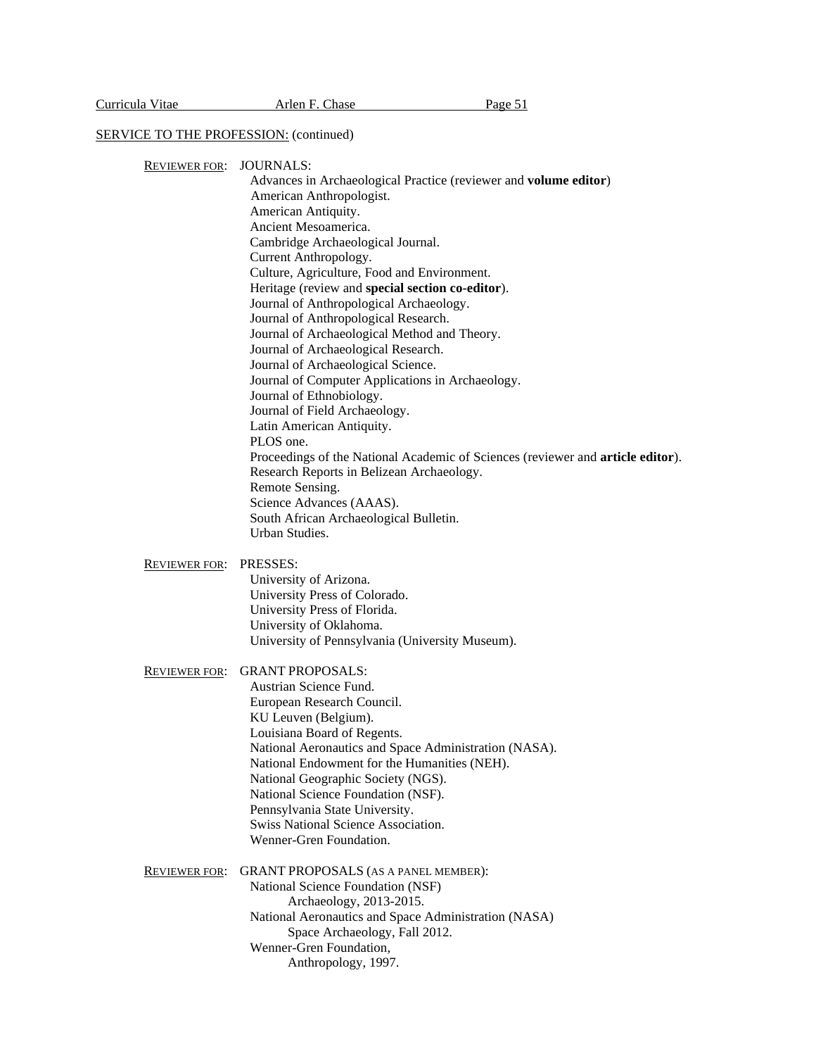SERVICE TO THE PROFESSION: (continued)

REVIEWER FOR: JOURNALS:

- Advances in Archaeological Practice (reviewer and **volume editor**)
- American Anthropologist.
- American Antiquity.
- Ancient Mesoamerica.
- Cambridge Archaeological Journal.
- Current Anthropology.
- Culture, Agriculture, Food and Environment.
- Heritage (review and **special section co-editor**).
- Journal of Anthropological Archaeology.
- Journal of Anthropological Research.
- Journal of Archaeological Method and Theory.
- Journal of Archaeological Research.
- Journal of Archaeological Science.
- Journal of Computer Applications in Archaeology.
- Journal of Ethnobiology.
- Journal of Field Archaeology.
- Latin American Antiquity.
- PLOS one.
- Proceedings of the National Academic of Sciences (reviewer and **article editor**).
- Research Reports in Belizean Archaeology.
- Remote Sensing.
- Science Advances (AAAS).
- South African Archaeological Bulletin.
- Urban Studies.

REVIEWER FOR: PRESSES:

- University of Arizona.
- University Press of Colorado.
- University Press of Florida.
- University of Oklahoma.
- University of Pennsylvania (University Museum).

REVIEWER FOR: GRANT PROPOSALS:

- Austrian Science Fund.
- European Research Council.
- KU Leuven (Belgium).
- Louisiana Board of Regents.
- National Aeronautics and Space Administration (NASA).
- National Endowment for the Humanities (NEH).
- National Geographic Society (NGS).
- National Science Foundation (NSF).
- Pennsylvania State University.
- Swiss National Science Association.
- Wenner-Gren Foundation.

REVIEWER FOR: GRANT PROPOSALS (AS A PANEL MEMBER):

- National Science Foundation (NSF)
  - Archaeology, 2013-2015.
- National Aeronautics and Space Administration (NASA)
  - Space Archaeology, Fall 2012.
- Wenner-Gren Foundation,
  - Anthropology, 1997.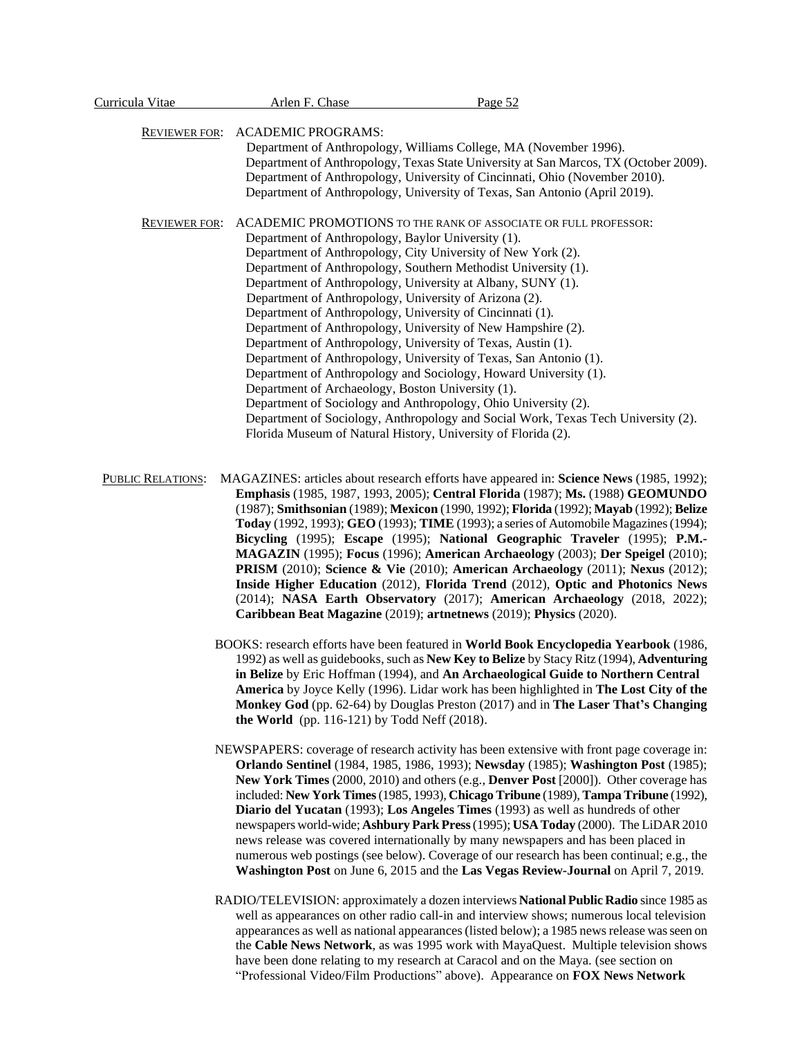REVIEWER FOR: ACADEMIC PROGRAMS:

Department of Anthropology, Williams College, MA (November 1996).
Department of Anthropology, Texas State University at San Marcos, TX (October 2009).
Department of Anthropology, University of Cincinnati, Ohio (November 2010).
Department of Anthropology, University of Texas, San Antonio (April 2019).

REVIEWER FOR: ACADEMIC PROMOTIONS TO THE RANK OF ASSOCIATE OR FULL PROFESSOR:

Department of Anthropology, Baylor University (1).
Department of Anthropology, City University of New York (2).
Department of Anthropology, Southern Methodist University (1).
Department of Anthropology, University at Albany, SUNY (1).
Department of Anthropology, University of Arizona (2).
Department of Anthropology, University of Cincinnati (1).
Department of Anthropology, University of New Hampshire (2).
Department of Anthropology, University of Texas, Austin (1).
Department of Anthropology, University of Texas, San Antonio (1).
Department of Anthropology and Sociology, Howard University (1).
Department of Archaeology, Boston University (1).
Department of Sociology and Anthropology, Ohio University (2).
Department of Sociology, Anthropology and Social Work, Texas Tech University (2).
Florida Museum of Natural History, University of Florida (2).

PUBLIC RELATIONS: MAGAZINES: articles about research efforts have appeared in: **Science News** (1985, 1992); **Emphasis** (1985, 1987, 1993, 2005); **Central Florida** (1987); **Ms.** (1988) **GEOMUNDO** (1987); **Smithsonian** (1989); **Mexicon** (1990, 1992); **Florida** (1992); **Mayab** (1992); **Belize Today** (1992, 1993); **GEO** (1993); **TIME** (1993); a series of Automobile Magazines (1994); **Bicycling** (1995); **Escape** (1995); **National Geographic Traveler** (1995); **P.M.-MAGAZIN** (1995); **Focus** (1996); **American Archaeology** (2003); **Der Speigel** (2010); **PRISM** (2010); **Science & Vie** (2010); **American Archaeology** (2011); **Nexus** (2012); **Inside Higher Education** (2012), **Florida Trend** (2012), **Optic and Photonics News** (2014); **NASA Earth Observatory** (2017); **American Archaeology** (2018, 2022); **Caribbean Beat Magazine** (2019); **artnetnews** (2019); **Physics** (2020).

BOOKS: research efforts have been featured in **World Book Encyclopedia Yearbook** (1986, 1992) as well as guidebooks, such as **New Key to Belize** by Stacy Ritz (1994), **Adventuring in Belize** by Eric Hoffman (1994), and **An Archaeological Guide to Northern Central America** by Joyce Kelly (1996). Lidar work has been highlighted in **The Lost City of the Monkey God** (pp. 62-64) by Douglas Preston (2017) and in **The Laser That's Changing the World** (pp. 116-121) by Todd Neff (2018).

NEWSPAPERS: coverage of research activity has been extensive with front page coverage in: **Orlando Sentinel** (1984, 1985, 1986, 1993); **Newsday** (1985); **Washington Post** (1985); **New York Times** (2000, 2010) and others (e.g., **Denver Post** [2000]). Other coverage has included: **New York Times** (1985, 1993), **Chicago Tribune** (1989), **Tampa Tribune** (1992), **Diario del Yucatan** (1993); **Los Angeles Times** (1993) as well as hundreds of other newspapers world-wide; **Ashbury Park Press** (1995); **USA Today** (2000). The LiDAR 2010 news release was covered internationally by many newspapers and has been placed in numerous web postings (see below). Coverage of our research has been continual; e.g., the **Washington Post** on June 6, 2015 and the **Las Vegas Review-Journal** on April 7, 2019.

RADIO/TELEVISION: approximately a dozen interviews **National Public Radio** since 1985 as well as appearances on other radio call-in and interview shows; numerous local television appearances as well as national appearances (listed below); a 1985 news release was seen on the **Cable News Network**, as was 1995 work with MayaQuest. Multiple television shows have been done relating to my research at Caracol and on the Maya. (see section on "Professional Video/Film Productions" above). Appearance on **FOX News Network**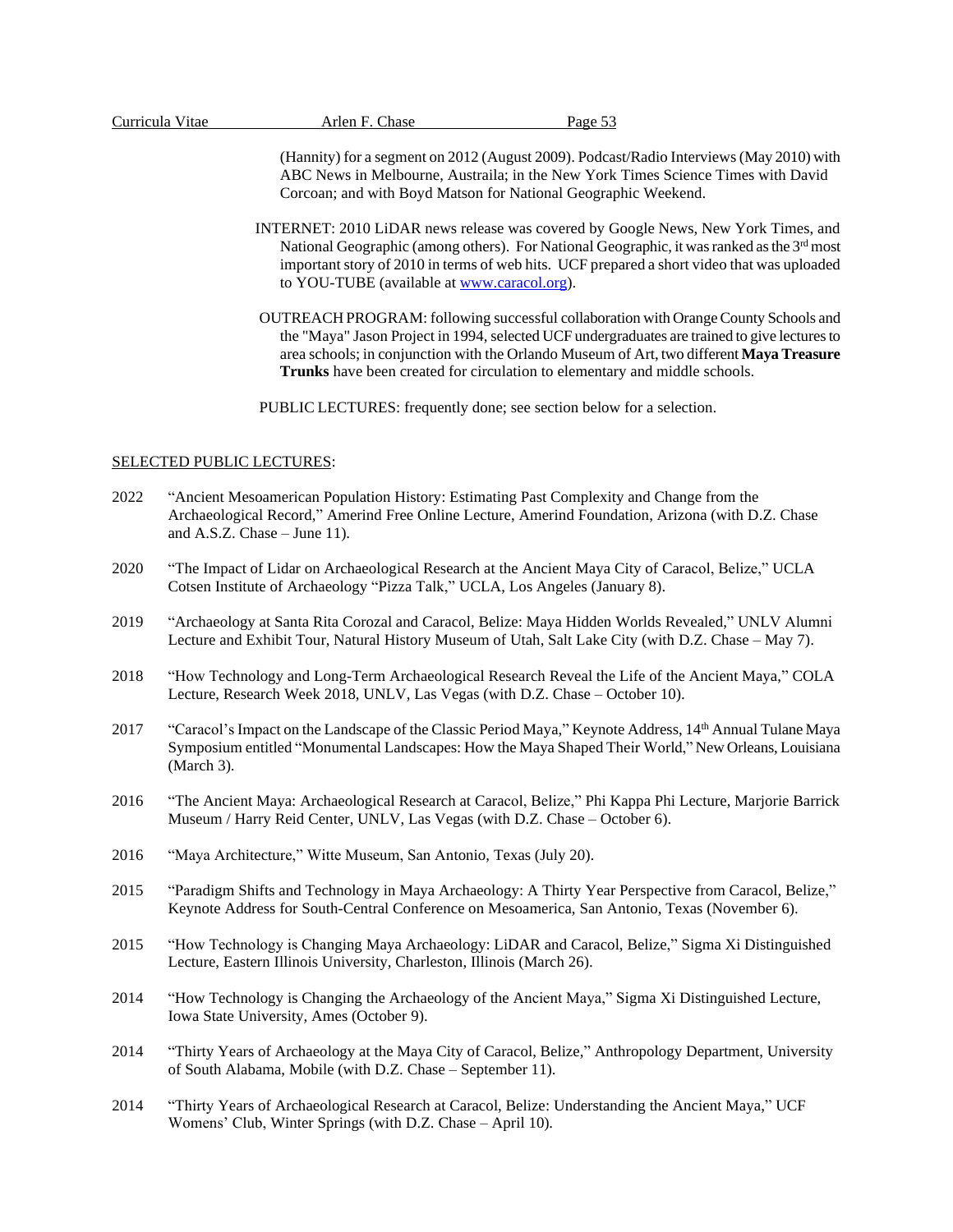(Hannity) for a segment on 2012 (August 2009). Podcast/Radio Interviews (May 2010) with ABC News in Melbourne, Austraila; in the New York Times Science Times with David Corcoan; and with Boyd Matson for National Geographic Weekend.

INTERNET: 2010 LiDAR news release was covered by Google News, New York Times, and National Geographic (among others). For National Geographic, it was ranked as the 3rd most important story of 2010 in terms of web hits. UCF prepared a short video that was uploaded to YOU-TUBE (available at [www.caracol.org](www.caracol.org)).

OUTREACH PROGRAM: following successful collaboration with Orange County Schools and the "Maya" Jason Project in 1994, selected UCF undergraduates are trained to give lectures to area schools; in conjunction with the Orlando Museum of Art, two different **Maya Treasure Trunks** have been created for circulation to elementary and middle schools.

PUBLIC LECTURES: frequently done; see section below for a selection.

## SELECTED PUBLIC LECTURES:

2022 "Ancient Mesoamerican Population History: Estimating Past Complexity and Change from the Archaeological Record," Amerind Free Online Lecture, Amerind Foundation, Arizona (with D.Z. Chase and A.S.Z. Chase – June 11).

2020 "The Impact of Lidar on Archaeological Research at the Ancient Maya City of Caracol, Belize," UCLA Cotsen Institute of Archaeology "Pizza Talk," UCLA, Los Angeles (January 8).

2019 "Archaeology at Santa Rita Corozal and Caracol, Belize: Maya Hidden Worlds Revealed," UNLV Alumni Lecture and Exhibit Tour, Natural History Museum of Utah, Salt Lake City (with D.Z. Chase – May 7).

2018 "How Technology and Long-Term Archaeological Research Reveal the Life of the Ancient Maya," COLA Lecture, Research Week 2018, UNLV, Las Vegas (with D.Z. Chase – October 10).

2017 "Caracol's Impact on the Landscape of the Classic Period Maya," Keynote Address, 14th Annual Tulane Maya Symposium entitled "Monumental Landscapes: How the Maya Shaped Their World," New Orleans, Louisiana (March 3).

2016 "The Ancient Maya: Archaeological Research at Caracol, Belize," Phi Kappa Phi Lecture, Marjorie Barrick Museum / Harry Reid Center, UNLV, Las Vegas (with D.Z. Chase – October 6).

2016 "Maya Architecture," Witte Museum, San Antonio, Texas (July 20).

2015 "Paradigm Shifts and Technology in Maya Archaeology: A Thirty Year Perspective from Caracol, Belize," Keynote Address for South-Central Conference on Mesoamerica, San Antonio, Texas (November 6).

2015 "How Technology is Changing Maya Archaeology: LiDAR and Caracol, Belize," Sigma Xi Distinguished Lecture, Eastern Illinois University, Charleston, Illinois (March 26).

2014 "How Technology is Changing the Archaeology of the Ancient Maya," Sigma Xi Distinguished Lecture, Iowa State University, Ames (October 9).

2014 "Thirty Years of Archaeology at the Maya City of Caracol, Belize," Anthropology Department, University of South Alabama, Mobile (with D.Z. Chase – September 11).

2014 "Thirty Years of Archaeological Research at Caracol, Belize: Understanding the Ancient Maya," UCF Womens' Club, Winter Springs (with D.Z. Chase – April 10).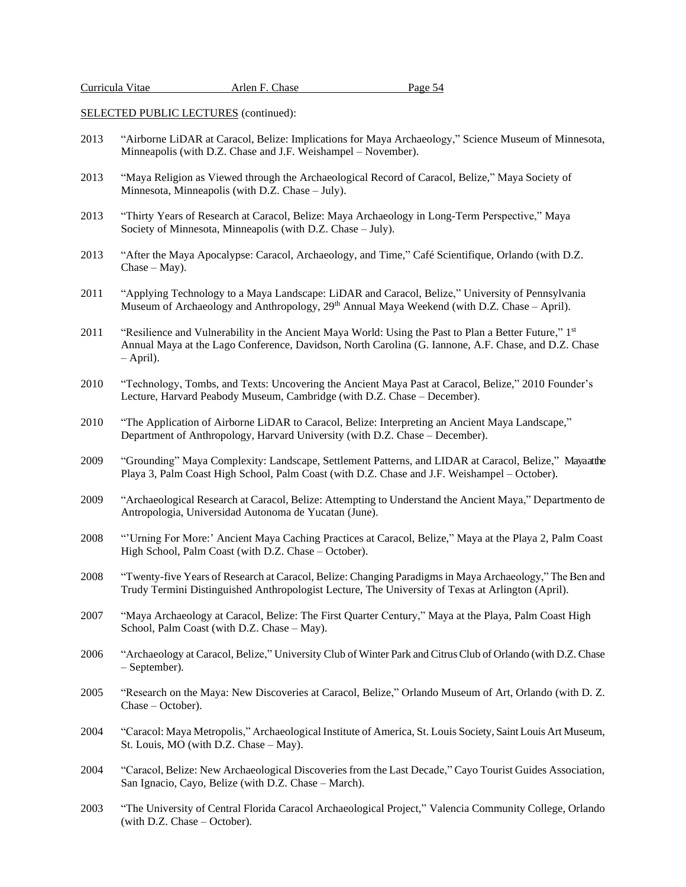SELECTED PUBLIC LECTURES (continued):

2013 "Airborne LiDAR at Caracol, Belize: Implications for Maya Archaeology," Science Museum of Minnesota, Minneapolis (with D.Z. Chase and J.F. Weishampel – November).

2013 "Maya Religion as Viewed through the Archaeological Record of Caracol, Belize," Maya Society of Minnesota, Minneapolis (with D.Z. Chase – July).

2013 "Thirty Years of Research at Caracol, Belize: Maya Archaeology in Long-Term Perspective," Maya Society of Minnesota, Minneapolis (with D.Z. Chase – July).

2013 "After the Maya Apocalypse: Caracol, Archaeology, and Time," Café Scientifique, Orlando (with D.Z. Chase – May).

2011 "Applying Technology to a Maya Landscape: LiDAR and Caracol, Belize," University of Pennsylvania Museum of Archaeology and Anthropology, 29th Annual Maya Weekend (with D.Z. Chase – April).

2011 "Resilience and Vulnerability in the Ancient Maya World: Using the Past to Plan a Better Future," 1st Annual Maya at the Lago Conference, Davidson, North Carolina (G. Iannone, A.F. Chase, and D.Z. Chase – April).

2010 "Technology, Tombs, and Texts: Uncovering the Ancient Maya Past at Caracol, Belize," 2010 Founder's Lecture, Harvard Peabody Museum, Cambridge (with D.Z. Chase – December).

2010 "The Application of Airborne LiDAR to Caracol, Belize: Interpreting an Ancient Maya Landscape," Department of Anthropology, Harvard University (with D.Z. Chase – December).

2009 "Grounding" Maya Complexity: Landscape, Settlement Patterns, and LIDAR at Caracol, Belize," Maya at the Playa 3, Palm Coast High School, Palm Coast (with D.Z. Chase and J.F. Weishampel – October).

2009 "Archaeological Research at Caracol, Belize: Attempting to Understand the Ancient Maya," Departmento de Antropologia, Universidad Autonoma de Yucatan (June).

2008 "'Urning For More:' Ancient Maya Caching Practices at Caracol, Belize," Maya at the Playa 2, Palm Coast High School, Palm Coast (with D.Z. Chase – October).

2008 "Twenty-five Years of Research at Caracol, Belize: Changing Paradigms in Maya Archaeology," The Ben and Trudy Termini Distinguished Anthropologist Lecture, The University of Texas at Arlington (April).

2007 "Maya Archaeology at Caracol, Belize: The First Quarter Century," Maya at the Playa, Palm Coast High School, Palm Coast (with D.Z. Chase – May).

2006 "Archaeology at Caracol, Belize," University Club of Winter Park and Citrus Club of Orlando (with D.Z. Chase – September).

2005 "Research on the Maya: New Discoveries at Caracol, Belize," Orlando Museum of Art, Orlando (with D. Z. Chase – October).

2004 "Caracol: Maya Metropolis," Archaeological Institute of America, St. Louis Society, Saint Louis Art Museum, St. Louis, MO (with D.Z. Chase – May).

2004 "Caracol, Belize: New Archaeological Discoveries from the Last Decade," Cayo Tourist Guides Association, San Ignacio, Cayo, Belize (with D.Z. Chase – March).

2003 "The University of Central Florida Caracol Archaeological Project," Valencia Community College, Orlando (with D.Z. Chase – October).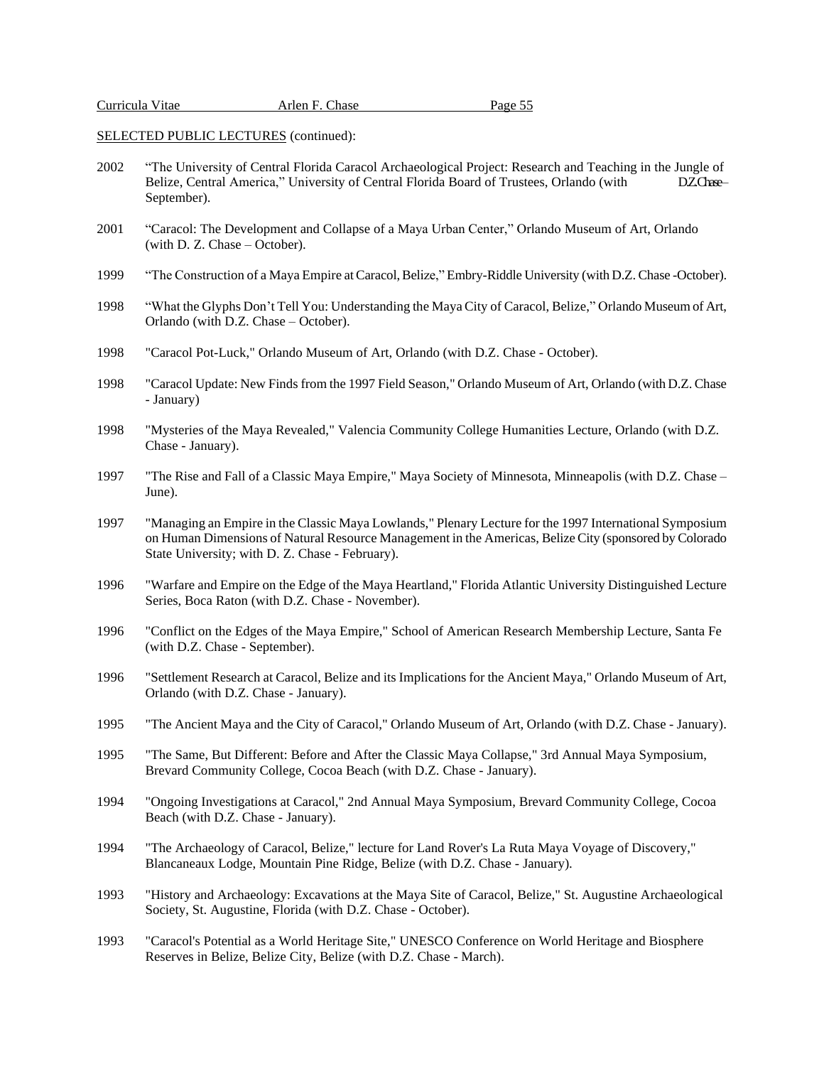SELECTED PUBLIC LECTURES (continued):

2002 "The University of Central Florida Caracol Archaeological Project: Research and Teaching in the Jungle of Belize, Central America," University of Central Florida Board of Trustees, Orlando (with D.Z. Chase – September).

2001 "Caracol: The Development and Collapse of a Maya Urban Center," Orlando Museum of Art, Orlando (with D. Z. Chase – October).

1999 "The Construction of a Maya Empire at Caracol, Belize," Embry-Riddle University (with D.Z. Chase -October).

1998 "What the Glyphs Don't Tell You: Understanding the Maya City of Caracol, Belize," Orlando Museum of Art, Orlando (with D.Z. Chase – October).

1998 "Caracol Pot-Luck," Orlando Museum of Art, Orlando (with D.Z. Chase - October).

1998 "Caracol Update: New Finds from the 1997 Field Season," Orlando Museum of Art, Orlando (with D.Z. Chase - January)

1998 "Mysteries of the Maya Revealed," Valencia Community College Humanities Lecture, Orlando (with D.Z. Chase - January).

1997 "The Rise and Fall of a Classic Maya Empire," Maya Society of Minnesota, Minneapolis (with D.Z. Chase – June).

1997 "Managing an Empire in the Classic Maya Lowlands," Plenary Lecture for the 1997 International Symposium on Human Dimensions of Natural Resource Management in the Americas, Belize City (sponsored by Colorado State University; with D. Z. Chase - February).

1996 "Warfare and Empire on the Edge of the Maya Heartland," Florida Atlantic University Distinguished Lecture Series, Boca Raton (with D.Z. Chase - November).

1996 "Conflict on the Edges of the Maya Empire," School of American Research Membership Lecture, Santa Fe (with D.Z. Chase - September).

1996 "Settlement Research at Caracol, Belize and its Implications for the Ancient Maya," Orlando Museum of Art, Orlando (with D.Z. Chase - January).

1995 "The Ancient Maya and the City of Caracol," Orlando Museum of Art, Orlando (with D.Z. Chase - January).

1995 "The Same, But Different: Before and After the Classic Maya Collapse," 3rd Annual Maya Symposium, Brevard Community College, Cocoa Beach (with D.Z. Chase - January).

1994 "Ongoing Investigations at Caracol," 2nd Annual Maya Symposium, Brevard Community College, Cocoa Beach (with D.Z. Chase - January).

1994 "The Archaeology of Caracol, Belize," lecture for Land Rover's La Ruta Maya Voyage of Discovery," Blancaneaux Lodge, Mountain Pine Ridge, Belize (with D.Z. Chase - January).

1993 "History and Archaeology: Excavations at the Maya Site of Caracol, Belize," St. Augustine Archaeological Society, St. Augustine, Florida (with D.Z. Chase - October).

1993 "Caracol's Potential as a World Heritage Site," UNESCO Conference on World Heritage and Biosphere Reserves in Belize, Belize City, Belize (with D.Z. Chase - March).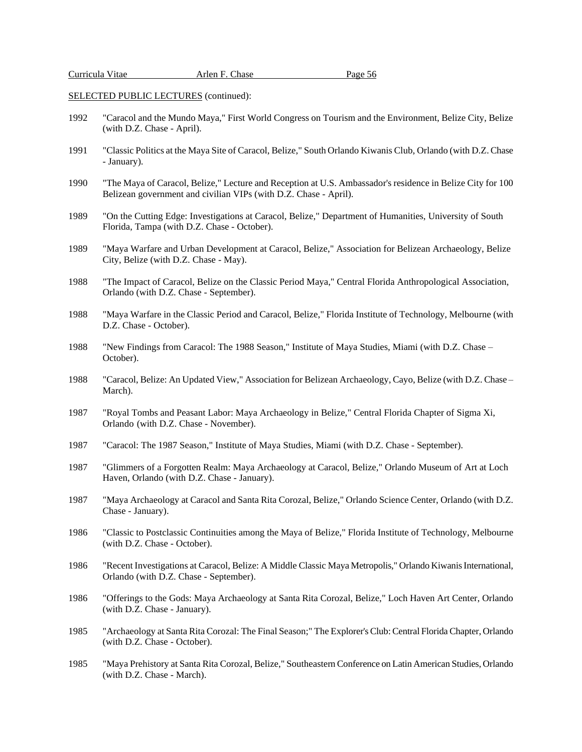SELECTED PUBLIC LECTURES (continued):

1992 "Caracol and the Mundo Maya," First World Congress on Tourism and the Environment, Belize City, Belize (with D.Z. Chase - April).

1991 "Classic Politics at the Maya Site of Caracol, Belize," South Orlando Kiwanis Club, Orlando (with D.Z. Chase - January).

1990 "The Maya of Caracol, Belize," Lecture and Reception at U.S. Ambassador's residence in Belize City for 100 Belizean government and civilian VIPs (with D.Z. Chase - April).

1989 "On the Cutting Edge: Investigations at Caracol, Belize," Department of Humanities, University of South Florida, Tampa (with D.Z. Chase - October).

1989 "Maya Warfare and Urban Development at Caracol, Belize," Association for Belizean Archaeology, Belize City, Belize (with D.Z. Chase - May).

1988 "The Impact of Caracol, Belize on the Classic Period Maya," Central Florida Anthropological Association, Orlando (with D.Z. Chase - September).

1988 "Maya Warfare in the Classic Period and Caracol, Belize," Florida Institute of Technology, Melbourne (with D.Z. Chase - October).

1988 "New Findings from Caracol: The 1988 Season," Institute of Maya Studies, Miami (with D.Z. Chase – October).

1988 "Caracol, Belize: An Updated View," Association for Belizean Archaeology, Cayo, Belize (with D.Z. Chase – March).

1987 "Royal Tombs and Peasant Labor: Maya Archaeology in Belize," Central Florida Chapter of Sigma Xi, Orlando (with D.Z. Chase - November).

1987 "Caracol: The 1987 Season," Institute of Maya Studies, Miami (with D.Z. Chase - September).

1987 "Glimmers of a Forgotten Realm: Maya Archaeology at Caracol, Belize," Orlando Museum of Art at Loch Haven, Orlando (with D.Z. Chase - January).

1987 "Maya Archaeology at Caracol and Santa Rita Corozal, Belize," Orlando Science Center, Orlando (with D.Z. Chase - January).

1986 "Classic to Postclassic Continuities among the Maya of Belize," Florida Institute of Technology, Melbourne (with D.Z. Chase - October).

1986 "Recent Investigations at Caracol, Belize: A Middle Classic Maya Metropolis," Orlando Kiwanis International, Orlando (with D.Z. Chase - September).

1986 "Offerings to the Gods: Maya Archaeology at Santa Rita Corozal, Belize," Loch Haven Art Center, Orlando (with D.Z. Chase - January).

1985 "Archaeology at Santa Rita Corozal: The Final Season;" The Explorer's Club: Central Florida Chapter, Orlando (with D.Z. Chase - October).

1985 "Maya Prehistory at Santa Rita Corozal, Belize," Southeastern Conference on Latin American Studies, Orlando (with D.Z. Chase - March).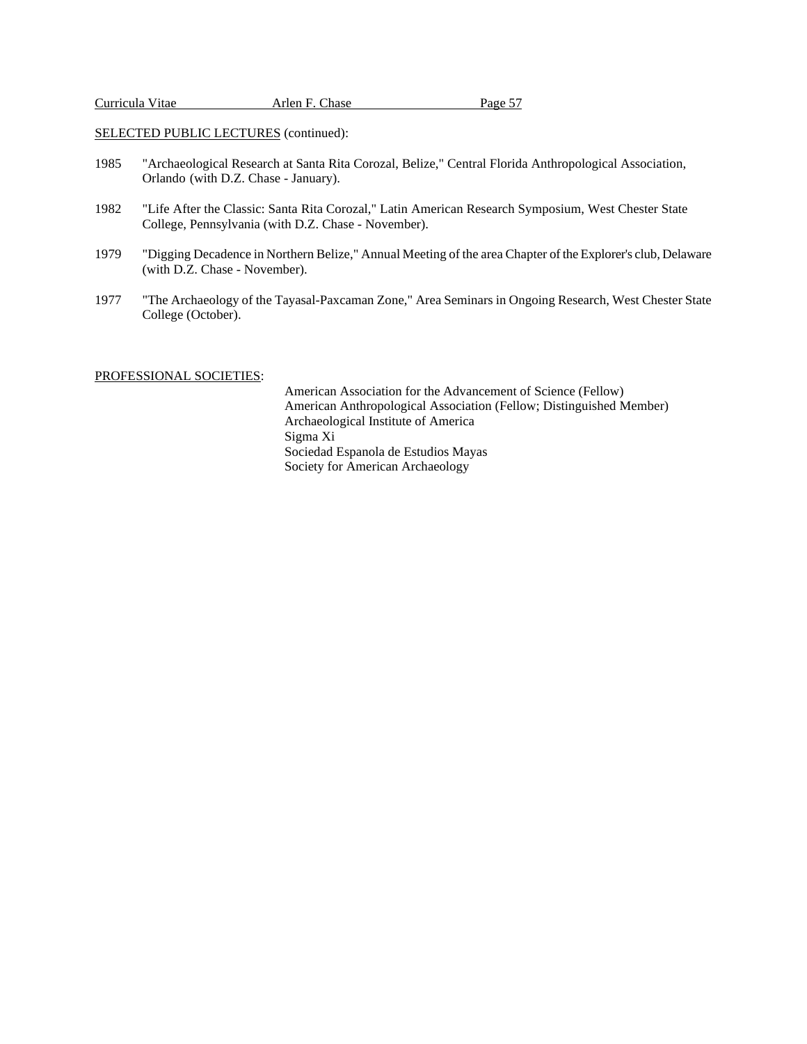SELECTED PUBLIC LECTURES (continued):

1985 "Archaeological Research at Santa Rita Corozal, Belize," Central Florida Anthropological Association, Orlando (with D.Z. Chase - January).

1982 "Life After the Classic: Santa Rita Corozal," Latin American Research Symposium, West Chester State College, Pennsylvania (with D.Z. Chase - November).

1979 "Digging Decadence in Northern Belize," Annual Meeting of the area Chapter of the Explorer's club, Delaware (with D.Z. Chase - November).

1977 "The Archaeology of the Tayasal-Paxcaman Zone," Area Seminars in Ongoing Research, West Chester State College (October).

PROFESSIONAL SOCIETIES:

American Association for the Advancement of Science (Fellow)
American Anthropological Association (Fellow; Distinguished Member)
Archaeological Institute of America
Sigma Xi
Sociedad Espanola de Estudios Mayas
Society for American Archaeology